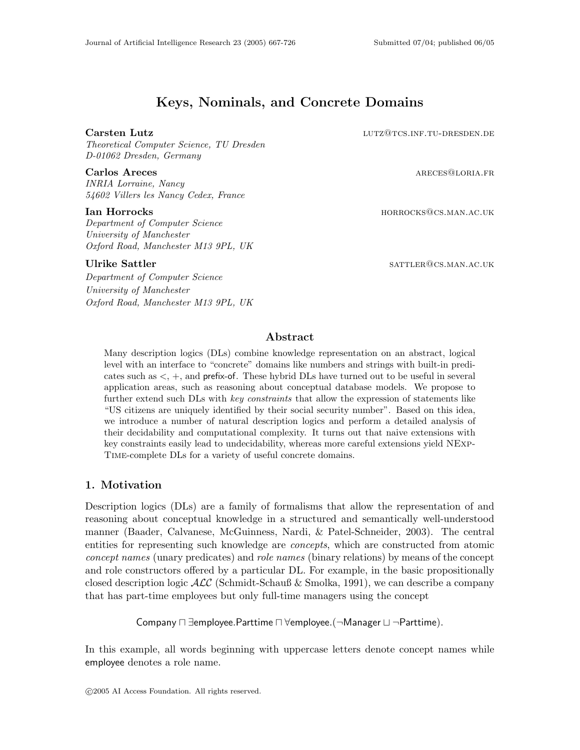# Keys, Nominals, and Concrete Domains

**Carsten Lutz** LUTZ@TCS.INF.TU-DRESDEN.DE
*Theoretical Computer Science, TU Dresden*
*D-01062 Dresden, Germany*

**Carlos Areces** ARECES@LORIA.FR
*INRIA Lorraine, Nancy*
*54602 Villers les Nancy Cedex, France*

**Ian Horrocks** HORROCKS@CS.MAN.AC.UK
*Department of Computer Science*
*University of Manchester*
*Oxford Road, Manchester M13 9PL, UK*

**Ulrike Sattler** SATTLER@CS.MAN.AC.UK
*Department of Computer Science*
*University of Manchester*
*Oxford Road, Manchester M13 9PL, UK*

## Abstract

Many description logics (DLs) combine knowledge representation on an abstract, logical level with an interface to "concrete" domains like numbers and strings with built-in predicates such as $<$, $+$, and prefix-of. These hybrid DLs have turned out to be useful in several application areas, such as reasoning about conceptual database models. We propose to further extend such DLs with *key constraints* that allow the expression of statements like "US citizens are uniquely identified by their social security number". Based on this idea, we introduce a number of natural description logics and perform a detailed analysis of their decidability and computational complexity. It turns out that naive extensions with key constraints easily lead to undecidability, whereas more careful extensions yield NExpTime-complete DLs for a variety of useful concrete domains.

## 1. Motivation

Description logics (DLs) are a family of formalisms that allow the representation of and reasoning about conceptual knowledge in a structured and semantically well-understood manner (Baader, Calvanese, McGuinness, Nardi, & Patel-Schneider, 2003). The central entities for representing such knowledge are *concepts*, which are constructed from atomic *concept names* (unary predicates) and *role names* (binary relations) by means of the concept and role constructors offered by a particular DL. For example, in the basic propositionally closed description logic $\mathcal{ALC}$ (Schmidt-Schauß & Smolka, 1991), we can describe a company that has part-time employees but only full-time managers using the concept

$$\mathsf{Company} \sqcap \exists \mathsf{employee}.\mathsf{Parttime} \sqcap \forall \mathsf{employee}.(\neg \mathsf{Manager} \sqcup \neg \mathsf{Parttime}).$$

In this example, all words beginning with uppercase letters denote concept names while employee denotes a role name.

©2005 AI Access Foundation. All rights reserved.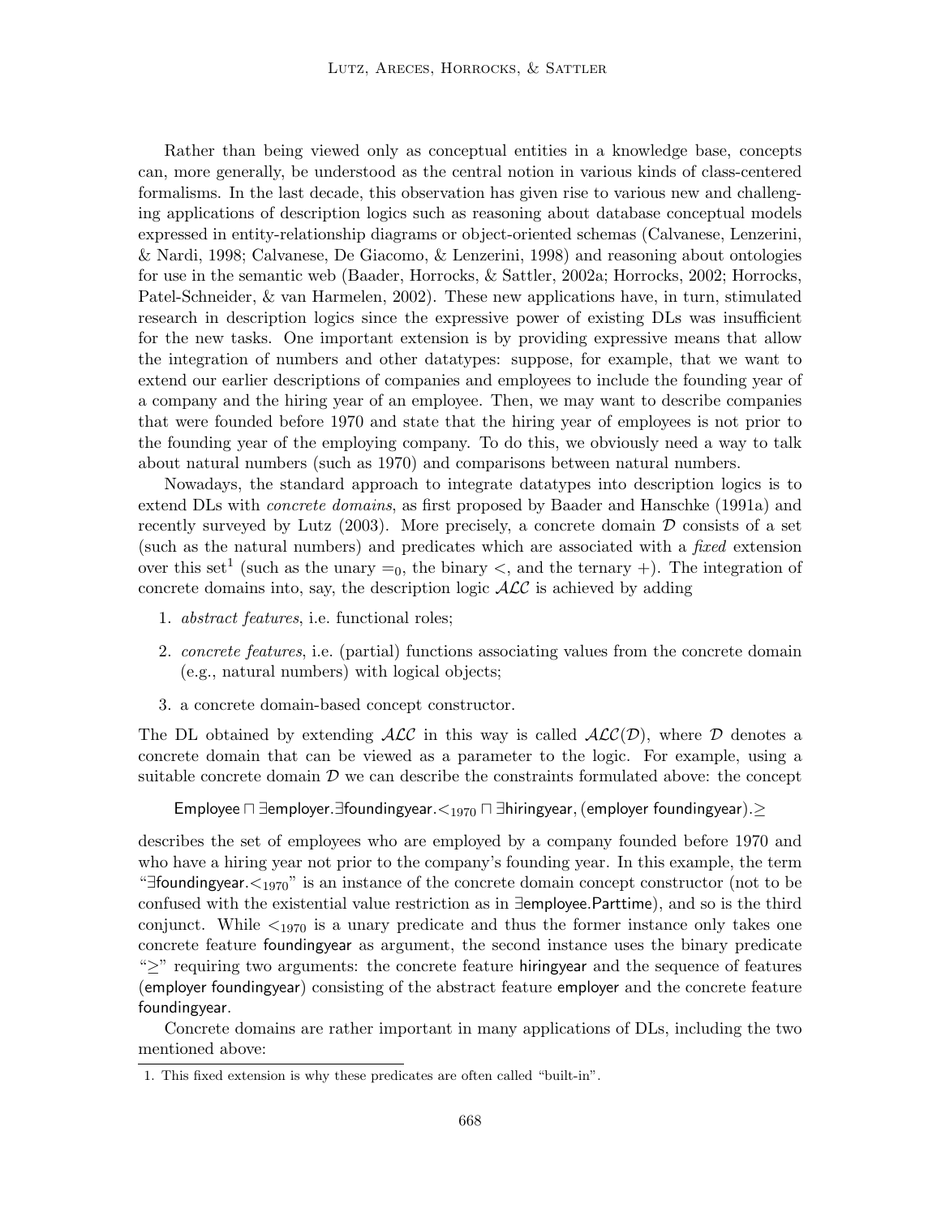Rather than being viewed only as conceptual entities in a knowledge base, concepts can, more generally, be understood as the central notion in various kinds of class-centered formalisms. In the last decade, this observation has given rise to various new and challenging applications of description logics such as reasoning about database conceptual models expressed in entity-relationship diagrams or object-oriented schemas (Calvanese, Lenzerini, & Nardi, 1998; Calvanese, De Giacomo, & Lenzerini, 1998) and reasoning about ontologies for use in the semantic web (Baader, Horrocks, & Sattler, 2002a; Horrocks, 2002; Horrocks, Patel-Schneider, & van Harmelen, 2002). These new applications have, in turn, stimulated research in description logics since the expressive power of existing DLs was insufficient for the new tasks. One important extension is by providing expressive means that allow the integration of numbers and other datatypes: suppose, for example, that we want to extend our earlier descriptions of companies and employees to include the founding year of a company and the hiring year of an employee. Then, we may want to describe companies that were founded before 1970 and state that the hiring year of employees is not prior to the founding year of the employing company. To do this, we obviously need a way to talk about natural numbers (such as 1970) and comparisons between natural numbers.

Nowadays, the standard approach to integrate datatypes into description logics is to extend DLs with *concrete domains*, as first proposed by Baader and Hanschke (1991a) and recently surveyed by Lutz (2003). More precisely, a concrete domain $\mathcal{D}$ consists of a set (such as the natural numbers) and predicates which are associated with a *fixed* extension over this set[1] (such as the unary $=_0$, the binary $<$, and the ternary $+$). The integration of concrete domains into, say, the description logic $\mathcal{ALC}$ is achieved by adding

1. *abstract features*, i.e. functional roles;
2. *concrete features*, i.e. (partial) functions associating values from the concrete domain (e.g., natural numbers) with logical objects;
3. a concrete domain-based concept constructor.

The DL obtained by extending $\mathcal{ALC}$ in this way is called $\mathcal{ALC}(\mathcal{D})$, where $\mathcal{D}$ denotes a concrete domain that can be viewed as a parameter to the logic. For example, using a suitable concrete domain $\mathcal{D}$ we can describe the constraints formulated above: the concept

$$\mathsf{Employee} \sqcap \exists \mathsf{employer}.\exists \mathsf{foundingyear}.<_{1970} \sqcap \exists \mathsf{hiringyear}, (\mathsf{employer}\ \mathsf{foundingyear}).\geq$$

describes the set of employees who are employed by a company founded before 1970 and who have a hiring year not prior to the company's founding year. In this example, the term "$\exists \mathsf{foundingyear}.<_{1970}$" is an instance of the concrete domain concept constructor (not to be confused with the existential value restriction as in $\exists \mathsf{employee}.\mathsf{Parttime}$), and so is the third conjunct. While $<_{1970}$ is a unary predicate and thus the former instance only takes one concrete feature foundingyear as argument, the second instance uses the binary predicate "$\geq$" requiring two arguments: the concrete feature hiringyear and the sequence of features (employer foundingyear) consisting of the abstract feature employer and the concrete feature foundingyear.

Concrete domains are rather important in many applications of DLs, including the two mentioned above:

[1] This fixed extension is why these predicates are often called "built-in".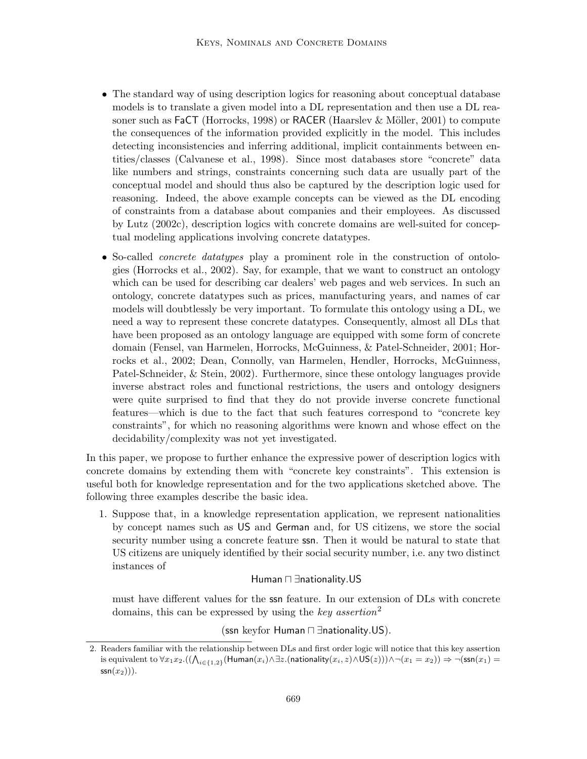- The standard way of using description logics for reasoning about conceptual database models is to translate a given model into a DL representation and then use a DL reasoner such as FaCT (Horrocks, 1998) or RACER (Haarslev & Möller, 2001) to compute the consequences of the information provided explicitly in the model. This includes detecting inconsistencies and inferring additional, implicit containments between entities/classes (Calvanese et al., 1998). Since most databases store "concrete" data like numbers and strings, constraints concerning such data are usually part of the conceptual model and should thus also be captured by the description logic used for reasoning. Indeed, the above example concepts can be viewed as the DL encoding of constraints from a database about companies and their employees. As discussed by Lutz (2002c), description logics with concrete domains are well-suited for conceptual modeling applications involving concrete datatypes.

- So-called *concrete datatypes* play a prominent role in the construction of ontologies (Horrocks et al., 2002). Say, for example, that we want to construct an ontology which can be used for describing car dealers' web pages and web services. In such an ontology, concrete datatypes such as prices, manufacturing years, and names of car models will doubtlessly be very important. To formulate this ontology using a DL, we need a way to represent these concrete datatypes. Consequently, almost all DLs that have been proposed as an ontology language are equipped with some form of concrete domain (Fensel, van Harmelen, Horrocks, McGuinness, & Patel-Schneider, 2001; Horrocks et al., 2002; Dean, Connolly, van Harmelen, Hendler, Horrocks, McGuinness, Patel-Schneider, & Stein, 2002). Furthermore, since these ontology languages provide inverse abstract roles and functional restrictions, the users and ontology designers were quite surprised to find that they do not provide inverse concrete functional features—which is due to the fact that such features correspond to "concrete key constraints", for which no reasoning algorithms were known and whose effect on the decidability/complexity was not yet investigated.

In this paper, we propose to further enhance the expressive power of description logics with concrete domains by extending them with "concrete key constraints". This extension is useful both for knowledge representation and for the two applications sketched above. The following three examples describe the basic idea.

1. Suppose that, in a knowledge representation application, we represent nationalities by concept names such as US and German and, for US citizens, we store the social security number using a concrete feature ssn. Then it would be natural to state that US citizens are uniquely identified by their social security number, i.e. any two distinct instances of

$$\mathsf{Human} \sqcap \exists \mathsf{nationality}.\mathsf{US}$$

must have different values for the ssn feature. In our extension of DLs with concrete domains, this can be expressed by using the *key assertion*[2]

$$(\mathsf{ssn}\ \mathsf{keyfor}\ \mathsf{Human} \sqcap \exists \mathsf{nationality}.\mathsf{US}).$$

---

2. Readers familiar with the relationship between DLs and first order logic will notice that this key assertion is equivalent to $\forall x_1 x_2.((\bigwedge_{i\in\{1,2\}}(\mathsf{Human}(x_i) \wedge \exists z.(\mathsf{nationality}(x_i, z) \wedge \mathsf{US}(z))) \wedge \neg(x_1 = x_2)) \Rightarrow \neg(\mathsf{ssn}(x_1) = \mathsf{ssn}(x_2)))$.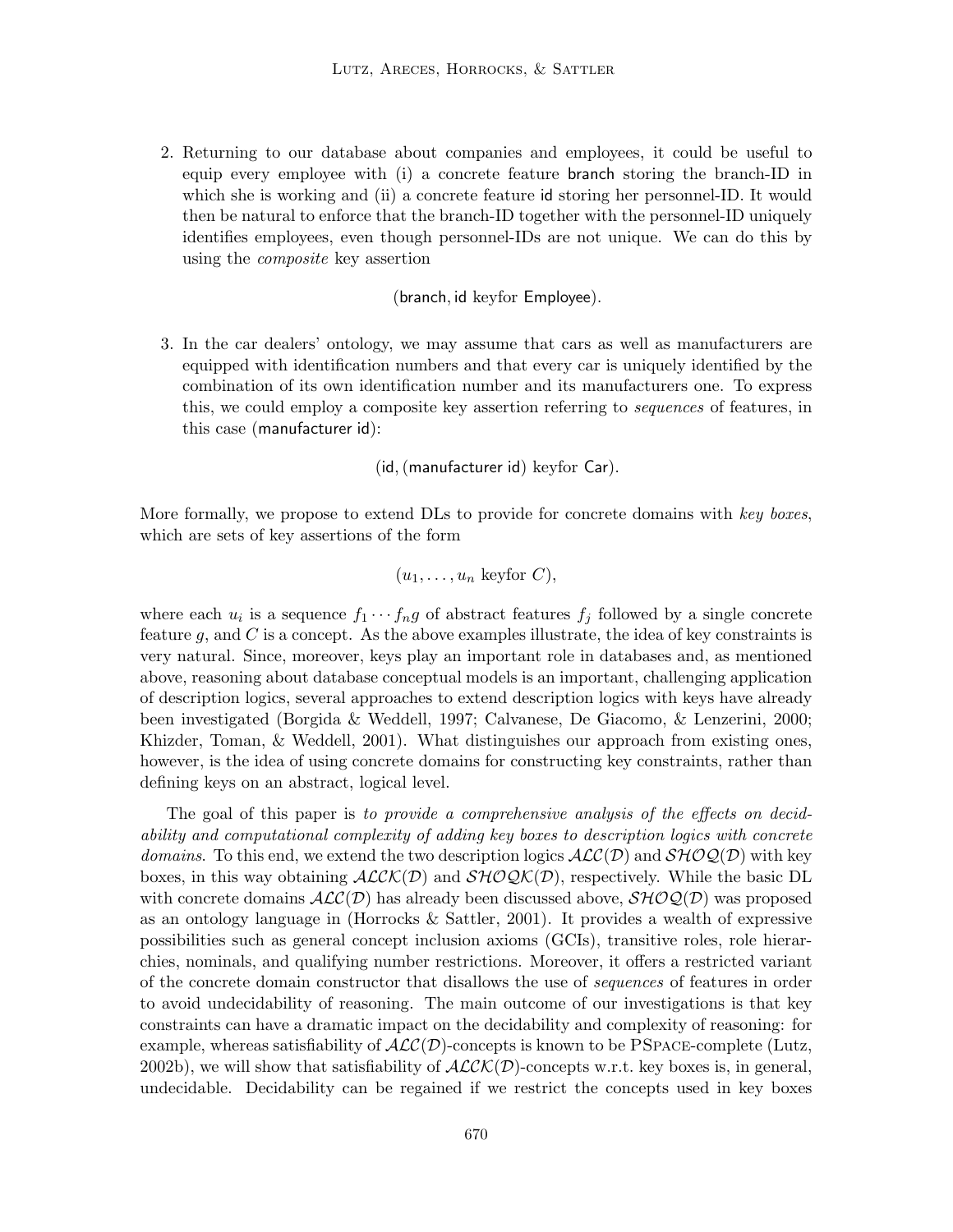2. Returning to our database about companies and employees, it could be useful to equip every employee with (i) a concrete feature branch storing the branch-ID in which she is working and (ii) a concrete feature id storing her personnel-ID. It would then be natural to enforce that the branch-ID together with the personnel-ID uniquely identifies employees, even though personnel-IDs are not unique. We can do this by using the *composite* key assertion

   $$(\mathsf{branch}, \mathsf{id} \text{ keyfor } \mathsf{Employee}).$$

3. In the car dealers' ontology, we may assume that cars as well as manufacturers are equipped with identification numbers and that every car is uniquely identified by the combination of its own identification number and its manufacturers one. To express this, we could employ a composite key assertion referring to *sequences* of features, in this case (manufacturer id):

   $$(\mathsf{id}, (\mathsf{manufacturer}\ \mathsf{id}) \text{ keyfor } \mathsf{Car}).$$

More formally, we propose to extend DLs to provide for concrete domains with *key boxes*, which are sets of key assertions of the form

$$(u_1, \ldots, u_n \text{ keyfor } C),$$

where each $u_i$ is a sequence $f_1 \cdots f_n g$ of abstract features $f_j$ followed by a single concrete feature $g$, and $C$ is a concept. As the above examples illustrate, the idea of key constraints is very natural. Since, moreover, keys play an important role in databases and, as mentioned above, reasoning about database conceptual models is an important, challenging application of description logics, several approaches to extend description logics with keys have already been investigated (Borgida & Weddell, 1997; Calvanese, De Giacomo, & Lenzerini, 2000; Khizder, Toman, & Weddell, 2001). What distinguishes our approach from existing ones, however, is the idea of using concrete domains for constructing key constraints, rather than defining keys on an abstract, logical level.

The goal of this paper is *to provide a comprehensive analysis of the effects on decidability and computational complexity of adding key boxes to description logics with concrete domains.* To this end, we extend the two description logics $\mathcal{ALC}(\mathcal{D})$ and $\mathcal{SHOQ}(\mathcal{D})$ with key boxes, in this way obtaining $\mathcal{ALCK}(\mathcal{D})$ and $\mathcal{SHOQK}(\mathcal{D})$, respectively. While the basic DL with concrete domains $\mathcal{ALC}(\mathcal{D})$ has already been discussed above, $\mathcal{SHOQ}(\mathcal{D})$ was proposed as an ontology language in (Horrocks & Sattler, 2001). It provides a wealth of expressive possibilities such as general concept inclusion axioms (GCIs), transitive roles, role hierarchies, nominals, and qualifying number restrictions. Moreover, it offers a restricted variant of the concrete domain constructor that disallows the use of *sequences* of features in order to avoid undecidability of reasoning. The main outcome of our investigations is that key constraints can have a dramatic impact on the decidability and complexity of reasoning: for example, whereas satisfiability of $\mathcal{ALC}(\mathcal{D})$-concepts is known to be PSpace-complete (Lutz, 2002b), we will show that satisfiability of $\mathcal{ALCK}(\mathcal{D})$-concepts w.r.t. key boxes is, in general, undecidable. Decidability can be regained if we restrict the concepts used in key boxes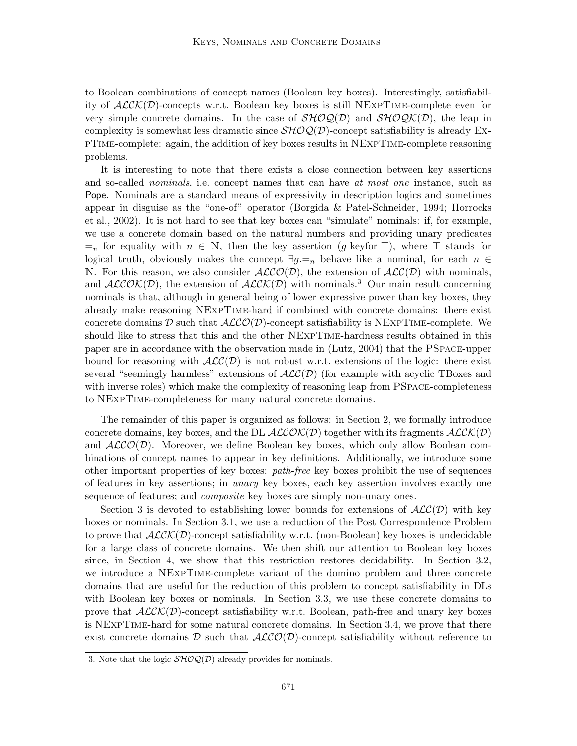to Boolean combinations of concept names (Boolean key boxes). Interestingly, satisfiability of $\mathcal{ALCK}(\mathcal{D})$-concepts w.r.t. Boolean key boxes is still NExpTime-complete even for very simple concrete domains. In the case of $\mathcal{SHOQ}(\mathcal{D})$ and $\mathcal{SHOQK}(\mathcal{D})$, the leap in complexity is somewhat less dramatic since $\mathcal{SHOQ}(\mathcal{D})$-concept satisfiability is already ExpTime-complete: again, the addition of key boxes results in NExpTime-complete reasoning problems.

It is interesting to note that there exists a close connection between key assertions and so-called *nominals*, i.e. concept names that can have *at most one* instance, such as Pope. Nominals are a standard means of expressivity in description logics and sometimes appear in disguise as the "one-of" operator (Borgida & Patel-Schneider, 1994; Horrocks et al., 2002). It is not hard to see that key boxes can "simulate" nominals: if, for example, we use a concrete domain based on the natural numbers and providing unary predicates $=_n$ for equality with $n \in \mathbb{N}$, then the key assertion ($g$ keyfor $\top$), where $\top$ stands for logical truth, obviously makes the concept $\exists g.{=_n}$ behave like a nominal, for each $n \in \mathbb{N}$. For this reason, we also consider $\mathcal{ALCO}(\mathcal{D})$, the extension of $\mathcal{ALC}(\mathcal{D})$ with nominals, and $\mathcal{ALCOK}(\mathcal{D})$, the extension of $\mathcal{ALCK}(\mathcal{D})$ with nominals.[3] Our main result concerning nominals is that, although in general being of lower expressive power than key boxes, they already make reasoning NExpTime-hard if combined with concrete domains: there exist concrete domains $\mathcal{D}$ such that $\mathcal{ALCO}(\mathcal{D})$-concept satisfiability is NExpTime-complete. We should like to stress that this and the other NExpTime-hardness results obtained in this paper are in accordance with the observation made in (Lutz, 2004) that the PSpace-upper bound for reasoning with $\mathcal{ALC}(\mathcal{D})$ is not robust w.r.t. extensions of the logic: there exist several "seemingly harmless" extensions of $\mathcal{ALC}(\mathcal{D})$ (for example with acyclic TBoxes and with inverse roles) which make the complexity of reasoning leap from PSpace-completeness to NExpTime-completeness for many natural concrete domains.

The remainder of this paper is organized as follows: in Section 2, we formally introduce concrete domains, key boxes, and the DL $\mathcal{ALCOK}(\mathcal{D})$ together with its fragments $\mathcal{ALCK}(\mathcal{D})$ and $\mathcal{ALCO}(\mathcal{D})$. Moreover, we define Boolean key boxes, which only allow Boolean combinations of concept names to appear in key definitions. Additionally, we introduce some other important properties of key boxes: *path-free* key boxes prohibit the use of sequences of features in key assertions; in *unary* key boxes, each key assertion involves exactly one sequence of features; and *composite* key boxes are simply non-unary ones.

Section 3 is devoted to establishing lower bounds for extensions of $\mathcal{ALC}(\mathcal{D})$ with key boxes or nominals. In Section 3.1, we use a reduction of the Post Correspondence Problem to prove that $\mathcal{ALCK}(\mathcal{D})$-concept satisfiability w.r.t. (non-Boolean) key boxes is undecidable for a large class of concrete domains. We then shift our attention to Boolean key boxes since, in Section 4, we show that this restriction restores decidability. In Section 3.2, we introduce a NExpTime-complete variant of the domino problem and three concrete domains that are useful for the reduction of this problem to concept satisfiability in DLs with Boolean key boxes or nominals. In Section 3.3, we use these concrete domains to prove that $\mathcal{ALCK}(\mathcal{D})$-concept satisfiability w.r.t. Boolean, path-free and unary key boxes is NExpTime-hard for some natural concrete domains. In Section 3.4, we prove that there exist concrete domains $\mathcal{D}$ such that $\mathcal{ALCO}(\mathcal{D})$-concept satisfiability without reference to

3. Note that the logic $\mathcal{SHOQ}(\mathcal{D})$ already provides for nominals.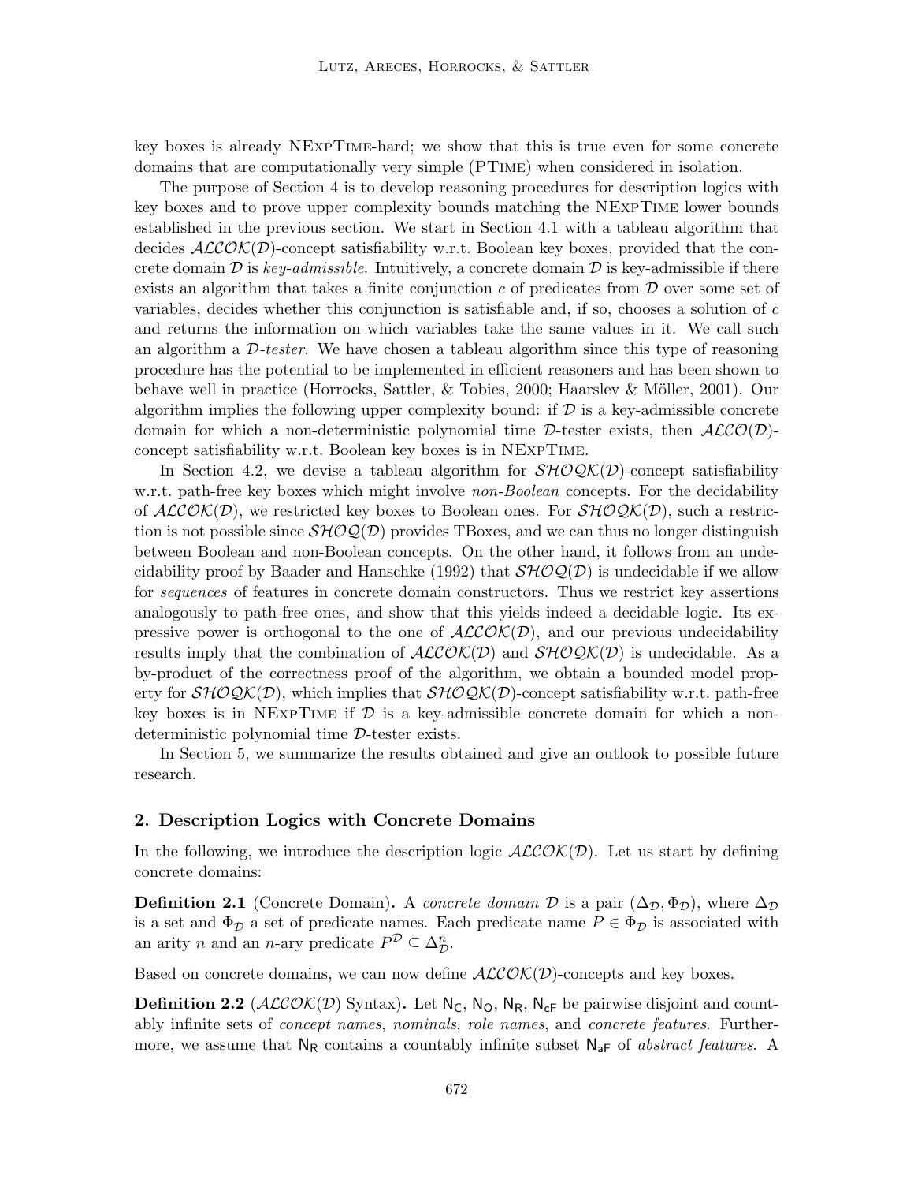key boxes is already NExpTime-hard; we show that this is true even for some concrete domains that are computationally very simple (PTime) when considered in isolation.

The purpose of Section 4 is to develop reasoning procedures for description logics with key boxes and to prove upper complexity bounds matching the NExpTime lower bounds established in the previous section. We start in Section 4.1 with a tableau algorithm that decides $\mathcal{ALCOK}(\mathcal{D})$-concept satisfiability w.r.t. Boolean key boxes, provided that the concrete domain $\mathcal{D}$ is *key-admissible*. Intuitively, a concrete domain $\mathcal{D}$ is key-admissible if there exists an algorithm that takes a finite conjunction $c$ of predicates from $\mathcal{D}$ over some set of variables, decides whether this conjunction is satisfiable and, if so, chooses a solution of $c$ and returns the information on which variables take the same values in it. We call such an algorithm a *$\mathcal{D}$-tester*. We have chosen a tableau algorithm since this type of reasoning procedure has the potential to be implemented in efficient reasoners and has been shown to behave well in practice (Horrocks, Sattler, & Tobies, 2000; Haarslev & Möller, 2001). Our algorithm implies the following upper complexity bound: if $\mathcal{D}$ is a key-admissible concrete domain for which a non-deterministic polynomial time $\mathcal{D}$-tester exists, then $\mathcal{ALCO}(\mathcal{D})$-concept satisfiability w.r.t. Boolean key boxes is in NExpTime.

In Section 4.2, we devise a tableau algorithm for $\mathcal{SHOQK}(\mathcal{D})$-concept satisfiability w.r.t. path-free key boxes which might involve *non-Boolean* concepts. For the decidability of $\mathcal{ALCOK}(\mathcal{D})$, we restricted key boxes to Boolean ones. For $\mathcal{SHOQK}(\mathcal{D})$, such a restriction is not possible since $\mathcal{SHOQ}(\mathcal{D})$ provides TBoxes, and we can thus no longer distinguish between Boolean and non-Boolean concepts. On the other hand, it follows from an undecidability proof by Baader and Hanschke (1992) that $\mathcal{SHOQ}(\mathcal{D})$ is undecidable if we allow for *sequences* of features in concrete domain constructors. Thus we restrict key assertions analogously to path-free ones, and show that this yields indeed a decidable logic. Its expressive power is orthogonal to the one of $\mathcal{ALCOK}(\mathcal{D})$, and our previous undecidability results imply that the combination of $\mathcal{ALCOK}(\mathcal{D})$ and $\mathcal{SHOQK}(\mathcal{D})$ is undecidable. As a by-product of the correctness proof of the algorithm, we obtain a bounded model property for $\mathcal{SHOQK}(\mathcal{D})$, which implies that $\mathcal{SHOQK}(\mathcal{D})$-concept satisfiability w.r.t. path-free key boxes is in NExpTime if $\mathcal{D}$ is a key-admissible concrete domain for which a non-deterministic polynomial time $\mathcal{D}$-tester exists.

In Section 5, we summarize the results obtained and give an outlook to possible future research.

## 2. Description Logics with Concrete Domains

In the following, we introduce the description logic $\mathcal{ALCOK}(\mathcal{D})$. Let us start by defining concrete domains:

**Definition 2.1** (Concrete Domain)**.** A *concrete domain* $\mathcal{D}$ is a pair $(\Delta_\mathcal{D}, \Phi_\mathcal{D})$, where $\Delta_\mathcal{D}$ is a set and $\Phi_\mathcal{D}$ a set of predicate names. Each predicate name $P \in \Phi_\mathcal{D}$ is associated with an arity $n$ and an $n$-ary predicate $P^\mathcal{D} \subseteq \Delta_\mathcal{D}^n$.

Based on concrete domains, we can now define $\mathcal{ALCOK}(\mathcal{D})$-concepts and key boxes.

**Definition 2.2** ($\mathcal{ALCOK}(\mathcal{D})$ Syntax)**.** Let $\mathsf{N_C}$, $\mathsf{N_O}$, $\mathsf{N_R}$, $\mathsf{N_{cF}}$ be pairwise disjoint and countably infinite sets of *concept names*, *nominals*, *role names*, and *concrete features*. Furthermore, we assume that $\mathsf{N_R}$ contains a countably infinite subset $\mathsf{N_{aF}}$ of *abstract features*. A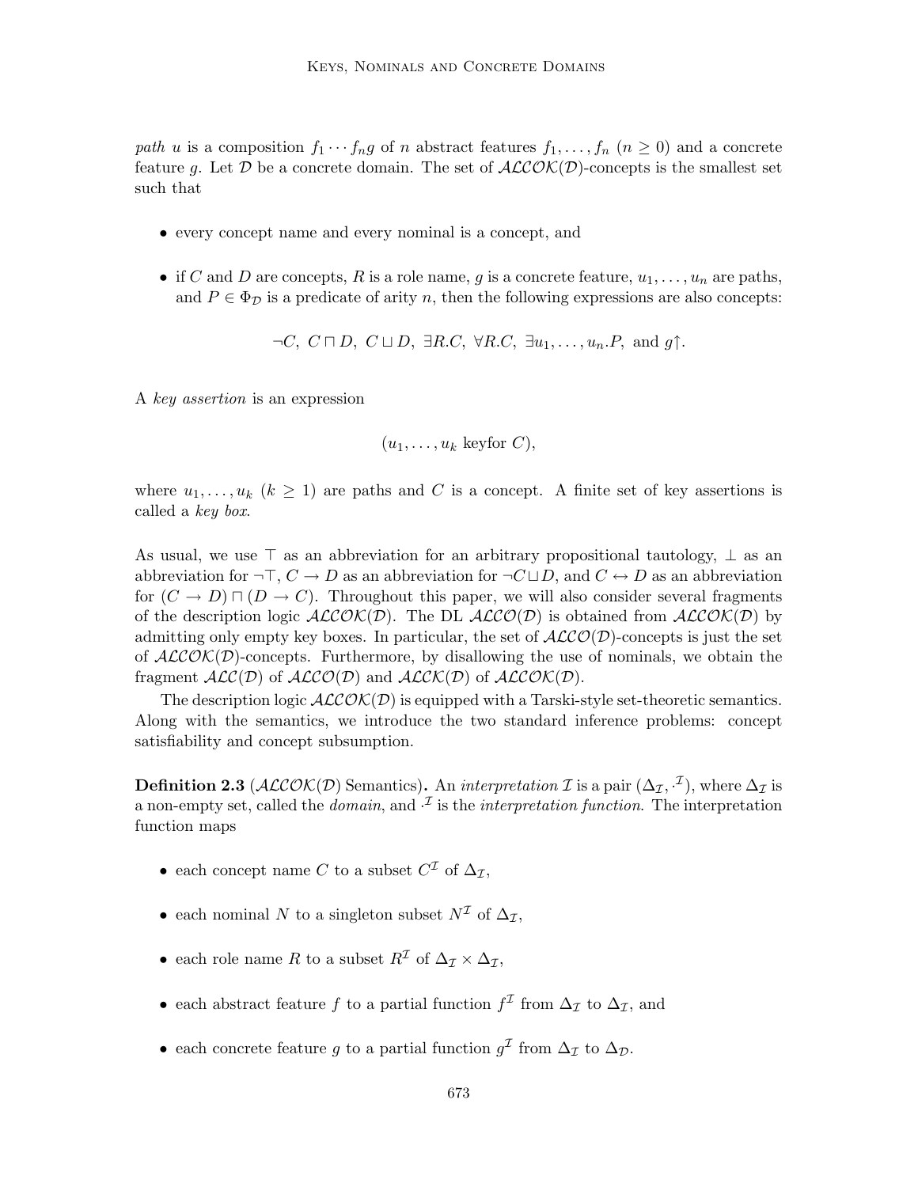*path* $u$ is a composition $f_1 \cdots f_n g$ of $n$ abstract features $f_1, \ldots, f_n$ ($n \geq 0$) and a concrete feature $g$. Let $\mathcal{D}$ be a concrete domain. The set of $\mathcal{ALCOK}(\mathcal{D})$-concepts is the smallest set such that

- every concept name and every nominal is a concept, and
- if $C$ and $D$ are concepts, $R$ is a role name, $g$ is a concrete feature, $u_1, \ldots, u_n$ are paths, and $P \in \Phi_\mathcal{D}$ is a predicate of arity $n$, then the following expressions are also concepts:

$$\neg C,\ C \sqcap D,\ C \sqcup D,\ \exists R.C,\ \forall R.C,\ \exists u_1, \ldots, u_n.P, \text{ and } g\uparrow.$$

A *key assertion* is an expression

$$(u_1, \ldots, u_k \text{ keyfor } C),$$

where $u_1, \ldots, u_k$ ($k \geq 1$) are paths and $C$ is a concept. A finite set of key assertions is called a *key box*.

As usual, we use $\top$ as an abbreviation for an arbitrary propositional tautology, $\bot$ as an abbreviation for $\neg\top$, $C \rightarrow D$ as an abbreviation for $\neg C \sqcup D$, and $C \leftrightarrow D$ as an abbreviation for $(C \rightarrow D) \sqcap (D \rightarrow C)$. Throughout this paper, we will also consider several fragments of the description logic $\mathcal{ALCOK}(\mathcal{D})$. The DL $\mathcal{ALCO}(\mathcal{D})$ is obtained from $\mathcal{ALCOK}(\mathcal{D})$ by admitting only empty key boxes. In particular, the set of $\mathcal{ALCO}(\mathcal{D})$-concepts is just the set of $\mathcal{ALCOK}(\mathcal{D})$-concepts. Furthermore, by disallowing the use of nominals, we obtain the fragment $\mathcal{ALC}(\mathcal{D})$ of $\mathcal{ALCO}(\mathcal{D})$ and $\mathcal{ALCK}(\mathcal{D})$ of $\mathcal{ALCOK}(\mathcal{D})$.

The description logic $\mathcal{ALCOK}(\mathcal{D})$ is equipped with a Tarski-style set-theoretic semantics. Along with the semantics, we introduce the two standard inference problems: concept satisfiability and concept subsumption.

**Definition 2.3** ($\mathcal{ALCOK}(\mathcal{D})$ Semantics)**.** An *interpretation* $\mathcal{I}$ is a pair $(\Delta_\mathcal{I}, \cdot^\mathcal{I})$, where $\Delta_\mathcal{I}$ is a non-empty set, called the *domain*, and $\cdot^\mathcal{I}$ is the *interpretation function*. The interpretation function maps

- each concept name $C$ to a subset $C^\mathcal{I}$ of $\Delta_\mathcal{I}$,
- each nominal $N$ to a singleton subset $N^\mathcal{I}$ of $\Delta_\mathcal{I}$,
- each role name $R$ to a subset $R^\mathcal{I}$ of $\Delta_\mathcal{I} \times \Delta_\mathcal{I}$,
- each abstract feature $f$ to a partial function $f^\mathcal{I}$ from $\Delta_\mathcal{I}$ to $\Delta_\mathcal{I}$, and
- each concrete feature $g$ to a partial function $g^\mathcal{I}$ from $\Delta_\mathcal{I}$ to $\Delta_\mathcal{D}$.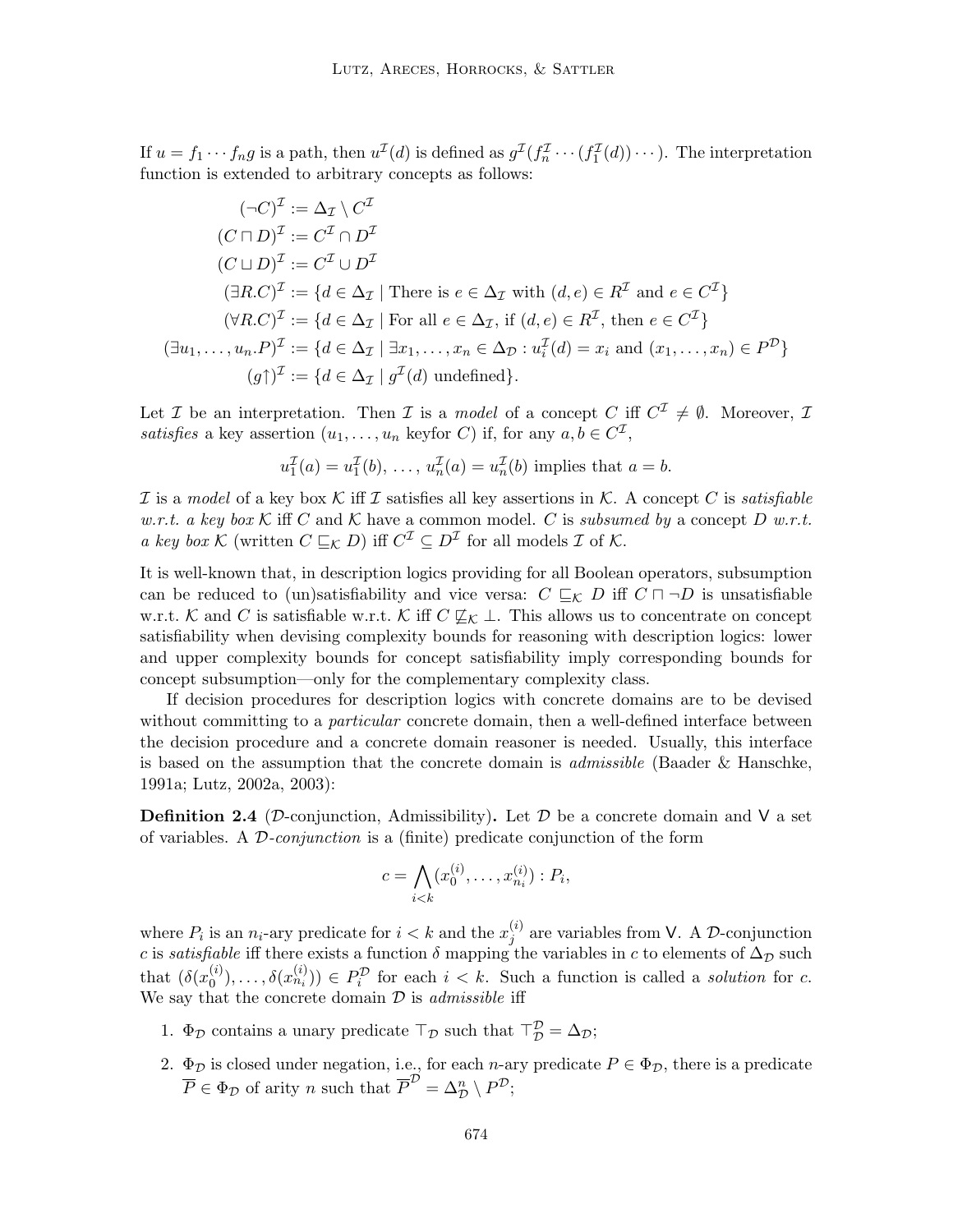If $u = f_1 \cdots f_n g$ is a path, then $u^{\mathcal{I}}(d)$ is defined as $g^{\mathcal{I}}(f_n^{\mathcal{I}} \cdots (f_1^{\mathcal{I}}(d)) \cdots)$. The interpretation function is extended to arbitrary concepts as follows:

$$
\begin{aligned}
(\neg C)^{\mathcal{I}} &:= \Delta_{\mathcal{I}} \setminus C^{\mathcal{I}} \\
(C \sqcap D)^{\mathcal{I}} &:= C^{\mathcal{I}} \cap D^{\mathcal{I}} \\
(C \sqcup D)^{\mathcal{I}} &:= C^{\mathcal{I}} \cup D^{\mathcal{I}} \\
(\exists R.C)^{\mathcal{I}} &:= \{d \in \Delta_{\mathcal{I}} \mid \text{There is } e \in \Delta_{\mathcal{I}} \text{ with } (d,e) \in R^{\mathcal{I}} \text{ and } e \in C^{\mathcal{I}}\} \\
(\forall R.C)^{\mathcal{I}} &:= \{d \in \Delta_{\mathcal{I}} \mid \text{For all } e \in \Delta_{\mathcal{I}}, \text{ if } (d,e) \in R^{\mathcal{I}}, \text{ then } e \in C^{\mathcal{I}}\} \\
(\exists u_1, \ldots, u_n.P)^{\mathcal{I}} &:= \{d \in \Delta_{\mathcal{I}} \mid \exists x_1, \ldots, x_n \in \Delta_{\mathcal{D}} : u_i^{\mathcal{I}}(d) = x_i \text{ and } (x_1, \ldots, x_n) \in P^{\mathcal{D}}\} \\
(g\uparrow)^{\mathcal{I}} &:= \{d \in \Delta_{\mathcal{I}} \mid g^{\mathcal{I}}(d) \text{ undefined}\}.
\end{aligned}
$$

Let $\mathcal{I}$ be an interpretation. Then $\mathcal{I}$ is a *model* of a concept $C$ iff $C^{\mathcal{I}} \neq \emptyset$. Moreover, $\mathcal{I}$ *satisfies* a key assertion ($u_1, \ldots, u_n$ keyfor $C$) if, for any $a, b \in C^{\mathcal{I}}$,

$$u_1^{\mathcal{I}}(a) = u_1^{\mathcal{I}}(b), \ \ldots, \ u_n^{\mathcal{I}}(a) = u_n^{\mathcal{I}}(b) \text{ implies that } a = b.$$

$\mathcal{I}$ is a *model* of a key box $\mathcal{K}$ iff $\mathcal{I}$ satisfies all key assertions in $\mathcal{K}$. A concept $C$ is *satisfiable w.r.t. a key box* $\mathcal{K}$ iff $C$ and $\mathcal{K}$ have a common model. $C$ is *subsumed by* a concept $D$ *w.r.t. a key box* $\mathcal{K}$ (written $C \sqsubseteq_{\mathcal{K}} D$) iff $C^{\mathcal{I}} \subseteq D^{\mathcal{I}}$ for all models $\mathcal{I}$ of $\mathcal{K}$.

It is well-known that, in description logics providing for all Boolean operators, subsumption can be reduced to (un)satisfiability and vice versa: $C \sqsubseteq_{\mathcal{K}} D$ iff $C \sqcap \neg D$ is unsatisfiable w.r.t. $\mathcal{K}$ and $C$ is satisfiable w.r.t. $\mathcal{K}$ iff $C \not\sqsubseteq_{\mathcal{K}} \bot$. This allows us to concentrate on concept satisfiability when devising complexity bounds for reasoning with description logics: lower and upper complexity bounds for concept satisfiability imply corresponding bounds for concept subsumption—only for the complementary complexity class.

If decision procedures for description logics with concrete domains are to be devised without committing to a *particular* concrete domain, then a well-defined interface between the decision procedure and a concrete domain reasoner is needed. Usually, this interface is based on the assumption that the concrete domain is *admissible* (Baader & Hanschke, 1991a; Lutz, 2002a, 2003):

**Definition 2.4** ($\mathcal{D}$-conjunction, Admissibility)**.** Let $\mathcal{D}$ be a concrete domain and $\mathsf{V}$ a set of variables. A *$\mathcal{D}$-conjunction* is a (finite) predicate conjunction of the form

$$c = \bigwedge_{i<k} (x_0^{(i)}, \ldots, x_{n_i}^{(i)}) : P_i,$$

where $P_i$ is an $n_i$-ary predicate for $i < k$ and the $x_j^{(i)}$ are variables from $\mathsf{V}$. A $\mathcal{D}$-conjunction $c$ is *satisfiable* iff there exists a function $\delta$ mapping the variables in $c$ to elements of $\Delta_{\mathcal{D}}$ such that $(\delta(x_0^{(i)}), \ldots, \delta(x_{n_i}^{(i)})) \in P_i^{\mathcal{D}}$ for each $i < k$. Such a function is called a *solution* for $c$. We say that the concrete domain $\mathcal{D}$ is *admissible* iff

1. $\Phi_{\mathcal{D}}$ contains a unary predicate $\top_{\mathcal{D}}$ such that $\top_{\mathcal{D}}^{\mathcal{D}} = \Delta_{\mathcal{D}}$;
2. $\Phi_{\mathcal{D}}$ is closed under negation, i.e., for each $n$-ary predicate $P \in \Phi_{\mathcal{D}}$, there is a predicate $\overline{P} \in \Phi_{\mathcal{D}}$ of arity $n$ such that $\overline{P}^{\mathcal{D}} = \Delta_{\mathcal{D}}^n \setminus P^{\mathcal{D}}$;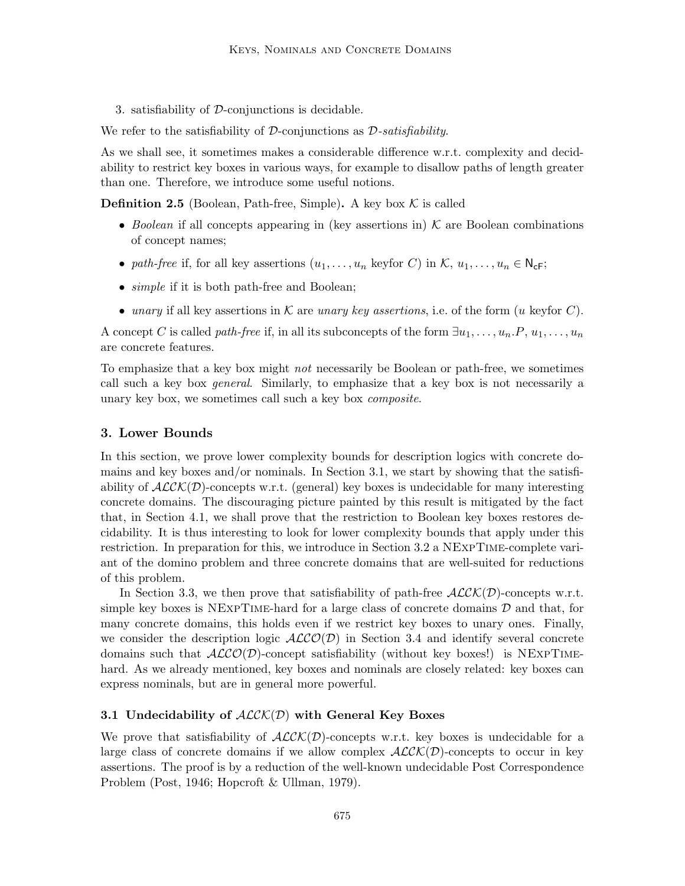3. satisfiability of $\mathcal{D}$-conjunctions is decidable.

We refer to the satisfiability of $\mathcal{D}$-conjunctions as *$\mathcal{D}$-satisfiability*.

As we shall see, it sometimes makes a considerable difference w.r.t. complexity and decidability to restrict key boxes in various ways, for example to disallow paths of length greater than one. Therefore, we introduce some useful notions.

**Definition 2.5** (Boolean, Path-free, Simple)**.** A key box $\mathcal{K}$ is called

- *Boolean* if all concepts appearing in (key assertions in) $\mathcal{K}$ are Boolean combinations of concept names;
- *path-free* if, for all key assertions $(u_1, \ldots, u_n \text{ keyfor } C)$ in $\mathcal{K}$, $u_1, \ldots, u_n \in \mathsf{N_{cF}}$;
- *simple* if it is both path-free and Boolean;
- *unary* if all key assertions in $\mathcal{K}$ are *unary key assertions*, i.e. of the form $(u \text{ keyfor } C)$.

A concept $C$ is called *path-free* if, in all its subconcepts of the form $\exists u_1, \ldots, u_n.P$, $u_1, \ldots, u_n$ are concrete features.

To emphasize that a key box might *not* necessarily be Boolean or path-free, we sometimes call such a key box *general*. Similarly, to emphasize that a key box is not necessarily a unary key box, we sometimes call such a key box *composite*.

## 3. Lower Bounds

In this section, we prove lower complexity bounds for description logics with concrete domains and key boxes and/or nominals. In Section 3.1, we start by showing that the satisfiability of $\mathcal{ALCK}(\mathcal{D})$-concepts w.r.t. (general) key boxes is undecidable for many interesting concrete domains. The discouraging picture painted by this result is mitigated by the fact that, in Section 4.1, we shall prove that the restriction to Boolean key boxes restores decidability. It is thus interesting to look for lower complexity bounds that apply under this restriction. In preparation for this, we introduce in Section 3.2 a NExpTime-complete variant of the domino problem and three concrete domains that are well-suited for reductions of this problem.

In Section 3.3, we then prove that satisfiability of path-free $\mathcal{ALCK}(\mathcal{D})$-concepts w.r.t. simple key boxes is NExpTime-hard for a large class of concrete domains $\mathcal{D}$ and that, for many concrete domains, this holds even if we restrict key boxes to unary ones. Finally, we consider the description logic $\mathcal{ALCO}(\mathcal{D})$ in Section 3.4 and identify several concrete domains such that $\mathcal{ALCO}(\mathcal{D})$-concept satisfiability (without key boxes!) is NExpTime-hard. As we already mentioned, key boxes and nominals are closely related: key boxes can express nominals, but are in general more powerful.

### 3.1 Undecidability of $\mathcal{ALCK}(\mathcal{D})$ with General Key Boxes

We prove that satisfiability of $\mathcal{ALCK}(\mathcal{D})$-concepts w.r.t. key boxes is undecidable for a large class of concrete domains if we allow complex $\mathcal{ALCK}(\mathcal{D})$-concepts to occur in key assertions. The proof is by a reduction of the well-known undecidable Post Correspondence Problem (Post, 1946; Hopcroft & Ullman, 1979).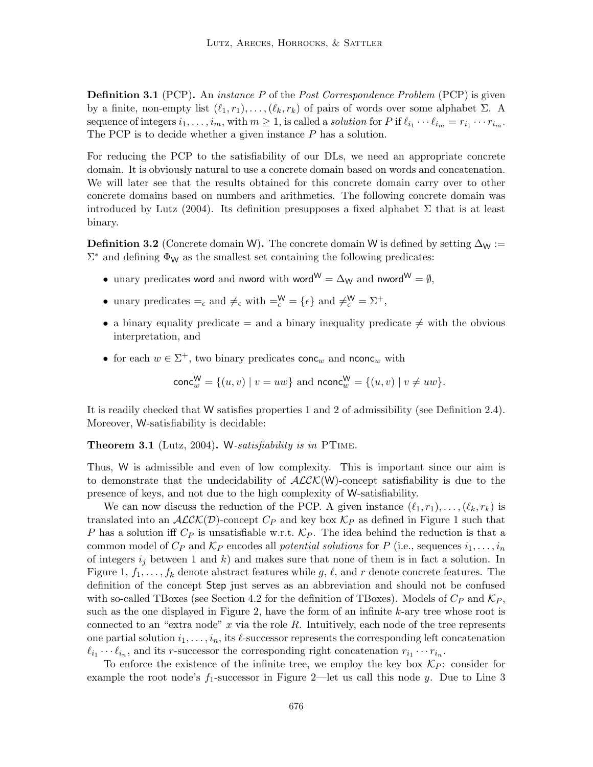**Definition 3.1** (PCP)**.** An *instance* $P$ of the *Post Correspondence Problem* (PCP) is given by a finite, non-empty list $(\ell_1, r_1), \ldots, (\ell_k, r_k)$ of pairs of words over some alphabet $\Sigma$. A sequence of integers $i_1, \ldots, i_m$, with $m \geq 1$, is called a *solution* for $P$ if $\ell_{i_1} \cdots \ell_{i_m} = r_{i_1} \cdots r_{i_m}$. The PCP is to decide whether a given instance $P$ has a solution.

For reducing the PCP to the satisfiability of our DLs, we need an appropriate concrete domain. It is obviously natural to use a concrete domain based on words and concatenation. We will later see that the results obtained for this concrete domain carry over to other concrete domains based on numbers and arithmetics. The following concrete domain was introduced by Lutz (2004). Its definition presupposes a fixed alphabet $\Sigma$ that is at least binary.

**Definition 3.2** (Concrete domain W)**.** The concrete domain W is defined by setting $\Delta_{\mathsf{W}} := \Sigma^*$ and defining $\Phi_{\mathsf{W}}$ as the smallest set containing the following predicates:

- unary predicates $\mathsf{word}$ and $\mathsf{nword}$ with $\mathsf{word}^{\mathsf{W}} = \Delta_{\mathsf{W}}$ and $\mathsf{nword}^{\mathsf{W}} = \emptyset$,
- unary predicates $=_\epsilon$ and $\neq_\epsilon$ with $=_\epsilon^{\mathsf{W}} = \{\epsilon\}$ and $\neq_\epsilon^{\mathsf{W}} = \Sigma^+$,
- a binary equality predicate $=$ and a binary inequality predicate $\neq$ with the obvious interpretation, and
- for each $w \in \Sigma^+$, two binary predicates $\mathsf{conc}_w$ and $\mathsf{nconc}_w$ with

$$\mathsf{conc}_w^{\mathsf{W}} = \{(u, v) \mid v = uw\} \text{ and } \mathsf{nconc}_w^{\mathsf{W}} = \{(u, v) \mid v \neq uw\}.$$

It is readily checked that W satisfies properties 1 and 2 of admissibility (see Definition 2.4). Moreover, W-satisfiability is decidable:

**Theorem 3.1** (Lutz, 2004)**.** *W-satisfiability is in* PTIME.

Thus, W is admissible and even of low complexity. This is important since our aim is to demonstrate that the undecidability of $\mathcal{ALCK}(\mathsf{W})$-concept satisfiability is due to the presence of keys, and not due to the high complexity of W-satisfiability.

We can now discuss the reduction of the PCP. A given instance $(\ell_1, r_1), \ldots, (\ell_k, r_k)$ is translated into an $\mathcal{ALCK}(\mathcal{D})$-concept $C_P$ and key box $\mathcal{K}_P$ as defined in Figure 1 such that $P$ has a solution iff $C_P$ is unsatisfiable w.r.t. $\mathcal{K}_P$. The idea behind the reduction is that a common model of $C_P$ and $\mathcal{K}_P$ encodes all *potential solutions* for $P$ (i.e., sequences $i_1, \ldots, i_n$ of integers $i_j$ between 1 and $k$) and makes sure that none of them is in fact a solution. In Figure 1, $f_1, \ldots, f_k$ denote abstract features while $g$, $\ell$, and $r$ denote concrete features. The definition of the concept $\mathsf{Step}$ just serves as an abbreviation and should not be confused with so-called TBoxes (see Section 4.2 for the definition of TBoxes). Models of $C_P$ and $\mathcal{K}_P$, such as the one displayed in Figure 2, have the form of an infinite $k$-ary tree whose root is connected to an "extra node" $x$ via the role $R$. Intuitively, each node of the tree represents one partial solution $i_1, \ldots, i_n$, its $\ell$-successor represents the corresponding left concatenation $\ell_{i_1} \cdots \ell_{i_n}$, and its $r$-successor the corresponding right concatenation $r_{i_1} \cdots r_{i_n}$.

To enforce the existence of the infinite tree, we employ the key box $\mathcal{K}_P$: consider for example the root node's $f_1$-successor in Figure 2—let us call this node $y$. Due to Line 3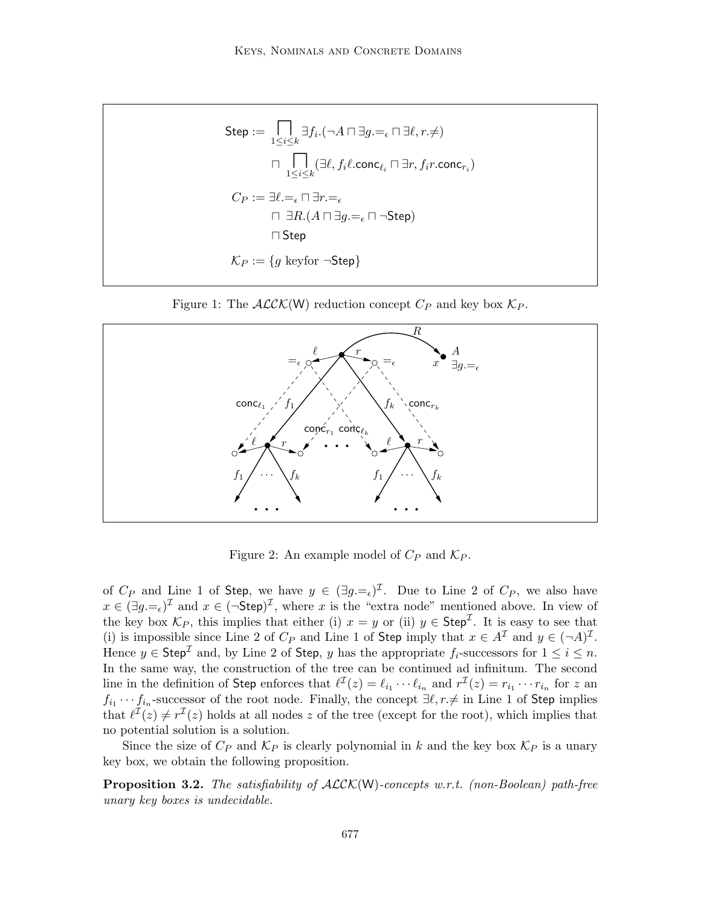$$
\begin{aligned}
\mathsf{Step} := & \bigsqcap_{1 \leq i \leq k} \exists f_i.(\neg A \sqcap \exists g.{=_\epsilon} \sqcap \exists \ell, r.{\neq}) \\
& \sqcap \bigsqcap_{1 \leq i \leq k} (\exists \ell, f_i \ell.\mathsf{conc}_{\ell_i} \sqcap \exists r, f_i r.\mathsf{conc}_{r_i}) \\
C_P := & \exists \ell.{=_\epsilon} \sqcap \exists r.{=_\epsilon} \\
& \sqcap \; \exists R.(A \sqcap \exists g.{=_\epsilon} \sqcap \neg \mathsf{Step}) \\
& \sqcap \mathsf{Step} \\
\mathcal{K}_P := & \{ g \text{ keyfor } \neg \mathsf{Step} \}
\end{aligned}
$$

Figure 1: The $\mathcal{ALCK}(\mathsf{W})$ reduction concept $C_P$ and key box $\mathcal{K}_P$.

Figure 2: An example model of $C_P$ and $\mathcal{K}_P$.

of $C_P$ and Line 1 of $\mathsf{Step}$, we have $y \in (\exists g.{=_\epsilon})^\mathcal{I}$. Due to Line 2 of $C_P$, we also have $x \in (\exists g.{=_\epsilon})^\mathcal{I}$ and $x \in (\neg\mathsf{Step})^\mathcal{I}$, where $x$ is the "extra node" mentioned above. In view of the key box $\mathcal{K}_P$, this implies that either (i) $x = y$ or (ii) $y \in \mathsf{Step}^\mathcal{I}$. It is easy to see that (i) is impossible since Line 2 of $C_P$ and Line 1 of $\mathsf{Step}$ imply that $x \in A^\mathcal{I}$ and $y \in (\neg A)^\mathcal{I}$. Hence $y \in \mathsf{Step}^\mathcal{I}$ and, by Line 2 of $\mathsf{Step}$, $y$ has the appropriate $f_i$-successors for $1 \leq i \leq n$. In the same way, the construction of the tree can be continued ad infinitum. The second line in the definition of $\mathsf{Step}$ enforces that $\ell^\mathcal{I}(z) = \ell_{i_1} \cdots \ell_{i_n}$ and $r^\mathcal{I}(z) = r_{i_1} \cdots r_{i_n}$ for $z$ an $f_{i_1} \cdots f_{i_n}$-successor of the root node. Finally, the concept $\exists \ell, r.{\neq}$ in Line 1 of $\mathsf{Step}$ implies that $\ell^\mathcal{I}(z) \neq r^\mathcal{I}(z)$ holds at all nodes $z$ of the tree (except for the root), which implies that no potential solution is a solution.

Since the size of $C_P$ and $\mathcal{K}_P$ is clearly polynomial in $k$ and the key box $\mathcal{K}_P$ is a unary key box, we obtain the following proposition.

**Proposition 3.2.** *The satisfiability of $\mathcal{ALCK}(\mathsf{W})$-concepts w.r.t. (non-Boolean) path-free unary key boxes is undecidable.*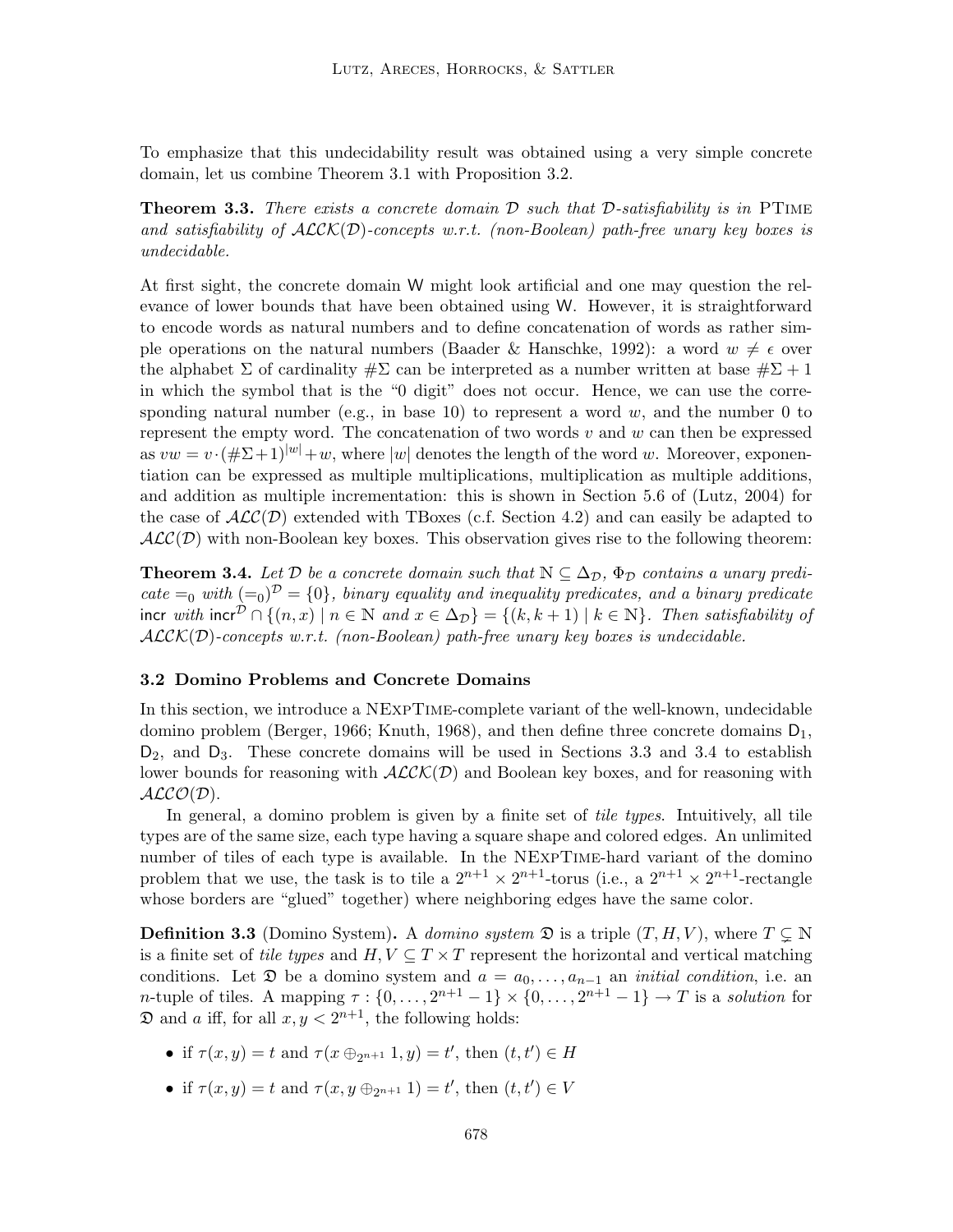To emphasize that this undecidability result was obtained using a very simple concrete domain, let us combine Theorem 3.1 with Proposition 3.2.

**Theorem 3.3.** *There exists a concrete domain $\mathcal{D}$ such that $\mathcal{D}$-satisfiability is in* PTIME *and satisfiability of $\mathcal{ALCK}(\mathcal{D})$-concepts w.r.t. (non-Boolean) path-free unary key boxes is undecidable.*

At first sight, the concrete domain $\mathsf{W}$ might look artificial and one may question the relevance of lower bounds that have been obtained using $\mathsf{W}$. However, it is straightforward to encode words as natural numbers and to define concatenation of words as rather simple operations on the natural numbers (Baader & Hanschke, 1992): a word $w \neq \epsilon$ over the alphabet $\Sigma$ of cardinality $\#\Sigma$ can be interpreted as a number written at base $\#\Sigma + 1$ in which the symbol that is the "0 digit" does not occur. Hence, we can use the corresponding natural number (e.g., in base 10) to represent a word $w$, and the number 0 to represent the empty word. The concatenation of two words $v$ and $w$ can then be expressed as $vw = v \cdot (\#\Sigma + 1)^{|w|} + w$, where $|w|$ denotes the length of the word $w$. Moreover, exponentiation can be expressed as multiple multiplications, multiplication as multiple additions, and addition as multiple incrementation: this is shown in Section 5.6 of (Lutz, 2004) for the case of $\mathcal{ALC}(\mathcal{D})$ extended with TBoxes (c.f. Section 4.2) and can easily be adapted to $\mathcal{ALC}(\mathcal{D})$ with non-Boolean key boxes. This observation gives rise to the following theorem:

**Theorem 3.4.** *Let $\mathcal{D}$ be a concrete domain such that $\mathbb{N} \subseteq \Delta_\mathcal{D}$, $\Phi_\mathcal{D}$ contains a unary predicate $=_0$ with $(=_0)^\mathcal{D} = \{0\}$, binary equality and inequality predicates, and a binary predicate $\mathsf{incr}$ with $\mathsf{incr}^\mathcal{D} \cap \{(n, x) \mid n \in \mathbb{N} \text{ and } x \in \Delta_\mathcal{D}\} = \{(k, k+1) \mid k \in \mathbb{N}\}$. Then satisfiability of $\mathcal{ALCK}(\mathcal{D})$-concepts w.r.t. (non-Boolean) path-free unary key boxes is undecidable.*

### 3.2 Domino Problems and Concrete Domains

In this section, we introduce a NEXPTIME-complete variant of the well-known, undecidable domino problem (Berger, 1966; Knuth, 1968), and then define three concrete domains $\mathsf{D}_1$, $\mathsf{D}_2$, and $\mathsf{D}_3$. These concrete domains will be used in Sections 3.3 and 3.4 to establish lower bounds for reasoning with $\mathcal{ALCK}(\mathcal{D})$ and Boolean key boxes, and for reasoning with $\mathcal{ALCO}(\mathcal{D})$.

In general, a domino problem is given by a finite set of *tile types*. Intuitively, all tile types are of the same size, each type having a square shape and colored edges. An unlimited number of tiles of each type is available. In the NEXPTIME-hard variant of the domino problem that we use, the task is to tile a $2^{n+1} \times 2^{n+1}$-torus (i.e., a $2^{n+1} \times 2^{n+1}$-rectangle whose borders are "glued" together) where neighboring edges have the same color.

**Definition 3.3** (Domino System)**.** A *domino system* $\mathfrak{D}$ is a triple $(T, H, V)$, where $T \subsetneq \mathbb{N}$ is a finite set of *tile types* and $H, V \subseteq T \times T$ represent the horizontal and vertical matching conditions. Let $\mathfrak{D}$ be a domino system and $a = a_0, \ldots, a_{n-1}$ an *initial condition*, i.e. an $n$-tuple of tiles. A mapping $\tau : \{0, \ldots, 2^{n+1} - 1\} \times \{0, \ldots, 2^{n+1} - 1\} \to T$ is a *solution* for $\mathfrak{D}$ and $a$ iff, for all $x, y < 2^{n+1}$, the following holds:

- if $\tau(x, y) = t$ and $\tau(x \oplus_{2^{n+1}} 1, y) = t'$, then $(t, t') \in H$
- if $\tau(x, y) = t$ and $\tau(x, y \oplus_{2^{n+1}} 1) = t'$, then $(t, t') \in V$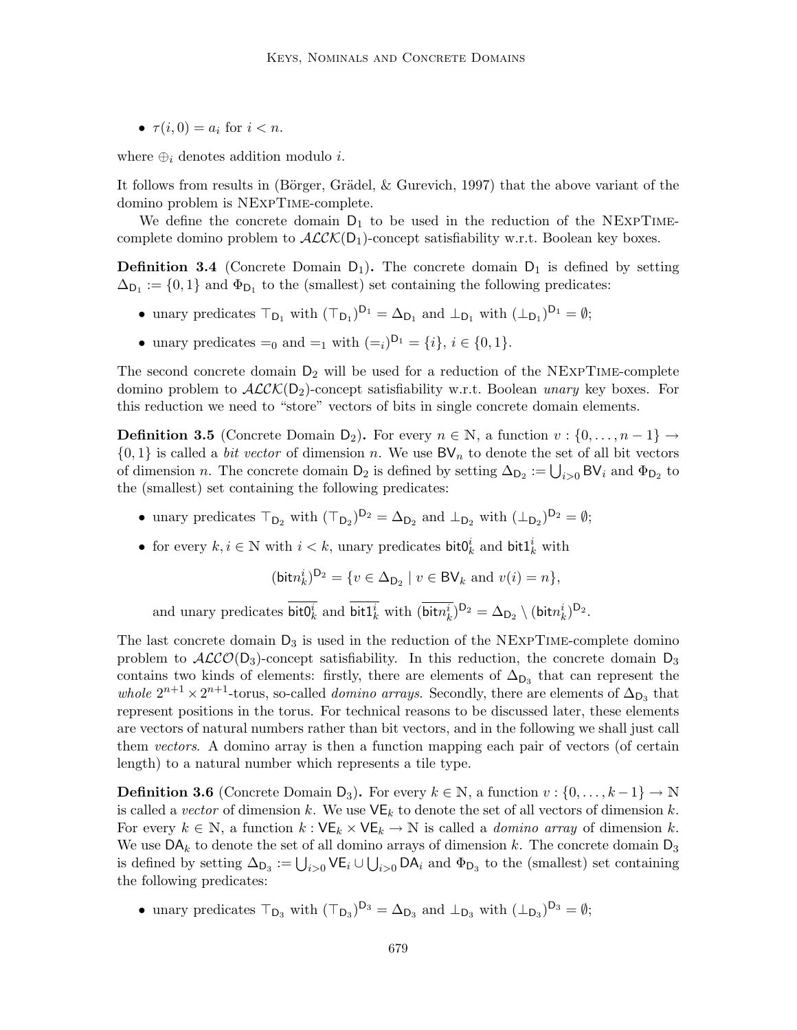- $\tau(i, 0) = a_i$ for $i < n$.

where $\oplus_i$ denotes addition modulo $i$.

It follows from results in (Börger, Grädel, & Gurevich, 1997) that the above variant of the domino problem is NExpTime-complete.

We define the concrete domain $\mathsf{D}_1$ to be used in the reduction of the NExpTime-complete domino problem to $\mathcal{ALCK}(\mathsf{D}_1)$-concept satisfiability w.r.t. Boolean key boxes.

**Definition 3.4** (Concrete Domain $\mathsf{D}_1$)**.** The concrete domain $\mathsf{D}_1$ is defined by setting $\Delta_{\mathsf{D}_1} := \{0, 1\}$ and $\Phi_{\mathsf{D}_1}$ to the (smallest) set containing the following predicates:

- unary predicates $\top_{\mathsf{D}_1}$ with $(\top_{\mathsf{D}_1})^{\mathsf{D}_1} = \Delta_{\mathsf{D}_1}$ and $\bot_{\mathsf{D}_1}$ with $(\bot_{\mathsf{D}_1})^{\mathsf{D}_1} = \emptyset$;
- unary predicates $=_0$ and $=_1$ with $(=_i)^{\mathsf{D}_1} = \{i\}$, $i \in \{0, 1\}$.

The second concrete domain $\mathsf{D}_2$ will be used for a reduction of the NExpTime-complete domino problem to $\mathcal{ALCK}(\mathsf{D}_2)$-concept satisfiability w.r.t. Boolean *unary* key boxes. For this reduction we need to "store" vectors of bits in single concrete domain elements.

**Definition 3.5** (Concrete Domain $\mathsf{D}_2$)**.** For every $n \in \mathbb{N}$, a function $v : \{0, \ldots, n-1\} \rightarrow \{0, 1\}$ is called a *bit vector* of dimension $n$. We use $\mathsf{BV}_n$ to denote the set of all bit vectors of dimension $n$. The concrete domain $\mathsf{D}_2$ is defined by setting $\Delta_{\mathsf{D}_2} := \bigcup_{i>0} \mathsf{BV}_i$ and $\Phi_{\mathsf{D}_2}$ to the (smallest) set containing the following predicates:

- unary predicates $\top_{\mathsf{D}_2}$ with $(\top_{\mathsf{D}_2})^{\mathsf{D}_2} = \Delta_{\mathsf{D}_2}$ and $\bot_{\mathsf{D}_2}$ with $(\bot_{\mathsf{D}_2})^{\mathsf{D}_2} = \emptyset$;
- for every $k, i \in \mathbb{N}$ with $i < k$, unary predicates $\mathsf{bit0}_k^i$ and $\mathsf{bit1}_k^i$ with

$$(\mathsf{bit}n_k^i)^{\mathsf{D}_2} = \{v \in \Delta_{\mathsf{D}_2} \mid v \in \mathsf{BV}_k \text{ and } v(i) = n\},$$

  and unary predicates $\overline{\mathsf{bit0}_k^i}$ and $\overline{\mathsf{bit1}_k^i}$ with $(\overline{\mathsf{bit}n_k^i})^{\mathsf{D}_2} = \Delta_{\mathsf{D}_2} \setminus (\mathsf{bit}n_k^i)^{\mathsf{D}_2}$.

The last concrete domain $\mathsf{D}_3$ is used in the reduction of the NExpTime-complete domino problem to $\mathcal{ALCO}(\mathsf{D}_3)$-concept satisfiability. In this reduction, the concrete domain $\mathsf{D}_3$ contains two kinds of elements: firstly, there are elements of $\Delta_{\mathsf{D}_3}$ that can represent the *whole* $2^{n+1} \times 2^{n+1}$-torus, so-called *domino arrays*. Secondly, there are elements of $\Delta_{\mathsf{D}_3}$ that represent positions in the torus. For technical reasons to be discussed later, these elements are vectors of natural numbers rather than bit vectors, and in the following we shall just call them *vectors*. A domino array is then a function mapping each pair of vectors (of certain length) to a natural number which represents a tile type.

**Definition 3.6** (Concrete Domain $\mathsf{D}_3$)**.** For every $k \in \mathbb{N}$, a function $v : \{0, \ldots, k-1\} \rightarrow \mathbb{N}$ is called a *vector* of dimension $k$. We use $\mathsf{VE}_k$ to denote the set of all vectors of dimension $k$. For every $k \in \mathbb{N}$, a function $k : \mathsf{VE}_k \times \mathsf{VE}_k \rightarrow \mathbb{N}$ is called a *domino array* of dimension $k$. We use $\mathsf{DA}_k$ to denote the set of all domino arrays of dimension $k$. The concrete domain $\mathsf{D}_3$ is defined by setting $\Delta_{\mathsf{D}_3} := \bigcup_{i>0} \mathsf{VE}_i \cup \bigcup_{i>0} \mathsf{DA}_i$ and $\Phi_{\mathsf{D}_3}$ to the (smallest) set containing the following predicates:

- unary predicates $\top_{\mathsf{D}_3}$ with $(\top_{\mathsf{D}_3})^{\mathsf{D}_3} = \Delta_{\mathsf{D}_3}$ and $\bot_{\mathsf{D}_3}$ with $(\bot_{\mathsf{D}_3})^{\mathsf{D}_3} = \emptyset$;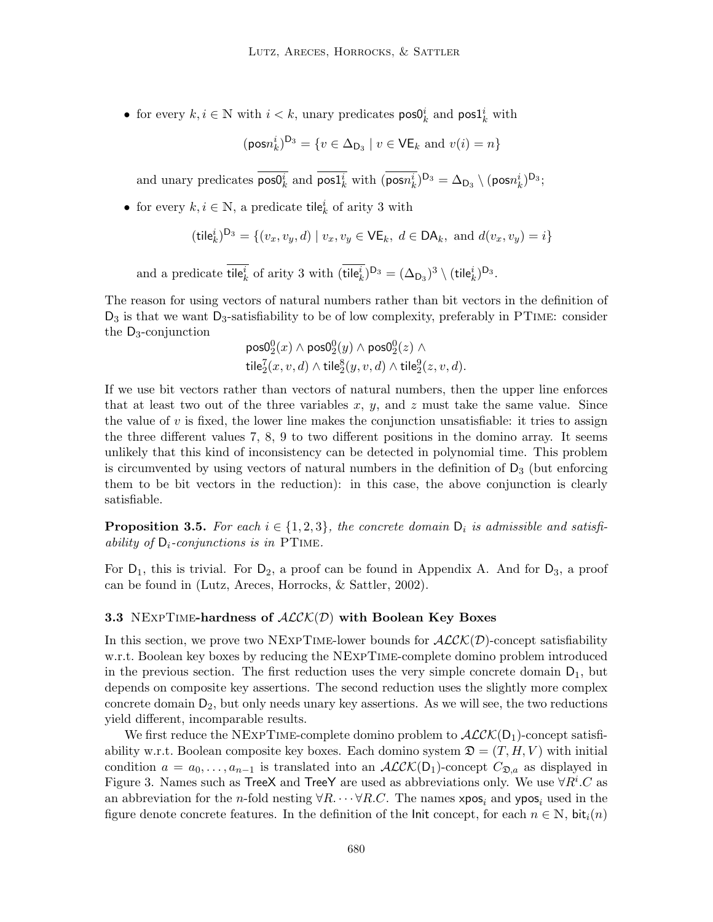- for every $k, i \in \mathbb{N}$ with $i < k$, unary predicates $\mathsf{pos0}_k^i$ and $\mathsf{pos1}_k^i$ with

  $$(\mathsf{pos}n_k^i)^{\mathsf{D}_3} = \{v \in \Delta_{\mathsf{D}_3} \mid v \in \mathsf{VE}_k \text{ and } v(i) = n\}$$

  and unary predicates $\overline{\mathsf{pos0}_k^i}$ and $\overline{\mathsf{pos1}_k^i}$ with $(\overline{\mathsf{pos}n_k^i})^{\mathsf{D}_3} = \Delta_{\mathsf{D}_3} \setminus (\mathsf{pos}n_k^i)^{\mathsf{D}_3}$;

- for every $k, i \in \mathbb{N}$, a predicate $\mathsf{tile}_k^i$ of arity 3 with

  $$(\mathsf{tile}_k^i)^{\mathsf{D}_3} = \{(v_x, v_y, d) \mid v_x, v_y \in \mathsf{VE}_k,\ d \in \mathsf{DA}_k, \text{ and } d(v_x, v_y) = i\}$$

  and a predicate $\overline{\mathsf{tile}_k^i}$ of arity 3 with $(\overline{\mathsf{tile}_k^i})^{\mathsf{D}_3} = (\Delta_{\mathsf{D}_3})^3 \setminus (\mathsf{tile}_k^i)^{\mathsf{D}_3}$.

The reason for using vectors of natural numbers rather than bit vectors in the definition of $\mathsf{D}_3$ is that we want $\mathsf{D}_3$-satisfiability to be of low complexity, preferably in PTime: consider the $\mathsf{D}_3$-conjunction

$$\begin{gathered}\mathsf{pos0}_2^0(x) \wedge \mathsf{pos0}_2^0(y) \wedge \mathsf{pos0}_2^0(z) \wedge \\ \mathsf{tile}_2^7(x, v, d) \wedge \mathsf{tile}_2^8(y, v, d) \wedge \mathsf{tile}_2^9(z, v, d).\end{gathered}$$

If we use bit vectors rather than vectors of natural numbers, then the upper line enforces that at least two out of the three variables $x$, $y$, and $z$ must take the same value. Since the value of $v$ is fixed, the lower line makes the conjunction unsatisfiable: it tries to assign the three different values 7, 8, 9 to two different positions in the domino array. It seems unlikely that this kind of inconsistency can be detected in polynomial time. This problem is circumvented by using vectors of natural numbers in the definition of $\mathsf{D}_3$ (but enforcing them to be bit vectors in the reduction): in this case, the above conjunction is clearly satisfiable.

**Proposition 3.5.** *For each $i \in \{1, 2, 3\}$, the concrete domain $\mathsf{D}_i$ is admissible and satisfiability of $\mathsf{D}_i$-conjunctions is in* PTime.

For $\mathsf{D}_1$, this is trivial. For $\mathsf{D}_2$, a proof can be found in Appendix A. And for $\mathsf{D}_3$, a proof can be found in (Lutz, Areces, Horrocks, & Sattler, 2002).

### 3.3 NExpTime-hardness of $\mathcal{ALCK}(\mathcal{D})$ with Boolean Key Boxes

In this section, we prove two NExpTime-lower bounds for $\mathcal{ALCK}(\mathcal{D})$-concept satisfiability w.r.t. Boolean key boxes by reducing the NExpTime-complete domino problem introduced in the previous section. The first reduction uses the very simple concrete domain $\mathsf{D}_1$, but depends on composite key assertions. The second reduction uses the slightly more complex concrete domain $\mathsf{D}_2$, but only needs unary key assertions. As we will see, the two reductions yield different, incomparable results.

We first reduce the NExpTime-complete domino problem to $\mathcal{ALCK}(\mathsf{D}_1)$-concept satisfiability w.r.t. Boolean composite key boxes. Each domino system $\mathfrak{D} = (T, H, V)$ with initial condition $a = a_0, \ldots, a_{n-1}$ is translated into an $\mathcal{ALCK}(\mathsf{D}_1)$-concept $C_{\mathfrak{D},a}$ as displayed in Figure 3. Names such as $\mathsf{TreeX}$ and $\mathsf{TreeY}$ are used as abbreviations only. We use $\forall R^i.C$ as an abbreviation for the $n$-fold nesting $\forall R. \cdots \forall R.C$. The names $\mathsf{xpos}_i$ and $\mathsf{ypos}_i$ used in the figure denote concrete features. In the definition of the $\mathsf{Init}$ concept, for each $n \in \mathbb{N}$, $\mathsf{bit}_i(n)$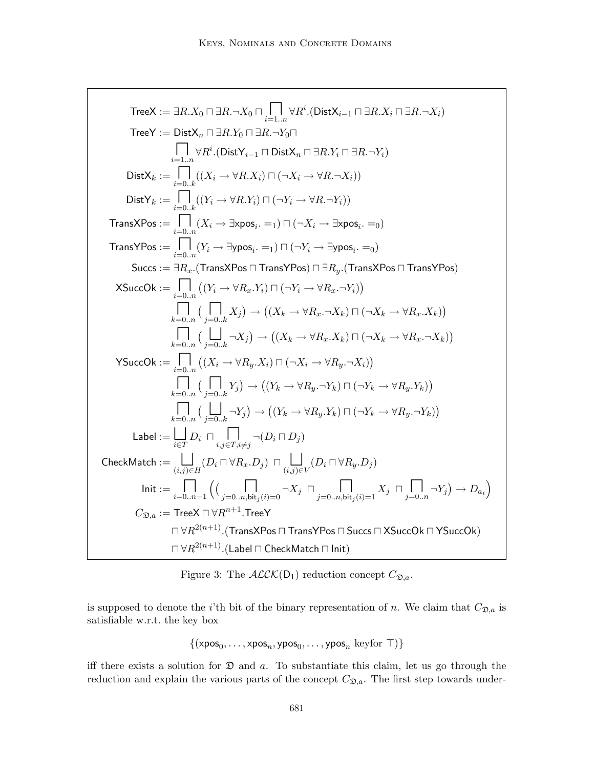$$
\begin{aligned}
\mathsf{TreeX} &:= \exists R.X_0 \sqcap \exists R.\neg X_0 \sqcap \bigsqcap_{i=1..n} \forall R^i.(\mathsf{DistX}_{i-1} \sqcap \exists R.X_i \sqcap \exists R.\neg X_i) \\
\mathsf{TreeY} &:= \mathsf{DistX}_n \sqcap \exists R.Y_0 \sqcap \exists R.\neg Y_0 \sqcap \\
&\qquad \bigsqcap_{i=1..n} \forall R^i.(\mathsf{DistY}_{i-1} \sqcap \mathsf{DistX}_n \sqcap \exists R.Y_i \sqcap \exists R.\neg Y_i) \\
\mathsf{DistX}_k &:= \bigsqcap_{i=0..k} ((X_i \rightarrow \forall R.X_i) \sqcap (\neg X_i \rightarrow \forall R.\neg X_i)) \\
\mathsf{DistY}_k &:= \bigsqcap_{i=0..k} ((Y_i \rightarrow \forall R.Y_i) \sqcap (\neg Y_i \rightarrow \forall R.\neg Y_i)) \\
\mathsf{TransXPos} &:= \bigsqcap_{i=0..n} (X_i \rightarrow \exists \mathsf{xpos}_i.=_1) \sqcap (\neg X_i \rightarrow \exists \mathsf{xpos}_i.=_0) \\
\mathsf{TransYPos} &:= \bigsqcap_{i=0..n} (Y_i \rightarrow \exists \mathsf{ypos}_i.=_1) \sqcap (\neg Y_i \rightarrow \exists \mathsf{ypos}_i.=_0) \\
\mathsf{Succs} &:= \exists R_x.(\mathsf{TransXPos} \sqcap \mathsf{TransYPos}) \sqcap \exists R_y.(\mathsf{TransXPos} \sqcap \mathsf{TransYPos}) \\
\mathsf{XSuccOk} &:= \bigsqcap_{i=0..n} \big((Y_i \rightarrow \forall R_x.Y_i) \sqcap (\neg Y_i \rightarrow \forall R_x.\neg Y_i)\big) \\
&\qquad \bigsqcap_{k=0..n} \big(\bigsqcap_{j=0..k} X_j\big) \rightarrow \big((X_k \rightarrow \forall R_x.\neg X_k) \sqcap (\neg X_k \rightarrow \forall R_x.X_k)\big) \\
&\qquad \bigsqcap_{k=0..n} \big(\bigsqcup_{j=0..k} \neg X_j\big) \rightarrow \big((X_k \rightarrow \forall R_x.X_k) \sqcap (\neg X_k \rightarrow \forall R_x.\neg X_k)\big) \\
\mathsf{YSuccOk} &:= \bigsqcap_{i=0..n} \big((X_i \rightarrow \forall R_y.X_i) \sqcap (\neg X_i \rightarrow \forall R_y.\neg X_i)\big) \\
&\qquad \bigsqcap_{k=0..n} \big(\bigsqcap_{j=0..k} Y_j\big) \rightarrow \big((Y_k \rightarrow \forall R_y.\neg Y_k) \sqcap (\neg Y_k \rightarrow \forall R_y.Y_k)\big) \\
&\qquad \bigsqcap_{k=0..n} \big(\bigsqcup_{j=0..k} \neg Y_j\big) \rightarrow \big((Y_k \rightarrow \forall R_y.Y_k) \sqcap (\neg Y_k \rightarrow \forall R_y.\neg Y_k)\big) \\
\mathsf{Label} &:= \bigsqcup_{i \in T} D_i \;\sqcap \bigsqcap_{i,j \in T, i \neq j} \neg(D_i \sqcap D_j) \\
\mathsf{CheckMatch} &:= \bigsqcup_{(i,j) \in H} (D_i \sqcap \forall R_x.D_j) \;\sqcap \bigsqcup_{(i,j) \in V} (D_i \sqcap \forall R_y.D_j) \\
\mathsf{Init} &:= \bigsqcap_{i=0..n-1} \Big(\big(\bigsqcap_{j=0..n, \mathsf{bit}_j(i)=0} \neg X_j \;\sqcap \bigsqcap_{j=0..n, \mathsf{bit}_j(i)=1} X_j \;\sqcap \bigsqcap_{j=0..n} \neg Y_j\big) \rightarrow D_{a_i}\Big) \\
C_{\mathfrak{D},a} &:= \mathsf{TreeX} \sqcap \forall R^{n+1}.\mathsf{TreeY} \\
&\qquad \sqcap \forall R^{2(n+1)}.(\mathsf{TransXPos} \sqcap \mathsf{TransYPos} \sqcap \mathsf{Succs} \sqcap \mathsf{XSuccOk} \sqcap \mathsf{YSuccOk}) \\
&\qquad \sqcap \forall R^{2(n+1)}.(\mathsf{Label} \sqcap \mathsf{CheckMatch} \sqcap \mathsf{Init})
\end{aligned}
$$

Figure 3: The $\mathcal{ALCK}(\mathsf{D}_1)$ reduction concept $C_{\mathfrak{D},a}$.

is supposed to denote the $i$'th bit of the binary representation of $n$. We claim that $C_{\mathfrak{D},a}$ is satisfiable w.r.t. the key box

$$\{(\mathsf{xpos}_0, \ldots, \mathsf{xpos}_n, \mathsf{ypos}_0, \ldots, \mathsf{ypos}_n \text{ keyfor } \top)\}$$

iff there exists a solution for $\mathfrak{D}$ and $a$. To substantiate this claim, let us go through the reduction and explain the various parts of the concept $C_{\mathfrak{D},a}$. The first step towards under-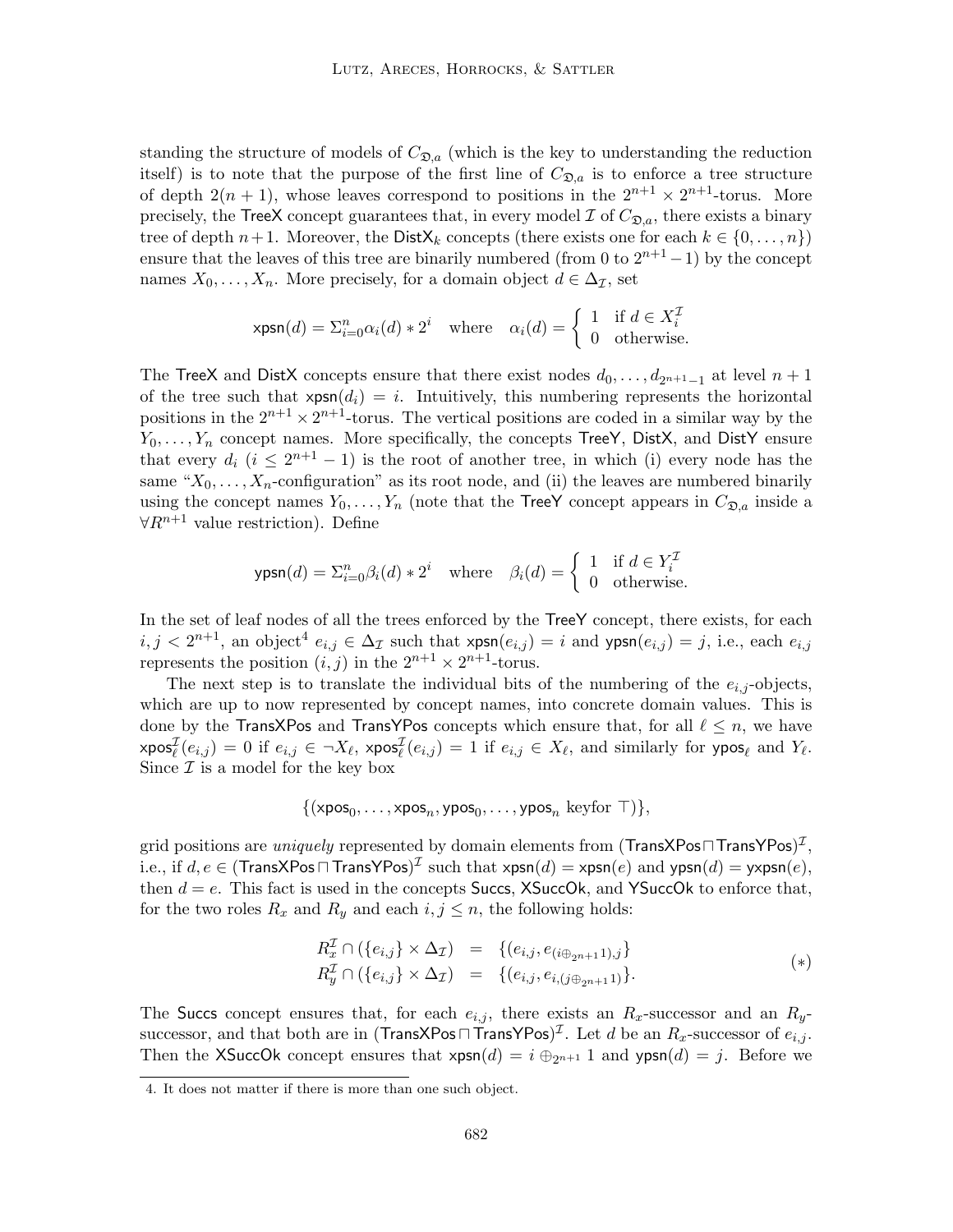standing the structure of models of $C_{\mathfrak{D},a}$ (which is the key to understanding the reduction itself) is to note that the purpose of the first line of $C_{\mathfrak{D},a}$ is to enforce a tree structure of depth $2(n+1)$, whose leaves correspond to positions in the $2^{n+1} \times 2^{n+1}$-torus. More precisely, the $\mathsf{TreeX}$ concept guarantees that, in every model $\mathcal{I}$ of $C_{\mathfrak{D},a}$, there exists a binary tree of depth $n+1$. Moreover, the $\mathsf{DistX}_k$ concepts (there exists one for each $k \in \{0,\dots,n\}$) ensure that the leaves of this tree are binarily numbered (from 0 to $2^{n+1}-1$) by the concept names $X_0,\dots,X_n$. More precisely, for a domain object $d \in \Delta_{\mathcal{I}}$, set

$$\mathsf{xpsn}(d) = \Sigma_{i=0}^{n} \alpha_i(d) * 2^i \quad \text{where} \quad \alpha_i(d) = \begin{cases} 1 & \text{if } d \in X_i^{\mathcal{I}} \\ 0 & \text{otherwise.} \end{cases}$$

The $\mathsf{TreeX}$ and $\mathsf{DistX}$ concepts ensure that there exist nodes $d_0,\dots,d_{2^{n+1}-1}$ at level $n+1$ of the tree such that $\mathsf{xpsn}(d_i) = i$. Intuitively, this numbering represents the horizontal positions in the $2^{n+1} \times 2^{n+1}$-torus. The vertical positions are coded in a similar way by the $Y_0,\dots,Y_n$ concept names. More specifically, the concepts $\mathsf{TreeY}$, $\mathsf{DistX}$, and $\mathsf{DistY}$ ensure that every $d_i$ ($i \leq 2^{n+1}-1$) is the root of another tree, in which (i) every node has the same "$X_0,\dots,X_n$-configuration" as its root node, and (ii) the leaves are numbered binarily using the concept names $Y_0,\dots,Y_n$ (note that the $\mathsf{TreeY}$ concept appears in $C_{\mathfrak{D},a}$ inside a $\forall R^{n+1}$ value restriction). Define

$$\mathsf{ypsn}(d) = \Sigma_{i=0}^{n} \beta_i(d) * 2^i \quad \text{where} \quad \beta_i(d) = \begin{cases} 1 & \text{if } d \in Y_i^{\mathcal{I}} \\ 0 & \text{otherwise.} \end{cases}$$

In the set of leaf nodes of all the trees enforced by the $\mathsf{TreeY}$ concept, there exists, for each $i,j < 2^{n+1}$, an object[4] $e_{i,j} \in \Delta_{\mathcal{I}}$ such that $\mathsf{xpsn}(e_{i,j}) = i$ and $\mathsf{ypsn}(e_{i,j}) = j$, i.e., each $e_{i,j}$ represents the position $(i,j)$ in the $2^{n+1} \times 2^{n+1}$-torus.

The next step is to translate the individual bits of the numbering of the $e_{i,j}$-objects, which are up to now represented by concept names, into concrete domain values. This is done by the $\mathsf{TransXPos}$ and $\mathsf{TransYPos}$ concepts which ensure that, for all $\ell \leq n$, we have $\mathsf{xpos}_\ell^{\mathcal{I}}(e_{i,j}) = 0$ if $e_{i,j} \in \neg X_\ell$, $\mathsf{xpos}_\ell^{\mathcal{I}}(e_{i,j}) = 1$ if $e_{i,j} \in X_\ell$, and similarly for $\mathsf{ypos}_\ell$ and $Y_\ell$. Since $\mathcal{I}$ is a model for the key box

$$\{(\mathsf{xpos}_0,\dots,\mathsf{xpos}_n,\mathsf{ypos}_0,\dots,\mathsf{ypos}_n \text{ keyfor } \top)\},$$

grid positions are *uniquely* represented by domain elements from $(\mathsf{TransXPos} \sqcap \mathsf{TransYPos})^{\mathcal{I}}$, i.e., if $d, e \in (\mathsf{TransXPos} \sqcap \mathsf{TransYPos})^{\mathcal{I}}$ such that $\mathsf{xpsn}(d) = \mathsf{xpsn}(e)$ and $\mathsf{ypsn}(d) = \mathsf{yxpsn}(e)$, then $d = e$. This fact is used in the concepts $\mathsf{Succs}$, $\mathsf{XSuccOk}$, and $\mathsf{YSuccOk}$ to enforce that, for the two roles $R_x$ and $R_y$ and each $i,j \leq n$, the following holds:

$$\begin{array}{rcl} R_x^{\mathcal{I}} \cap (\{e_{i,j}\} \times \Delta_{\mathcal{I}}) & = & \{(e_{i,j}, e_{(i \oplus_{2^{n+1}} 1),j})\} \\ R_y^{\mathcal{I}} \cap (\{e_{i,j}\} \times \Delta_{\mathcal{I}}) & = & \{(e_{i,j}, e_{i,(j \oplus_{2^{n+1}} 1)})\}. \end{array} \qquad (*)$$

The $\mathsf{Succs}$ concept ensures that, for each $e_{i,j}$, there exists an $R_x$-successor and an $R_y$-successor, and that both are in $(\mathsf{TransXPos} \sqcap \mathsf{TransYPos})^{\mathcal{I}}$. Let $d$ be an $R_x$-successor of $e_{i,j}$. Then the $\mathsf{XSuccOk}$ concept ensures that $\mathsf{xpsn}(d) = i \oplus_{2^{n+1}} 1$ and $\mathsf{ypsn}(d) = j$. Before we

4. It does not matter if there is more than one such object.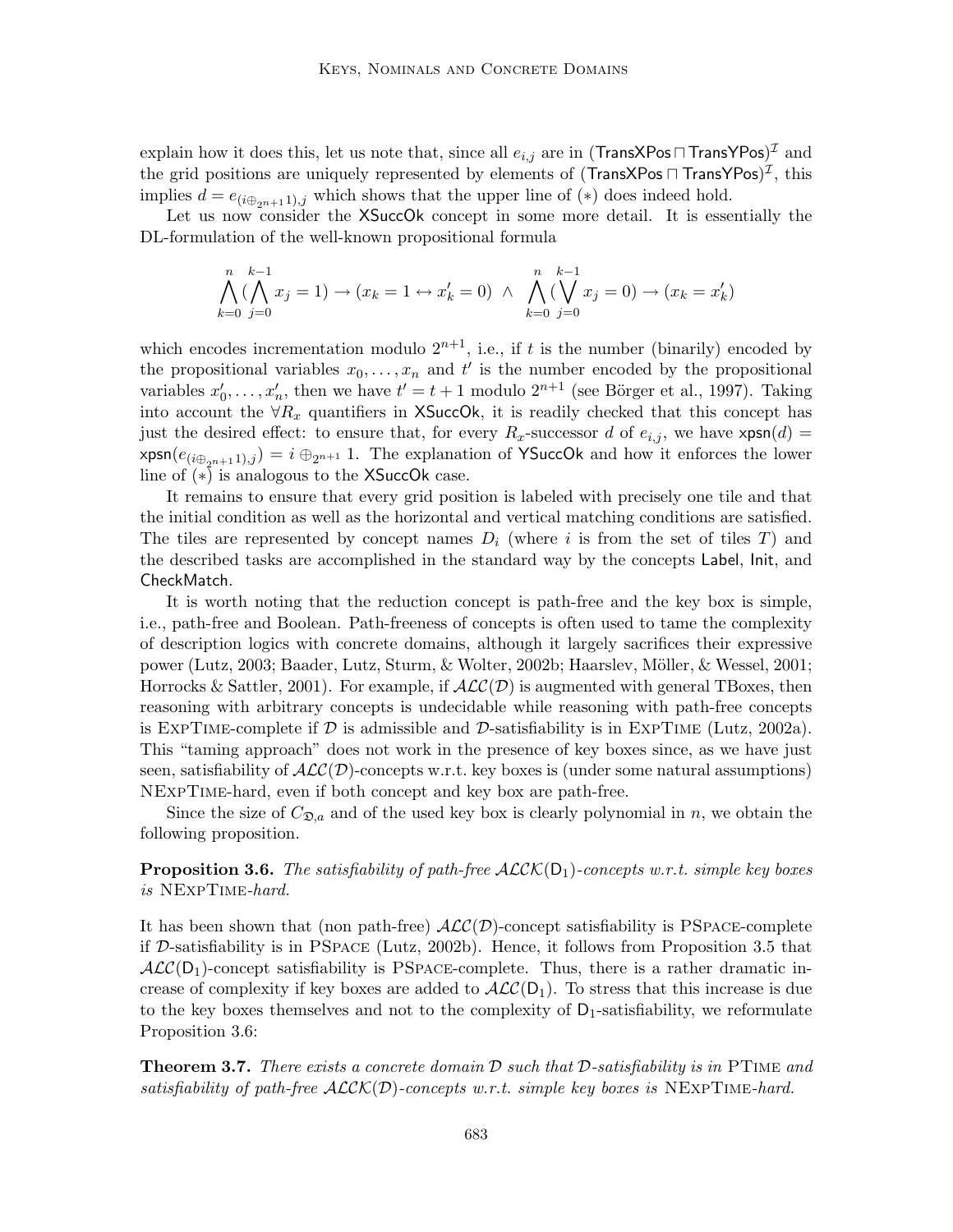explain how it does this, let us note that, since all $e_{i,j}$ are in $(\mathsf{TransXPos} \sqcap \mathsf{TransYPos})^{\mathcal{I}}$ and the grid positions are uniquely represented by elements of $(\mathsf{TransXPos} \sqcap \mathsf{TransYPos})^{\mathcal{I}}$, this implies $d = e_{(i \oplus_{2^{n+1}} 1),j}$ which shows that the upper line of $(*)$ does indeed hold.

Let us now consider the XSuccOk concept in some more detail. It is essentially the DL-formulation of the well-known propositional formula

$$\bigwedge_{k=0}^{n} (\bigwedge_{j=0}^{k-1} x_j = 1) \rightarrow (x_k = 1 \leftrightarrow x'_k = 0) \;\wedge\; \bigwedge_{k=0}^{n} (\bigvee_{j=0}^{k-1} x_j = 0) \rightarrow (x_k = x'_k)$$

which encodes incrementation modulo $2^{n+1}$, i.e., if $t$ is the number (binarily) encoded by the propositional variables $x_0, \ldots, x_n$ and $t'$ is the number encoded by the propositional variables $x'_0, \ldots, x'_n$, then we have $t' = t + 1$ modulo $2^{n+1}$ (see Börger et al., 1997). Taking into account the $\forall R_x$ quantifiers in XSuccOk, it is readily checked that this concept has just the desired effect: to ensure that, for every $R_x$-successor $d$ of $e_{i,j}$, we have $\mathsf{xpsn}(d) = \mathsf{xpsn}(e_{(i \oplus_{2^{n+1}} 1),j}) = i \oplus_{2^{n+1}} 1$. The explanation of YSuccOk and how it enforces the lower line of $(*)$ is analogous to the XSuccOk case.

It remains to ensure that every grid position is labeled with precisely one tile and that the initial condition as well as the horizontal and vertical matching conditions are satisfied. The tiles are represented by concept names $D_i$ (where $i$ is from the set of tiles $T$) and the described tasks are accomplished in the standard way by the concepts Label, Init, and CheckMatch.

It is worth noting that the reduction concept is path-free and the key box is simple, i.e., path-free and Boolean. Path-freeness of concepts is often used to tame the complexity of description logics with concrete domains, although it largely sacrifices their expressive power (Lutz, 2003; Baader, Lutz, Sturm, & Wolter, 2002b; Haarslev, Möller, & Wessel, 2001; Horrocks & Sattler, 2001). For example, if $\mathcal{ALC}(\mathcal{D})$ is augmented with general TBoxes, then reasoning with arbitrary concepts is undecidable while reasoning with path-free concepts is ExpTime-complete if $\mathcal{D}$ is admissible and $\mathcal{D}$-satisfiability is in ExpTime (Lutz, 2002a). This "taming approach" does not work in the presence of key boxes since, as we have just seen, satisfiability of $\mathcal{ALC}(\mathcal{D})$-concepts w.r.t. key boxes is (under some natural assumptions) NExpTime-hard, even if both concept and key box are path-free.

Since the size of $C_{\mathfrak{D},a}$ and of the used key box is clearly polynomial in $n$, we obtain the following proposition.

**Proposition 3.6.** *The satisfiability of path-free $\mathcal{ALCK}(\mathsf{D}_1)$-concepts w.r.t. simple key boxes is* NExpTime*-hard.*

It has been shown that (non path-free) $\mathcal{ALC}(\mathcal{D})$-concept satisfiability is PSpace-complete if $\mathcal{D}$-satisfiability is in PSpace (Lutz, 2002b). Hence, it follows from Proposition 3.5 that $\mathcal{ALC}(\mathsf{D}_1)$-concept satisfiability is PSpace-complete. Thus, there is a rather dramatic increase of complexity if key boxes are added to $\mathcal{ALC}(\mathsf{D}_1)$. To stress that this increase is due to the key boxes themselves and not to the complexity of $\mathsf{D}_1$-satisfiability, we reformulate Proposition 3.6:

**Theorem 3.7.** *There exists a concrete domain $\mathcal{D}$ such that $\mathcal{D}$-satisfiability is in* PTime *and satisfiability of path-free $\mathcal{ALCK}(\mathcal{D})$-concepts w.r.t. simple key boxes is* NExpTime*-hard.*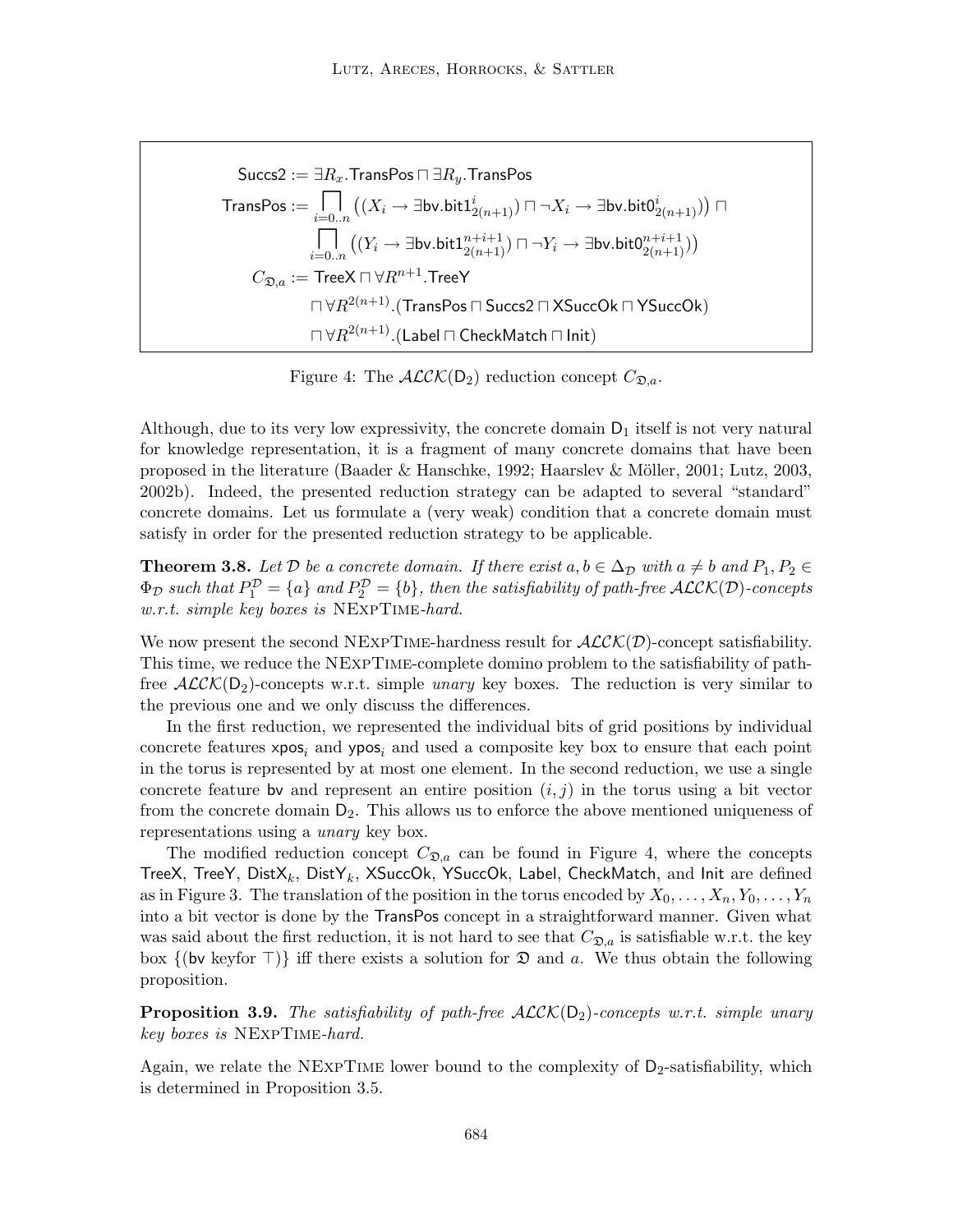$$
\begin{aligned}
\mathsf{Succs2} &:= \exists R_x.\mathsf{TransPos} \sqcap \exists R_y.\mathsf{TransPos} \\
\mathsf{TransPos} &:= \bigsqcap_{i=0..n} \big((X_i \rightarrow \exists \mathsf{bv}.\mathsf{bit1}^{i}_{2(n+1)}) \sqcap \neg X_i \rightarrow \exists \mathsf{bv}.\mathsf{bit0}^{i}_{2(n+1)})\big) \sqcap \\
&\phantom{:=} \bigsqcap_{i=0..n} \big((Y_i \rightarrow \exists \mathsf{bv}.\mathsf{bit1}^{n+i+1}_{2(n+1)}) \sqcap \neg Y_i \rightarrow \exists \mathsf{bv}.\mathsf{bit0}^{n+i+1}_{2(n+1)})\big) \\
C_{\mathfrak{D},a} &:= \mathsf{TreeX} \sqcap \forall R^{n+1}.\mathsf{TreeY} \\
&\phantom{:=} \sqcap \forall R^{2(n+1)}.(\mathsf{TransPos} \sqcap \mathsf{Succs2} \sqcap \mathsf{XSuccOk} \sqcap \mathsf{YSuccOk}) \\
&\phantom{:=} \sqcap \forall R^{2(n+1)}.(\mathsf{Label} \sqcap \mathsf{CheckMatch} \sqcap \mathsf{Init})
\end{aligned}
$$

Figure 4: The $\mathcal{ALCK}(\mathsf{D}_2)$ reduction concept $C_{\mathfrak{D},a}$.

Although, due to its very low expressivity, the concrete domain $\mathsf{D}_1$ itself is not very natural for knowledge representation, it is a fragment of many concrete domains that have been proposed in the literature (Baader & Hanschke, 1992; Haarslev & Möller, 2001; Lutz, 2003, 2002b). Indeed, the presented reduction strategy can be adapted to several "standard" concrete domains. Let us formulate a (very weak) condition that a concrete domain must satisfy in order for the presented reduction strategy to be applicable.

**Theorem 3.8.** *Let $\mathcal{D}$ be a concrete domain. If there exist $a, b \in \Delta_{\mathcal{D}}$ with $a \neq b$ and $P_1, P_2 \in \Phi_{\mathcal{D}}$ such that $P_1^{\mathcal{D}} = \{a\}$ and $P_2^{\mathcal{D}} = \{b\}$, then the satisfiability of path-free $\mathcal{ALCK}(\mathcal{D})$-concepts w.r.t. simple key boxes is* NExpTime*-hard.*

We now present the second NExpTime-hardness result for $\mathcal{ALCK}(\mathcal{D})$-concept satisfiability. This time, we reduce the NExpTime-complete domino problem to the satisfiability of path-free $\mathcal{ALCK}(\mathsf{D}_2)$-concepts w.r.t. simple *unary* key boxes. The reduction is very similar to the previous one and we only discuss the differences.

In the first reduction, we represented the individual bits of grid positions by individual concrete features $\mathsf{xpos}_i$ and $\mathsf{ypos}_i$ and used a composite key box to ensure that each point in the torus is represented by at most one element. In the second reduction, we use a single concrete feature $\mathsf{bv}$ and represent an entire position $(i, j)$ in the torus using a bit vector from the concrete domain $\mathsf{D}_2$. This allows us to enforce the above mentioned uniqueness of representations using a *unary* key box.

The modified reduction concept $C_{\mathfrak{D},a}$ can be found in Figure 4, where the concepts $\mathsf{TreeX}$, $\mathsf{TreeY}$, $\mathsf{DistX}_k$, $\mathsf{DistY}_k$, $\mathsf{XSuccOk}$, $\mathsf{YSuccOk}$, $\mathsf{Label}$, $\mathsf{CheckMatch}$, and $\mathsf{Init}$ are defined as in Figure 3. The translation of the position in the torus encoded by $X_0, \dots, X_n, Y_0, \dots, Y_n$ into a bit vector is done by the $\mathsf{TransPos}$ concept in a straightforward manner. Given what was said about the first reduction, it is not hard to see that $C_{\mathfrak{D},a}$ is satisfiable w.r.t. the key box $\{(\mathsf{bv}\ \mathsf{keyfor}\ \top)\}$ iff there exists a solution for $\mathfrak{D}$ and $a$. We thus obtain the following proposition.

**Proposition 3.9.** *The satisfiability of path-free $\mathcal{ALCK}(\mathsf{D}_2)$-concepts w.r.t. simple unary key boxes is* NExpTime*-hard.*

Again, we relate the NExpTime lower bound to the complexity of $\mathsf{D}_2$-satisfiability, which is determined in Proposition 3.5.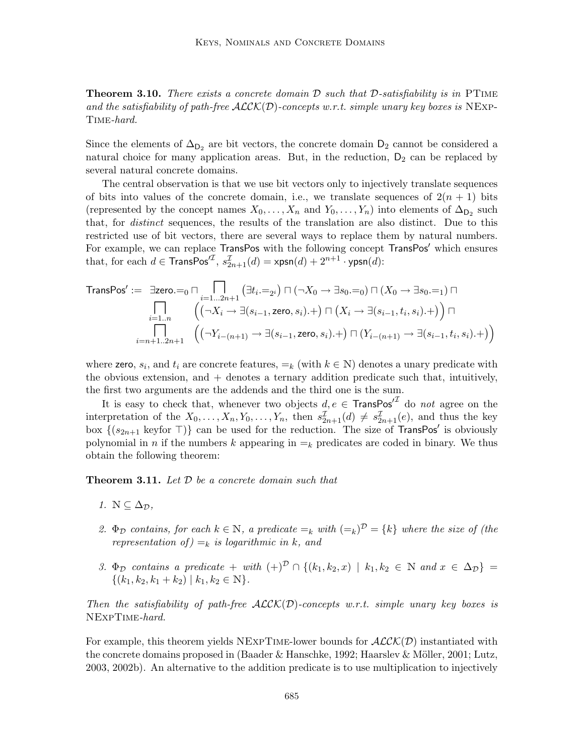**Theorem 3.10.** *There exists a concrete domain $\mathcal{D}$ such that $\mathcal{D}$-satisfiability is in* PTime *and the satisfiability of path-free $\mathcal{ALCK}(\mathcal{D})$-concepts w.r.t. simple unary key boxes is* NExpTime*-hard.*

Since the elements of $\Delta_{\mathsf{D}_2}$ are bit vectors, the concrete domain $\mathsf{D}_2$ cannot be considered a natural choice for many application areas. But, in the reduction, $\mathsf{D}_2$ can be replaced by several natural concrete domains.

The central observation is that we use bit vectors only to injectively translate sequences of bits into values of the concrete domain, i.e., we translate sequences of $2(n+1)$ bits (represented by the concept names $X_0, \ldots, X_n$ and $Y_0, \ldots, Y_n$) into elements of $\Delta_{\mathsf{D}_2}$ such that, for *distinct* sequences, the results of the translation are also distinct. Due to this restricted use of bit vectors, there are several ways to replace them by natural numbers. For example, we can replace $\mathsf{TransPos}$ with the following concept $\mathsf{TransPos}'$ which ensures that, for each $d \in \mathsf{TransPos}'^{\mathcal{I}}$, $s_{2n+1}^{\mathcal{I}}(d) = \mathsf{xpsn}(d) + 2^{n+1} \cdot \mathsf{ypsn}(d)$:

$$
\begin{aligned}
\mathsf{TransPos}' := \; & \exists \mathsf{zero}.{=_0} \sqcap \bigsqcap_{i=1\ldots 2n+1} \left(\exists t_i.{=_{2^i}}\right) \sqcap (\neg X_0 \rightarrow \exists s_0.{=_0}) \sqcap (X_0 \rightarrow \exists s_0.{=_1}) \sqcap \\
& \bigsqcap_{i=1..n} \Big( \left(\neg X_i \rightarrow \exists (s_{i-1}, \mathsf{zero}, s_i).+\right) \sqcap \left(X_i \rightarrow \exists (s_{i-1}, t_i, s_i).+\right) \Big) \sqcap \\
& \bigsqcap_{i=n+1..2n+1} \Big( \left(\neg Y_{i-(n+1)} \rightarrow \exists (s_{i-1}, \mathsf{zero}, s_i).+\right) \sqcap \left(Y_{i-(n+1)} \rightarrow \exists (s_{i-1}, t_i, s_i).+\right) \Big)
\end{aligned}
$$

where $\mathsf{zero}$, $s_i$, and $t_i$ are concrete features, $=_k$ (with $k \in \mathbb{N}$) denotes a unary predicate with the obvious extension, and $+$ denotes a ternary addition predicate such that, intuitively, the first two arguments are the addends and the third one is the sum.

It is easy to check that, whenever two objects $d, e \in \mathsf{TransPos}'^{\mathcal{I}}$ do *not* agree on the interpretation of the $X_0, \ldots, X_n, Y_0, \ldots, Y_n$, then $s_{2n+1}^{\mathcal{I}}(d) \neq s_{2n+1}^{\mathcal{I}}(e)$, and thus the key box $\{(s_{2n+1} \text{ keyfor } \top)\}$ can be used for the reduction. The size of $\mathsf{TransPos}'$ is obviously polynomial in $n$ if the numbers $k$ appearing in $=_k$ predicates are coded in binary. We thus obtain the following theorem:

**Theorem 3.11.** *Let $\mathcal{D}$ be a concrete domain such that*

1. *$\mathbb{N} \subseteq \Delta_{\mathcal{D}}$,*
2. *$\Phi_{\mathcal{D}}$ contains, for each $k \in \mathbb{N}$, a predicate $=_k$ with $(=_k)^{\mathcal{D}} = \{k\}$ where the size of (the representation of) $=_k$ is logarithmic in $k$, and*
3. *$\Phi_{\mathcal{D}}$ contains a predicate $+$ with $(+)^{\mathcal{D}} \cap \{(k_1, k_2, x) \mid k_1, k_2 \in \mathbb{N} \text{ and } x \in \Delta_{\mathcal{D}}\} = \{(k_1, k_2, k_1 + k_2) \mid k_1, k_2 \in \mathbb{N}\}$.*

*Then the satisfiability of path-free $\mathcal{ALCK}(\mathcal{D})$-concepts w.r.t. simple unary key boxes is* NExpTime*-hard.*

For example, this theorem yields NExpTime-lower bounds for $\mathcal{ALCK}(\mathcal{D})$ instantiated with the concrete domains proposed in (Baader & Hanschke, 1992; Haarslev & Möller, 2001; Lutz, 2003, 2002b). An alternative to the addition predicate is to use multiplication to injectively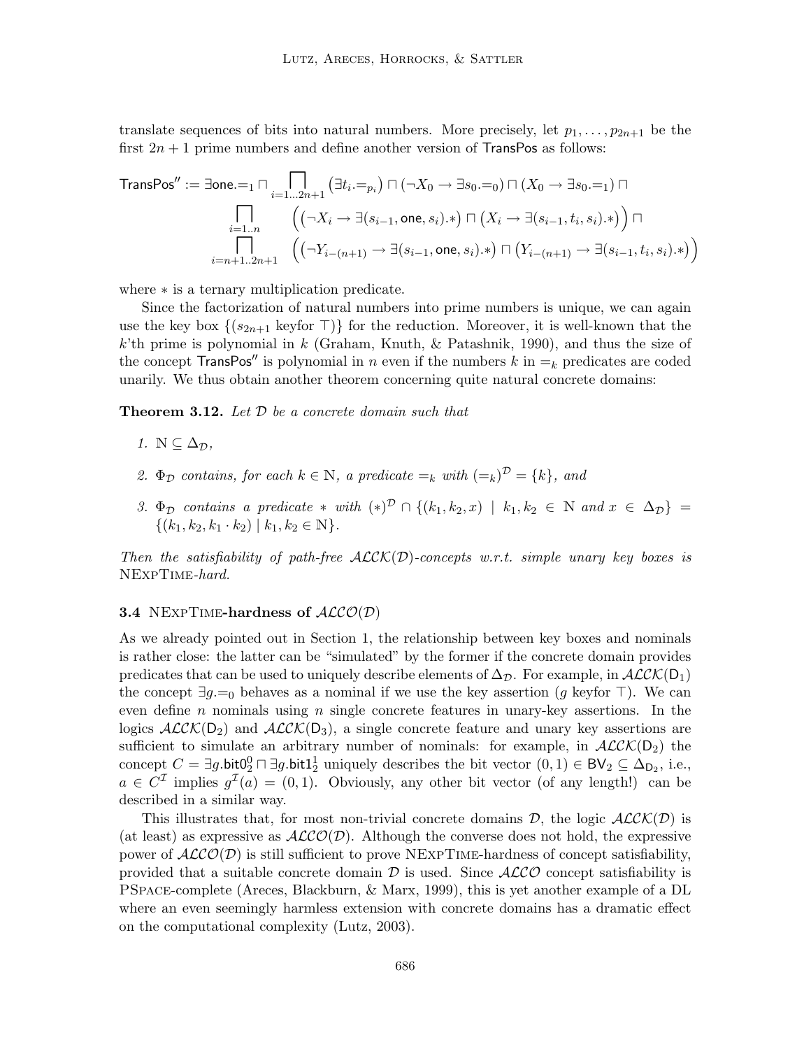translate sequences of bits into natural numbers. More precisely, let $p_1, \ldots, p_{2n+1}$ be the first $2n+1$ prime numbers and define another version of $\mathsf{TransPos}$ as follows:

$$
\begin{aligned}
\mathsf{TransPos}'' := \exists \mathsf{one}.{=_1} \sqcap \bigsqcap_{i=1\ldots 2n+1} \big(\exists t_i.{=_{p_i}}\big) \sqcap (\neg X_0 \rightarrow \exists s_0.{=_0}) \sqcap (X_0 \rightarrow \exists s_0.{=_1}) \sqcap \\
\bigsqcap_{i=1..n} \quad \Big( \big(\neg X_i \rightarrow \exists (s_{i-1}, \mathsf{one}, s_i).*\big) \sqcap \big(X_i \rightarrow \exists (s_{i-1}, t_i, s_i).*\big) \Big) \sqcap \\
\bigsqcap_{i=n+1..2n+1} \quad \Big( \big(\neg Y_{i-(n+1)} \rightarrow \exists (s_{i-1}, \mathsf{one}, s_i).*\big) \sqcap \big(Y_{i-(n+1)} \rightarrow \exists (s_{i-1}, t_i, s_i).*\big) \Big)
\end{aligned}
$$

where $*$ is a ternary multiplication predicate.

Since the factorization of natural numbers into prime numbers is unique, we can again use the key box $\{(s_{2n+1} \text{ keyfor } \top)\}$ for the reduction. Moreover, it is well-known that the $k$'th prime is polynomial in $k$ (Graham, Knuth, & Patashnik, 1990), and thus the size of the concept $\mathsf{TransPos}''$ is polynomial in $n$ even if the numbers $k$ in $=_k$ predicates are coded unarily. We thus obtain another theorem concerning quite natural concrete domains:

**Theorem 3.12.** *Let $\mathcal{D}$ be a concrete domain such that*

1. $\mathbb{N} \subseteq \Delta_{\mathcal{D}}$,
2. *$\Phi_{\mathcal{D}}$ contains, for each $k \in \mathbb{N}$, a predicate $=_k$ with $(=_k)^{\mathcal{D}} = \{k\}$, and*
3. *$\Phi_{\mathcal{D}}$ contains a predicate $*$ with $(*)^{\mathcal{D}} \cap \{(k_1, k_2, x) \mid k_1, k_2 \in \mathbb{N} \text{ and } x \in \Delta_{\mathcal{D}}\} = \{(k_1, k_2, k_1 \cdot k_2) \mid k_1, k_2 \in \mathbb{N}\}$.*

*Then the satisfiability of path-free $\mathcal{ALCK}(\mathcal{D})$-concepts w.r.t. simple unary key boxes is* NExpTime*-hard.*

### 3.4 NExpTime-hardness of $\mathcal{ALCO}(\mathcal{D})$

As we already pointed out in Section 1, the relationship between key boxes and nominals is rather close: the latter can be "simulated" by the former if the concrete domain provides predicates that can be used to uniquely describe elements of $\Delta_{\mathcal{D}}$. For example, in $\mathcal{ALCK}(\mathsf{D}_1)$ the concept $\exists g.{=_0}$ behaves as a nominal if we use the key assertion ($g$ keyfor $\top$). We can even define $n$ nominals using $n$ single concrete features in unary-key assertions. In the logics $\mathcal{ALCK}(\mathsf{D}_2)$ and $\mathcal{ALCK}(\mathsf{D}_3)$, a single concrete feature and unary key assertions are sufficient to simulate an arbitrary number of nominals: for example, in $\mathcal{ALCK}(\mathsf{D}_2)$ the concept $C = \exists g.\mathsf{bit0}^0_2 \sqcap \exists g.\mathsf{bit1}^1_2$ uniquely describes the bit vector $(0,1) \in \mathsf{BV}_2 \subseteq \Delta_{\mathsf{D}_2}$, i.e., $a \in C^{\mathcal{I}}$ implies $g^{\mathcal{I}}(a) = (0,1)$. Obviously, any other bit vector (of any length!) can be described in a similar way.

This illustrates that, for most non-trivial concrete domains $\mathcal{D}$, the logic $\mathcal{ALCK}(\mathcal{D})$ is (at least) as expressive as $\mathcal{ALCO}(\mathcal{D})$. Although the converse does not hold, the expressive power of $\mathcal{ALCO}(\mathcal{D})$ is still sufficient to prove NExpTime-hardness of concept satisfiability, provided that a suitable concrete domain $\mathcal{D}$ is used. Since $\mathcal{ALCO}$ concept satisfiability is PSpace-complete (Areces, Blackburn, & Marx, 1999), this is yet another example of a DL where an even seemingly harmless extension with concrete domains has a dramatic effect on the computational complexity (Lutz, 2003).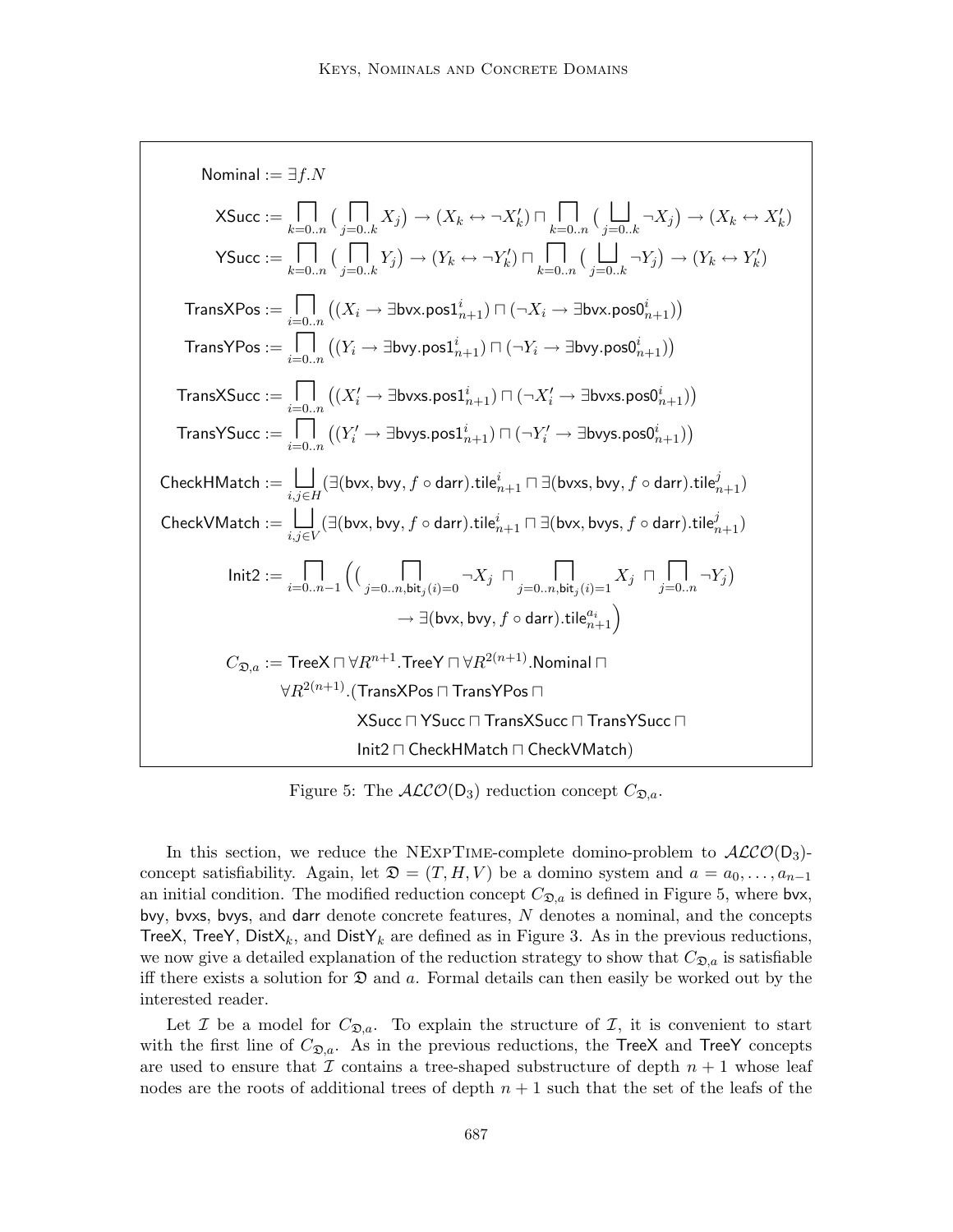$$\mathsf{Nominal} := \exists f.N$$

$$\mathsf{XSucc} := \bigsqcap_{k=0..n} \big( \bigsqcap_{j=0..k} X_j \big) \rightarrow (X_k \leftrightarrow \neg X'_k) \sqcap \bigsqcap_{k=0..n} \big( \bigsqcup_{j=0..k} \neg X_j \big) \rightarrow (X_k \leftrightarrow X'_k)$$

$$\mathsf{YSucc} := \bigsqcap_{k=0..n} \big( \bigsqcap_{j=0..k} Y_j \big) \rightarrow (Y_k \leftrightarrow \neg Y'_k) \sqcap \bigsqcap_{k=0..n} \big( \bigsqcup_{j=0..k} \neg Y_j \big) \rightarrow (Y_k \leftrightarrow Y'_k)$$

$$\mathsf{TransXPos} := \bigsqcap_{i=0..n} \big( (X_i \rightarrow \exists \mathsf{bvx}.\mathsf{pos1}^i_{n+1}) \sqcap (\neg X_i \rightarrow \exists \mathsf{bvx}.\mathsf{pos0}^i_{n+1}) \big)$$

$$\mathsf{TransYPos} := \bigsqcap_{i=0..n} \big( (Y_i \rightarrow \exists \mathsf{bvy}.\mathsf{pos1}^i_{n+1}) \sqcap (\neg Y_i \rightarrow \exists \mathsf{bvy}.\mathsf{pos0}^i_{n+1}) \big)$$

$$\mathsf{TransXSucc} := \bigsqcap_{i=0..n} \big( (X'_i \rightarrow \exists \mathsf{bvxs}.\mathsf{pos1}^i_{n+1}) \sqcap (\neg X'_i \rightarrow \exists \mathsf{bvxs}.\mathsf{pos0}^i_{n+1}) \big)$$

$$\mathsf{TransYSucc} := \bigsqcap_{i=0..n} \big( (Y'_i \rightarrow \exists \mathsf{bvys}.\mathsf{pos1}^i_{n+1}) \sqcap (\neg Y'_i \rightarrow \exists \mathsf{bvys}.\mathsf{pos0}^i_{n+1}) \big)$$

$$\mathsf{CheckHMatch} := \bigsqcup_{i,j \in H} (\exists (\mathsf{bvx}, \mathsf{bvy}, f \circ \mathsf{darr}).\mathsf{tile}^i_{n+1} \sqcap \exists (\mathsf{bvxs}, \mathsf{bvy}, f \circ \mathsf{darr}).\mathsf{tile}^j_{n+1})$$

$$\mathsf{CheckVMatch} := \bigsqcup_{i,j \in V} (\exists (\mathsf{bvx}, \mathsf{bvy}, f \circ \mathsf{darr}).\mathsf{tile}^i_{n+1} \sqcap \exists (\mathsf{bvx}, \mathsf{bvys}, f \circ \mathsf{darr}).\mathsf{tile}^j_{n+1})$$

$$\mathsf{Init2} := \bigsqcap_{i=0..n-1} \Big( \big( \bigsqcap_{j=0..n, \mathsf{bit}_j(i)=0} \neg X_j \ \sqcap \bigsqcap_{j=0..n, \mathsf{bit}_j(i)=1} X_j \ \sqcap \bigsqcap_{j=0..n} \neg Y_j \big) \rightarrow \exists (\mathsf{bvx}, \mathsf{bvy}, f \circ \mathsf{darr}).\mathsf{tile}^{a_i}_{n+1} \Big)$$

$$C_{\mathfrak{D},a} := \mathsf{TreeX} \sqcap \forall R^{n+1}.\mathsf{TreeY} \sqcap \forall R^{2(n+1)}.\mathsf{Nominal} \sqcap \forall R^{2(n+1)}.(\mathsf{TransXPos} \sqcap \mathsf{TransYPos} \sqcap \mathsf{XSucc} \sqcap \mathsf{YSucc} \sqcap \mathsf{TransXSucc} \sqcap \mathsf{TransYSucc} \sqcap \mathsf{Init2} \sqcap \mathsf{CheckHMatch} \sqcap \mathsf{CheckVMatch})$$

Figure 5: The $\mathcal{ALCO}(\mathsf{D}_3)$ reduction concept $C_{\mathfrak{D},a}$.

In this section, we reduce the NExpTime-complete domino-problem to $\mathcal{ALCO}(\mathsf{D}_3)$-concept satisfiability. Again, let $\mathfrak{D} = (T, H, V)$ be a domino system and $a = a_0, \ldots, a_{n-1}$ an initial condition. The modified reduction concept $C_{\mathfrak{D},a}$ is defined in Figure 5, where bvx, bvy, bvxs, bvys, and darr denote concrete features, $N$ denotes a nominal, and the concepts TreeX, TreeY, $\mathsf{DistX}_k$, and $\mathsf{DistY}_k$ are defined as in Figure 3. As in the previous reductions, we now give a detailed explanation of the reduction strategy to show that $C_{\mathfrak{D},a}$ is satisfiable iff there exists a solution for $\mathfrak{D}$ and $a$. Formal details can then easily be worked out by the interested reader.

Let $\mathcal{I}$ be a model for $C_{\mathfrak{D},a}$. To explain the structure of $\mathcal{I}$, it is convenient to start with the first line of $C_{\mathfrak{D},a}$. As in the previous reductions, the TreeX and TreeY concepts are used to ensure that $\mathcal{I}$ contains a tree-shaped substructure of depth $n + 1$ whose leaf nodes are the roots of additional trees of depth $n + 1$ such that the set of the leafs of the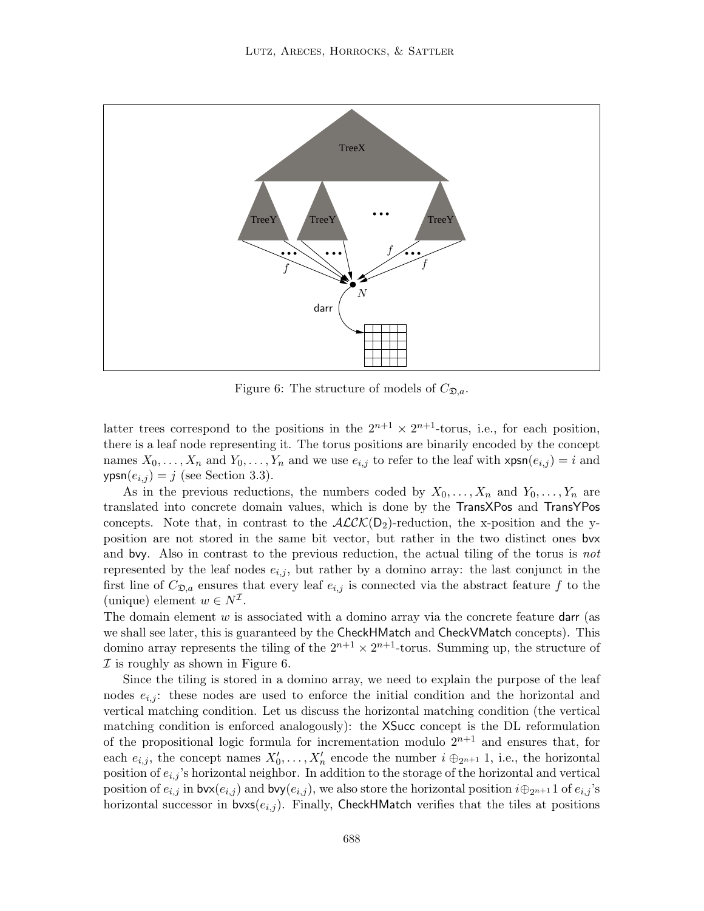Figure 6: The structure of models of $C_{\mathfrak{D},a}$.

latter trees correspond to the positions in the $2^{n+1} \times 2^{n+1}$-torus, i.e., for each position, there is a leaf node representing it. The torus positions are binarily encoded by the concept names $X_0, \ldots, X_n$ and $Y_0, \ldots, Y_n$ and we use $e_{i,j}$ to refer to the leaf with $\mathsf{xpsn}(e_{i,j}) = i$ and $\mathsf{ypsn}(e_{i,j}) = j$ (see Section 3.3).

As in the previous reductions, the numbers coded by $X_0, \ldots, X_n$ and $Y_0, \ldots, Y_n$ are translated into concrete domain values, which is done by the TransXPos and TransYPos concepts. Note that, in contrast to the $\mathcal{ALCK}(\mathsf{D}_2)$-reduction, the x-position and the y-position are not stored in the same bit vector, but rather in the two distinct ones bvx and bvy. Also in contrast to the previous reduction, the actual tiling of the torus is *not* represented by the leaf nodes $e_{i,j}$, but rather by a domino array: the last conjunct in the first line of $C_{\mathfrak{D},a}$ ensures that every leaf $e_{i,j}$ is connected via the abstract feature $f$ to the (unique) element $w \in N^{\mathcal{I}}$.
The domain element $w$ is associated with a domino array via the concrete feature darr (as we shall see later, this is guaranteed by the CheckHMatch and CheckVMatch concepts). This domino array represents the tiling of the $2^{n+1} \times 2^{n+1}$-torus. Summing up, the structure of $\mathcal{I}$ is roughly as shown in Figure 6.

Since the tiling is stored in a domino array, we need to explain the purpose of the leaf nodes $e_{i,j}$: these nodes are used to enforce the initial condition and the horizontal and vertical matching condition. Let us discuss the horizontal matching condition (the vertical matching condition is enforced analogously): the XSucc concept is the DL reformulation of the propositional logic formula for incrementation modulo $2^{n+1}$ and ensures that, for each $e_{i,j}$, the concept names $X'_0, \ldots, X'_n$ encode the number $i \oplus_{2^{n+1}} 1$, i.e., the horizontal position of $e_{i,j}$'s horizontal neighbor. In addition to the storage of the horizontal and vertical position of $e_{i,j}$ in $\mathsf{bvx}(e_{i,j})$ and $\mathsf{bvy}(e_{i,j})$, we also store the horizontal position $i \oplus_{2^{n+1}} 1$ of $e_{i,j}$'s horizontal successor in $\mathsf{bvxs}(e_{i,j})$. Finally, CheckHMatch verifies that the tiles at positions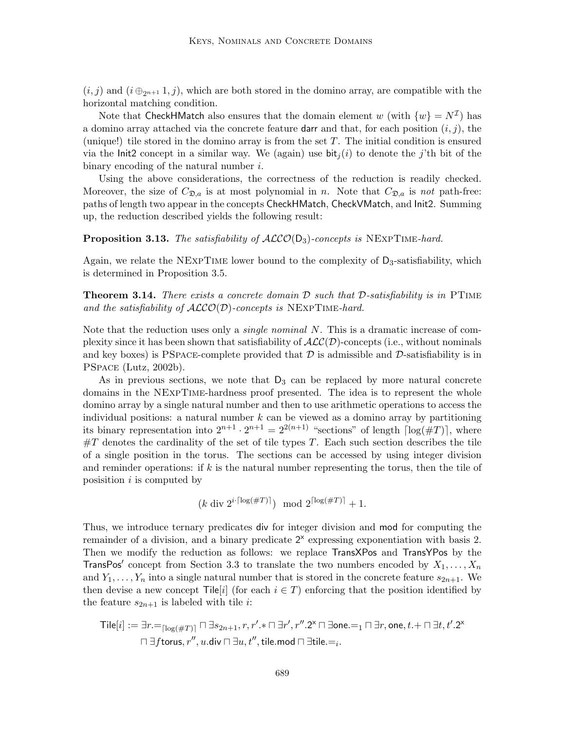$(i, j)$ and $(i \oplus_{2^{n+1}} 1, j)$, which are both stored in the domino array, are compatible with the horizontal matching condition.

Note that $\mathsf{CheckHMatch}$ also ensures that the domain element $w$ (with $\{w\} = N^{\mathcal{I}}$) has a domino array attached via the concrete feature $\mathsf{darr}$ and that, for each position $(i, j)$, the (unique!) tile stored in the domino array is from the set $T$. The initial condition is ensured via the $\mathsf{Init2}$ concept in a similar way. We (again) use $\mathsf{bit}_j(i)$ to denote the $j$'th bit of the binary encoding of the natural number $i$.

Using the above considerations, the correctness of the reduction is readily checked. Moreover, the size of $C_{\mathfrak{D},a}$ is at most polynomial in $n$. Note that $C_{\mathfrak{D},a}$ is *not* path-free: paths of length two appear in the concepts $\mathsf{CheckHMatch}$, $\mathsf{CheckVMatch}$, and $\mathsf{Init2}$. Summing up, the reduction described yields the following result:

**Proposition 3.13.** *The satisfiability of $\mathcal{ALCO}(\mathsf{D}_3)$-concepts is* NExpTime*-hard.*

Again, we relate the NExpTime lower bound to the complexity of $\mathsf{D}_3$-satisfiability, which is determined in Proposition 3.5.

**Theorem 3.14.** *There exists a concrete domain $\mathcal{D}$ such that $\mathcal{D}$-satisfiability is in* PTime *and the satisfiability of $\mathcal{ALCO}(\mathcal{D})$-concepts is* NExpTime*-hard.*

Note that the reduction uses only a *single nominal* $N$. This is a dramatic increase of complexity since it has been shown that satisfiability of $\mathcal{ALC}(\mathcal{D})$-concepts (i.e., without nominals and key boxes) is PSpace-complete provided that $\mathcal{D}$ is admissible and $\mathcal{D}$-satisfiability is in PSpace (Lutz, 2002b).

As in previous sections, we note that $\mathsf{D}_3$ can be replaced by more natural concrete domains in the NExpTime-hardness proof presented. The idea is to represent the whole domino array by a single natural number and then to use arithmetic operations to access the individual positions: a natural number $k$ can be viewed as a domino array by partitioning its binary representation into $2^{n+1} \cdot 2^{n+1} = 2^{2(n+1)}$ "sections" of length $\lceil \log(\#T) \rceil$, where $\#T$ denotes the cardinality of the set of tile types $T$. Each such section describes the tile of a single position in the torus. The sections can be accessed by using integer division and reminder operations: if $k$ is the natural number representing the torus, then the tile of posisition $i$ is computed by

$$(k \text{ div } 2^{i \cdot \lceil \log(\#T) \rceil}) \mod 2^{\lceil \log(\#T) \rceil} + 1.$$

Thus, we introduce ternary predicates $\mathsf{div}$ for integer division and $\mathsf{mod}$ for computing the remainder of a division, and a binary predicate $\mathsf{2^x}$ expressing exponentiation with basis 2. Then we modify the reduction as follows: we replace $\mathsf{TransXPos}$ and $\mathsf{TransYPos}$ by the $\mathsf{TransPos'}$ concept from Section 3.3 to translate the two numbers encoded by $X_1, \ldots, X_n$ and $Y_1, \ldots, Y_n$ into a single natural number that is stored in the concrete feature $s_{2n+1}$. We then devise a new concept $\mathsf{Tile}[i]$ (for each $i \in T$) enforcing that the position identified by the feature $s_{2n+1}$ is labeled with tile $i$:

$$\begin{aligned}
\mathsf{Tile}[i] := {} & \exists r.{=_{\lceil \log(\#T) \rceil}} \sqcap \exists s_{2n+1}, r, r'.{*} \sqcap \exists r', r''.\mathsf{2^x} \sqcap \exists \mathsf{one}.{=_1} \sqcap \exists r, \mathsf{one}, t.{+} \sqcap \exists t, t'.\mathsf{2^x} \\
& \sqcap \exists f \mathsf{torus}, r'', u.\mathsf{div} \sqcap \exists u, t'', \mathsf{tile}.\mathsf{mod} \sqcap \exists \mathsf{tile}.{=_i}.
\end{aligned}$$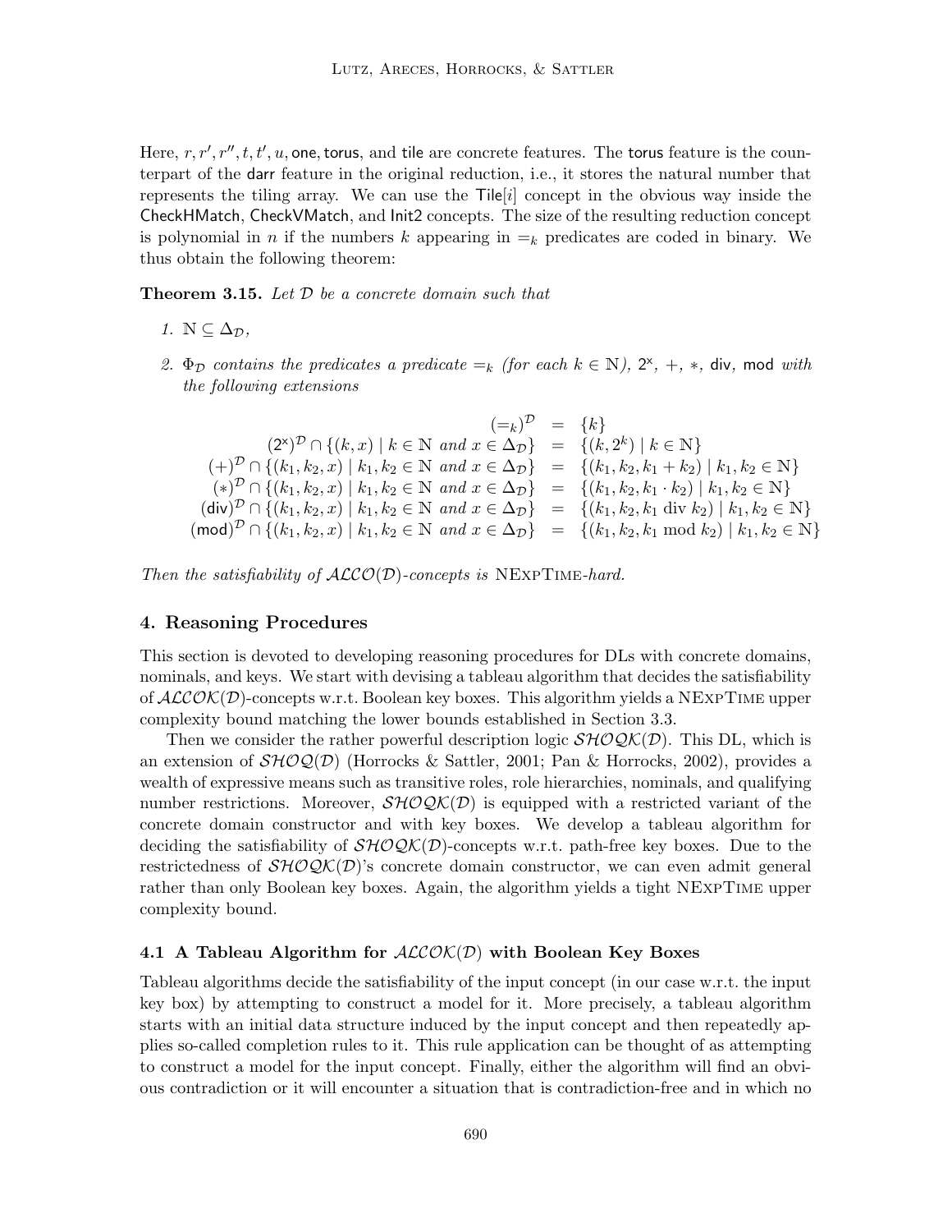Here, $r, r', r'', t, t', u$, $\mathsf{one}, \mathsf{torus}$, and $\mathsf{tile}$ are concrete features. The $\mathsf{torus}$ feature is the counterpart of the $\mathsf{darr}$ feature in the original reduction, i.e., it stores the natural number that represents the tiling array. We can use the $\mathsf{Tile}[i]$ concept in the obvious way inside the $\mathsf{CheckHMatch}$, $\mathsf{CheckVMatch}$, and $\mathsf{Init2}$ concepts. The size of the resulting reduction concept is polynomial in $n$ if the numbers $k$ appearing in $=_k$ predicates are coded in binary. We thus obtain the following theorem:

**Theorem 3.15.** *Let $\mathcal{D}$ be a concrete domain such that*

1. $\mathbb{N} \subseteq \Delta_\mathcal{D}$,
2. $\Phi_\mathcal{D}$ *contains the predicates a predicate $=_k$ (for each $k \in \mathbb{N}$), $\mathsf{2^x}$, $+$, $*$, $\mathsf{div}$, $\mathsf{mod}$ with the following extensions*

$$
\begin{array}{rcl}
(=_k)^\mathcal{D} & = & \{k\} \\
(\mathsf{2^x})^\mathcal{D} \cap \{(k,x) \mid k \in \mathbb{N} \text{ and } x \in \Delta_\mathcal{D}\} & = & \{(k, 2^k) \mid k \in \mathbb{N}\} \\
(+)^\mathcal{D} \cap \{(k_1,k_2,x) \mid k_1,k_2 \in \mathbb{N} \text{ and } x \in \Delta_\mathcal{D}\} & = & \{(k_1,k_2,k_1+k_2) \mid k_1,k_2 \in \mathbb{N}\} \\
(*)^\mathcal{D} \cap \{(k_1,k_2,x) \mid k_1,k_2 \in \mathbb{N} \text{ and } x \in \Delta_\mathcal{D}\} & = & \{(k_1,k_2,k_1 \cdot k_2) \mid k_1,k_2 \in \mathbb{N}\} \\
(\mathsf{div})^\mathcal{D} \cap \{(k_1,k_2,x) \mid k_1,k_2 \in \mathbb{N} \text{ and } x \in \Delta_\mathcal{D}\} & = & \{(k_1,k_2,k_1 \text{ div } k_2) \mid k_1,k_2 \in \mathbb{N}\} \\
(\mathsf{mod})^\mathcal{D} \cap \{(k_1,k_2,x) \mid k_1,k_2 \in \mathbb{N} \text{ and } x \in \Delta_\mathcal{D}\} & = & \{(k_1,k_2,k_1 \text{ mod } k_2) \mid k_1,k_2 \in \mathbb{N}\}
\end{array}
$$

*Then the satisfiability of $\mathcal{ALCO}(\mathcal{D})$-concepts is* NExpTime*-hard.*

## 4. Reasoning Procedures

This section is devoted to developing reasoning procedures for DLs with concrete domains, nominals, and keys. We start with devising a tableau algorithm that decides the satisfiability of $\mathcal{ALCOK}(\mathcal{D})$-concepts w.r.t. Boolean key boxes. This algorithm yields a NExpTime upper complexity bound matching the lower bounds established in Section 3.3.

Then we consider the rather powerful description logic $\mathcal{SHOQK}(\mathcal{D})$. This DL, which is an extension of $\mathcal{SHOQ}(\mathcal{D})$ (Horrocks & Sattler, 2001; Pan & Horrocks, 2002), provides a wealth of expressive means such as transitive roles, role hierarchies, nominals, and qualifying number restrictions. Moreover, $\mathcal{SHOQK}(\mathcal{D})$ is equipped with a restricted variant of the concrete domain constructor and with key boxes. We develop a tableau algorithm for deciding the satisfiability of $\mathcal{SHOQK}(\mathcal{D})$-concepts w.r.t. path-free key boxes. Due to the restrictedness of $\mathcal{SHOQK}(\mathcal{D})$'s concrete domain constructor, we can even admit general rather than only Boolean key boxes. Again, the algorithm yields a tight NExpTime upper complexity bound.

### 4.1 A Tableau Algorithm for $\mathcal{ALCOK}(\mathcal{D})$ with Boolean Key Boxes

Tableau algorithms decide the satisfiability of the input concept (in our case w.r.t. the input key box) by attempting to construct a model for it. More precisely, a tableau algorithm starts with an initial data structure induced by the input concept and then repeatedly applies so-called completion rules to it. This rule application can be thought of as attempting to construct a model for the input concept. Finally, either the algorithm will find an obvious contradiction or it will encounter a situation that is contradiction-free and in which no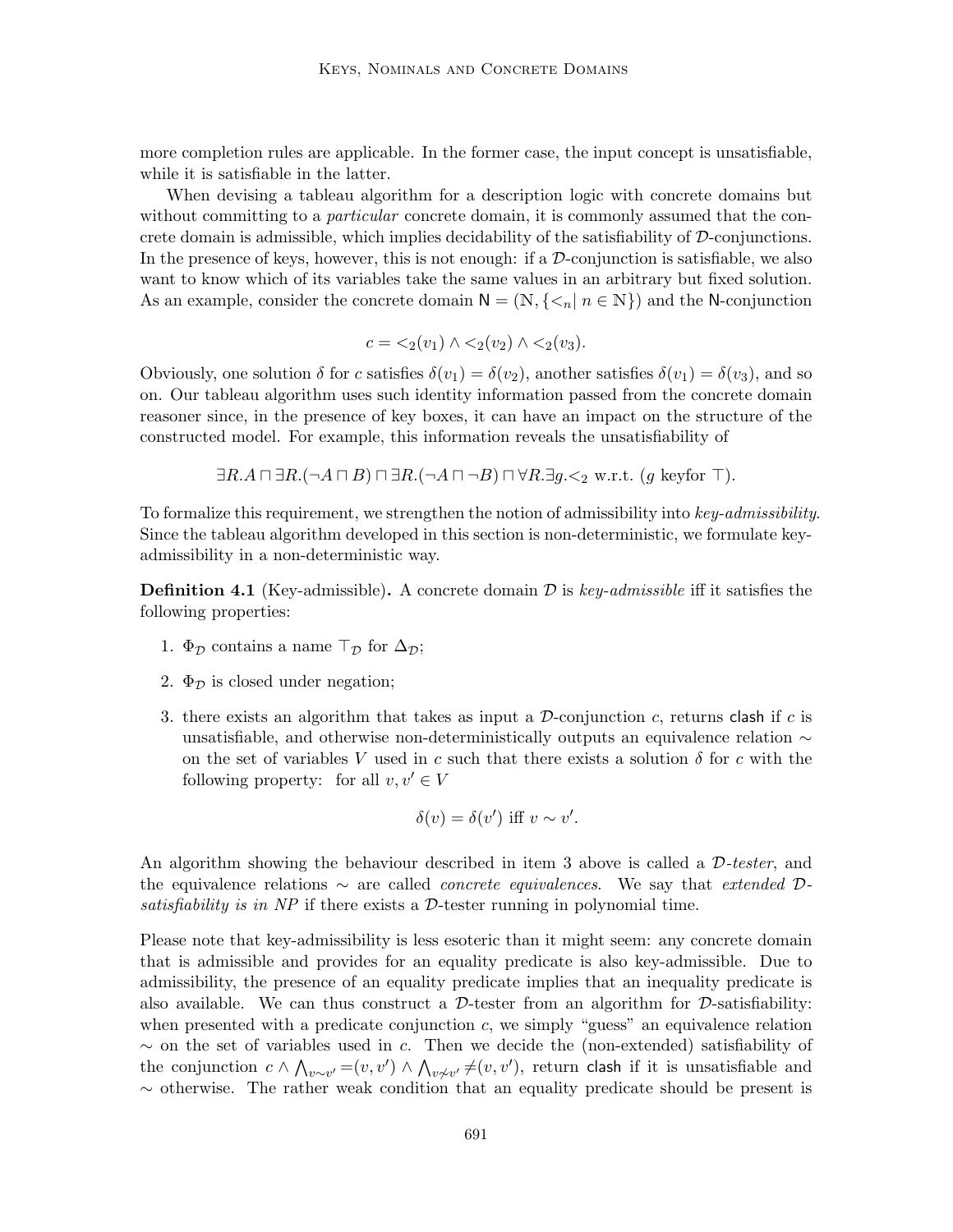more completion rules are applicable. In the former case, the input concept is unsatisfiable, while it is satisfiable in the latter.

When devising a tableau algorithm for a description logic with concrete domains but without committing to a *particular* concrete domain, it is commonly assumed that the concrete domain is admissible, which implies decidability of the satisfiability of $\mathcal{D}$-conjunctions. In the presence of keys, however, this is not enough: if a $\mathcal{D}$-conjunction is satisfiable, we also want to know which of its variables take the same values in an arbitrary but fixed solution. As an example, consider the concrete domain $\mathsf{N} = (\mathbb{N}, \{<_n \mid n \in \mathbb{N}\})$ and the $\mathsf{N}$-conjunction

$$c = <_2(v_1) \wedge <_2(v_2) \wedge <_2(v_3).$$

Obviously, one solution $\delta$ for $c$ satisfies $\delta(v_1) = \delta(v_2)$, another satisfies $\delta(v_1) = \delta(v_3)$, and so on. Our tableau algorithm uses such identity information passed from the concrete domain reasoner since, in the presence of key boxes, it can have an impact on the structure of the constructed model. For example, this information reveals the unsatisfiability of

$$\exists R.A \sqcap \exists R.(\neg A \sqcap B) \sqcap \exists R.(\neg A \sqcap \neg B) \sqcap \forall R.\exists g.<_2 \text{ w.r.t. } (g \text{ keyfor } \top).$$

To formalize this requirement, we strengthen the notion of admissibility into *key-admissibility*. Since the tableau algorithm developed in this section is non-deterministic, we formulate key-admissibility in a non-deterministic way.

**Definition 4.1** (Key-admissible)**.** A concrete domain $\mathcal{D}$ is *key-admissible* iff it satisfies the following properties:

1. $\Phi_\mathcal{D}$ contains a name $\top_\mathcal{D}$ for $\Delta_\mathcal{D}$;
2. $\Phi_\mathcal{D}$ is closed under negation;
3. there exists an algorithm that takes as input a $\mathcal{D}$-conjunction $c$, returns $\mathsf{clash}$ if $c$ is unsatisfiable, and otherwise non-deterministically outputs an equivalence relation $\sim$ on the set of variables $V$ used in $c$ such that there exists a solution $\delta$ for $c$ with the following property: for all $v, v' \in V$

$$\delta(v) = \delta(v') \text{ iff } v \sim v'.$$

An algorithm showing the behaviour described in item 3 above is called a *$\mathcal{D}$-tester*, and the equivalence relations $\sim$ are called *concrete equivalences*. We say that *extended $\mathcal{D}$-satisfiability is in NP* if there exists a $\mathcal{D}$-tester running in polynomial time.

Please note that key-admissibility is less esoteric than it might seem: any concrete domain that is admissible and provides for an equality predicate is also key-admissible. Due to admissibility, the presence of an equality predicate implies that an inequality predicate is also available. We can thus construct a $\mathcal{D}$-tester from an algorithm for $\mathcal{D}$-satisfiability: when presented with a predicate conjunction $c$, we simply "guess" an equivalence relation $\sim$ on the set of variables used in $c$. Then we decide the (non-extended) satisfiability of the conjunction $c \wedge \bigwedge_{v \sim v'} =(v, v') \wedge \bigwedge_{v \not\sim v'} \neq(v, v')$, return $\mathsf{clash}$ if it is unsatisfiable and $\sim$ otherwise. The rather weak condition that an equality predicate should be present is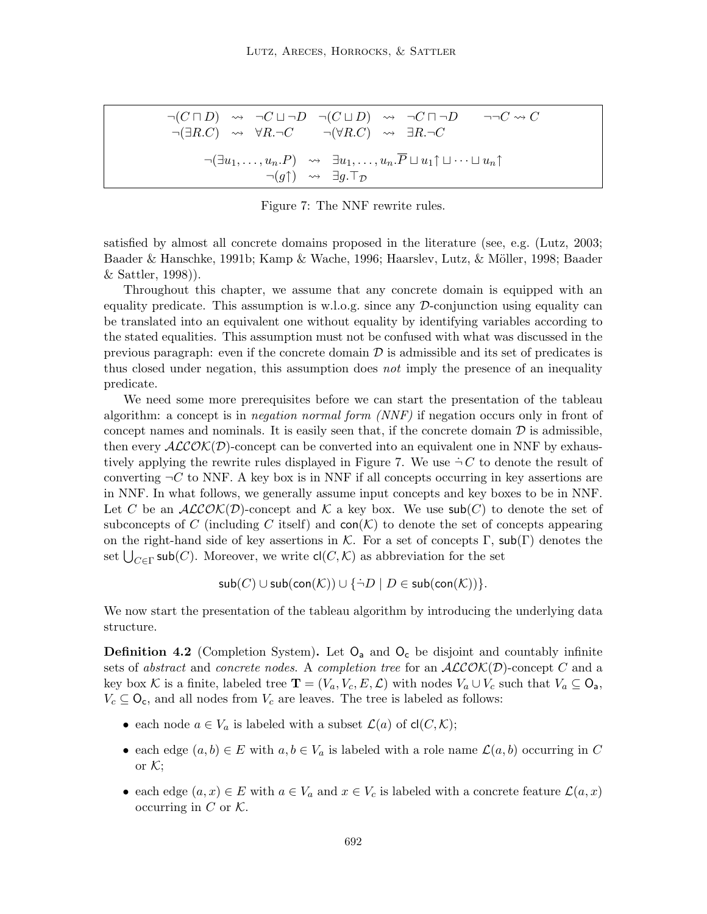$$
\begin{array}{llllllll}
\neg(C \sqcap D) & \rightsquigarrow & \neg C \sqcup \neg D & \neg(C \sqcup D) & \rightsquigarrow & \neg C \sqcap \neg D & & \neg\neg C \rightsquigarrow C \\
\neg(\exists R.C) & \rightsquigarrow & \forall R.\neg C & \neg(\forall R.C) & \rightsquigarrow & \exists R.\neg C & &
\end{array}
$$

$$
\begin{array}{lll}
\neg(\exists u_1, \ldots, u_n.P) & \rightsquigarrow & \exists u_1, \ldots, u_n.\overline{P} \sqcup u_1\uparrow \sqcup \cdots \sqcup u_n\uparrow \\
\neg(g\uparrow) & \rightsquigarrow & \exists g.\top_{\mathcal{D}}
\end{array}
$$

Figure 7: The NNF rewrite rules.

satisfied by almost all concrete domains proposed in the literature (see, e.g. (Lutz, 2003; Baader & Hanschke, 1991b; Kamp & Wache, 1996; Haarslev, Lutz, & Möller, 1998; Baader & Sattler, 1998)).

Throughout this chapter, we assume that any concrete domain is equipped with an equality predicate. This assumption is w.l.o.g. since any $\mathcal{D}$-conjunction using equality can be translated into an equivalent one without equality by identifying variables according to the stated equalities. This assumption must not be confused with what was discussed in the previous paragraph: even if the concrete domain $\mathcal{D}$ is admissible and its set of predicates is thus closed under negation, this assumption does *not* imply the presence of an inequality predicate.

We need some more prerequisites before we can start the presentation of the tableau algorithm: a concept is in *negation normal form (NNF)* if negation occurs only in front of concept names and nominals. It is easily seen that, if the concrete domain $\mathcal{D}$ is admissible, then every $\mathcal{ALCOK}(\mathcal{D})$-concept can be converted into an equivalent one in NNF by exhaustively applying the rewrite rules displayed in Figure 7. We use $\dot{\neg} C$ to denote the result of converting $\neg C$ to NNF. A key box is in NNF if all concepts occurring in key assertions are in NNF. In what follows, we generally assume input concepts and key boxes to be in NNF. Let $C$ be an $\mathcal{ALCOK}(\mathcal{D})$-concept and $\mathcal{K}$ a key box. We use $\mathsf{sub}(C)$ to denote the set of subconcepts of $C$ (including $C$ itself) and $\mathsf{con}(\mathcal{K})$ to denote the set of concepts appearing on the right-hand side of key assertions in $\mathcal{K}$. For a set of concepts $\Gamma$, $\mathsf{sub}(\Gamma)$ denotes the set $\bigcup_{C \in \Gamma} \mathsf{sub}(C)$. Moreover, we write $\mathsf{cl}(C, \mathcal{K})$ as abbreviation for the set

$$\mathsf{sub}(C) \cup \mathsf{sub}(\mathsf{con}(\mathcal{K})) \cup \{\dot{\neg} D \mid D \in \mathsf{sub}(\mathsf{con}(\mathcal{K}))\}.$$

We now start the presentation of the tableau algorithm by introducing the underlying data structure.

**Definition 4.2** (Completion System)**.** Let $\mathsf{O_a}$ and $\mathsf{O_c}$ be disjoint and countably infinite sets of *abstract* and *concrete nodes*. A *completion tree* for an $\mathcal{ALCOK}(\mathcal{D})$-concept $C$ and a key box $\mathcal{K}$ is a finite, labeled tree $\mathbf{T} = (V_a, V_c, E, \mathcal{L})$ with nodes $V_a \cup V_c$ such that $V_a \subseteq \mathsf{O_a}$, $V_c \subseteq \mathsf{O_c}$, and all nodes from $V_c$ are leaves. The tree is labeled as follows:

- each node $a \in V_a$ is labeled with a subset $\mathcal{L}(a)$ of $\mathsf{cl}(C, \mathcal{K})$;
- each edge $(a, b) \in E$ with $a, b \in V_a$ is labeled with a role name $\mathcal{L}(a, b)$ occurring in $C$ or $\mathcal{K}$;
- each edge $(a, x) \in E$ with $a \in V_a$ and $x \in V_c$ is labeled with a concrete feature $\mathcal{L}(a, x)$ occurring in $C$ or $\mathcal{K}$.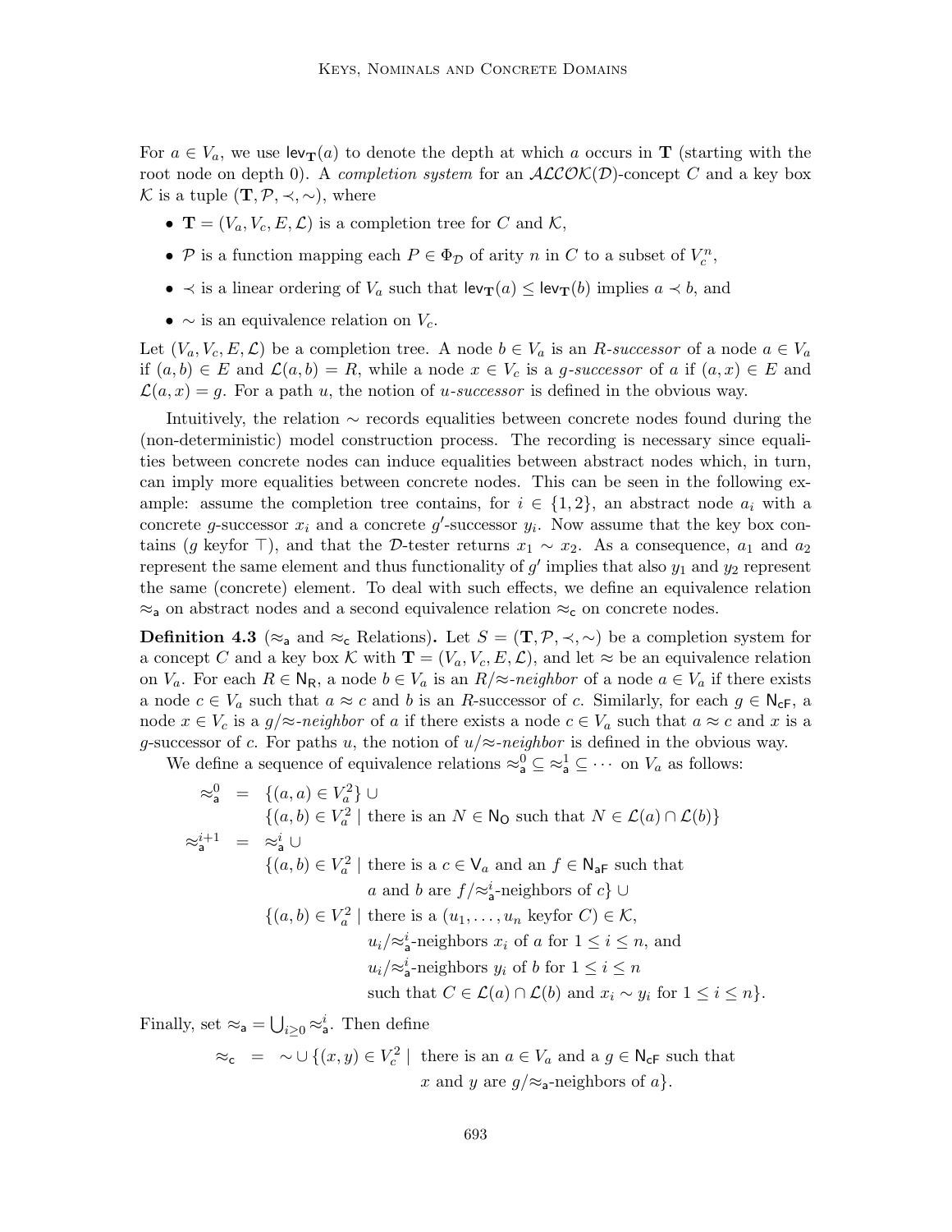For $a \in V_a$, we use $\mathsf{lev}_{\mathbf{T}}(a)$ to denote the depth at which $a$ occurs in $\mathbf{T}$ (starting with the root node on depth 0). A *completion system* for an $\mathcal{ALCOK}(\mathcal{D})$-concept $C$ and a key box $\mathcal{K}$ is a tuple $(\mathbf{T}, \mathcal{P}, \prec, \sim)$, where

- $\mathbf{T} = (V_a, V_c, E, \mathcal{L})$ is a completion tree for $C$ and $\mathcal{K}$,
- $\mathcal{P}$ is a function mapping each $P \in \Phi_{\mathcal{D}}$ of arity $n$ in $C$ to a subset of $V_c^n$,
- $\prec$ is a linear ordering of $V_a$ such that $\mathsf{lev}_{\mathbf{T}}(a) \leq \mathsf{lev}_{\mathbf{T}}(b)$ implies $a \prec b$, and
- $\sim$ is an equivalence relation on $V_c$.

Let $(V_a, V_c, E, \mathcal{L})$ be a completion tree. A node $b \in V_a$ is an *$R$-successor* of a node $a \in V_a$ if $(a, b) \in E$ and $\mathcal{L}(a, b) = R$, while a node $x \in V_c$ is a *$g$-successor* of $a$ if $(a, x) \in E$ and $\mathcal{L}(a, x) = g$. For a path $u$, the notion of *$u$-successor* is defined in the obvious way.

Intuitively, the relation $\sim$ records equalities between concrete nodes found during the (non-deterministic) model construction process. The recording is necessary since equalities between concrete nodes can induce equalities between abstract nodes which, in turn, can imply more equalities between concrete nodes. This can be seen in the following example: assume the completion tree contains, for $i \in \{1, 2\}$, an abstract node $a_i$ with a concrete $g$-successor $x_i$ and a concrete $g'$-successor $y_i$. Now assume that the key box contains ($g$ keyfor $\top$), and that the $\mathcal{D}$-tester returns $x_1 \sim x_2$. As a consequence, $a_1$ and $a_2$ represent the same element and thus functionality of $g'$ implies that also $y_1$ and $y_2$ represent the same (concrete) element. To deal with such effects, we define an equivalence relation $\approx_{\mathsf{a}}$ on abstract nodes and a second equivalence relation $\approx_{\mathsf{c}}$ on concrete nodes.

**Definition 4.3** ($\approx_{\mathsf{a}}$ and $\approx_{\mathsf{c}}$ Relations)**.** Let $S = (\mathbf{T}, \mathcal{P}, \prec, \sim)$ be a completion system for a concept $C$ and a key box $\mathcal{K}$ with $\mathbf{T} = (V_a, V_c, E, \mathcal{L})$, and let $\approx$ be an equivalence relation on $V_a$. For each $R \in \mathsf{N_R}$, a node $b \in V_a$ is an *$R/\approx$-neighbor* of a node $a \in V_a$ if there exists a node $c \in V_a$ such that $a \approx c$ and $b$ is an $R$-successor of $c$. Similarly, for each $g \in \mathsf{N_{cF}}$, a node $x \in V_c$ is a *$g/\approx$-neighbor* of $a$ if there exists a node $c \in V_a$ such that $a \approx c$ and $x$ is a $g$-successor of $c$. For paths $u$, the notion of *$u/\approx$-neighbor* is defined in the obvious way.

We define a sequence of equivalence relations $\approx_{\mathsf{a}}^0 \subseteq \approx_{\mathsf{a}}^1 \subseteq \cdots$ on $V_a$ as follows:

$$
\begin{array}{rcl}
\approx_{\mathsf{a}}^0 & = & \{(a,a) \in V_a^2\} \cup \\
& & \{(a,b) \in V_a^2 \mid \text{there is an } N \in \mathsf{N_O} \text{ such that } N \in \mathcal{L}(a) \cap \mathcal{L}(b)\} \\
\approx_{\mathsf{a}}^{i+1} & = & \approx_{\mathsf{a}}^i \cup \\
& & \{(a,b) \in V_a^2 \mid \text{there is a } c \in \mathsf{V}_a \text{ and an } f \in \mathsf{N_{aF}} \text{ such that} \\
& & \qquad\qquad a \text{ and } b \text{ are } f/\approx_{\mathsf{a}}^i\text{-neighbors of } c\} \cup \\
& & \{(a,b) \in V_a^2 \mid \text{there is a } (u_1, \ldots, u_n \text{ keyfor } C) \in \mathcal{K}, \\
& & \qquad\qquad u_i/\approx_{\mathsf{a}}^i\text{-neighbors } x_i \text{ of } a \text{ for } 1 \leq i \leq n, \text{ and} \\
& & \qquad\qquad u_i/\approx_{\mathsf{a}}^i\text{-neighbors } y_i \text{ of } b \text{ for } 1 \leq i \leq n \\
& & \qquad\qquad \text{such that } C \in \mathcal{L}(a) \cap \mathcal{L}(b) \text{ and } x_i \sim y_i \text{ for } 1 \leq i \leq n\}.
\end{array}
$$

Finally, set $\approx_{\mathsf{a}} = \bigcup_{i \geq 0} \approx_{\mathsf{a}}^i$. Then define

$$
\begin{array}{rcl}
\approx_{\mathsf{c}} & = & \sim \cup \{(x,y) \in V_c^2 \mid \text{ there is an } a \in V_a \text{ and a } g \in \mathsf{N_{cF}} \text{ such that} \\
& & \qquad\qquad x \text{ and } y \text{ are } g/\approx_{\mathsf{a}}\text{-neighbors of } a\}.
\end{array}
$$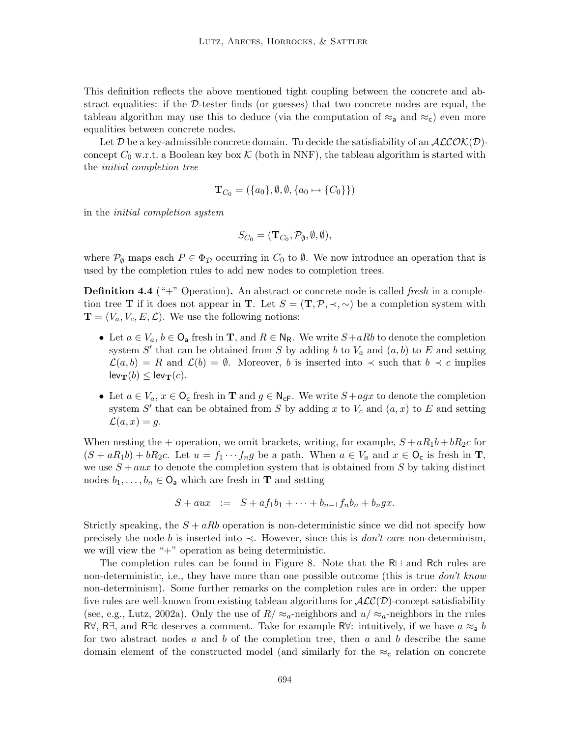This definition reflects the above mentioned tight coupling between the concrete and abstract equalities: if the $\mathcal{D}$-tester finds (or guesses) that two concrete nodes are equal, the tableau algorithm may use this to deduce (via the computation of $\approx_{\mathsf{a}}$ and $\approx_{\mathsf{c}}$) even more equalities between concrete nodes.

Let $\mathcal{D}$ be a key-admissible concrete domain. To decide the satisfiability of an $\mathcal{ALCOK}(\mathcal{D})$-concept $C_0$ w.r.t. a Boolean key box $\mathcal{K}$ (both in NNF), the tableau algorithm is started with the *initial completion tree*

$$\mathbf{T}_{C_0} = (\{a_0\}, \emptyset, \emptyset, \{a_0 \mapsto \{C_0\}\})$$

in the *initial completion system*

$$S_{C_0} = (\mathbf{T}_{C_0}, \mathcal{P}_\emptyset, \emptyset, \emptyset),$$

where $\mathcal{P}_\emptyset$ maps each $P \in \Phi_{\mathcal{D}}$ occurring in $C_0$ to $\emptyset$. We now introduce an operation that is used by the completion rules to add new nodes to completion trees.

**Definition 4.4** ("+" Operation)**.** An abstract or concrete node is called *fresh* in a completion tree $\mathbf{T}$ if it does not appear in $\mathbf{T}$. Let $S = (\mathbf{T}, \mathcal{P}, \prec, \sim)$ be a completion system with $\mathbf{T} = (V_a, V_c, E, \mathcal{L})$. We use the following notions:

- Let $a \in V_a$, $b \in \mathsf{O_a}$ fresh in $\mathbf{T}$, and $R \in \mathsf{N_R}$. We write $S + aRb$ to denote the completion system $S'$ that can be obtained from $S$ by adding $b$ to $V_a$ and $(a, b)$ to $E$ and setting $\mathcal{L}(a, b) = R$ and $\mathcal{L}(b) = \emptyset$. Moreover, $b$ is inserted into $\prec$ such that $b \prec c$ implies $\mathsf{lev}_{\mathbf{T}}(b) \leq \mathsf{lev}_{\mathbf{T}}(c)$.
- Let $a \in V_a$, $x \in \mathsf{O_c}$ fresh in $\mathbf{T}$ and $g \in \mathsf{N_{cF}}$. We write $S + agx$ to denote the completion system $S'$ that can be obtained from $S$ by adding $x$ to $V_c$ and $(a, x)$ to $E$ and setting $\mathcal{L}(a, x) = g$.

When nesting the + operation, we omit brackets, writing, for example, $S + aR_1b + bR_2c$ for $(S + aR_1b) + bR_2c$. Let $u = f_1 \cdots f_n g$ be a path. When $a \in V_a$ and $x \in \mathsf{O_c}$ is fresh in $\mathbf{T}$, we use $S + aux$ to denote the completion system that is obtained from $S$ by taking distinct nodes $b_1, \ldots, b_n \in \mathsf{O_a}$ which are fresh in $\mathbf{T}$ and setting

$$S + aux \ := \ S + af_1b_1 + \cdots + b_{n-1}f_nb_n + b_ngx.$$

Strictly speaking, the $S + aRb$ operation is non-deterministic since we did not specify how precisely the node $b$ is inserted into $\prec$. However, since this is *don't care* non-determinism, we will view the "+" operation as being deterministic.

The completion rules can be found in Figure 8. Note that the R$\sqcup$ and Rch rules are non-deterministic, i.e., they have more than one possible outcome (this is true *don't know* non-determinism). Some further remarks on the completion rules are in order: the upper five rules are well-known from existing tableau algorithms for $\mathcal{ALC}(\mathcal{D})$-concept satisfiability (see, e.g., Lutz, 2002a). Only the use of $R/\approx_a$-neighbors and $u/\approx_a$-neighbors in the rules R$\forall$, R$\exists$, and R$\exists$c deserves a comment. Take for example R$\forall$: intuitively, if we have $a \approx_{\mathsf{a}} b$ for two abstract nodes $a$ and $b$ of the completion tree, then $a$ and $b$ describe the same domain element of the constructed model (and similarly for the $\approx_{\mathsf{c}}$ relation on concrete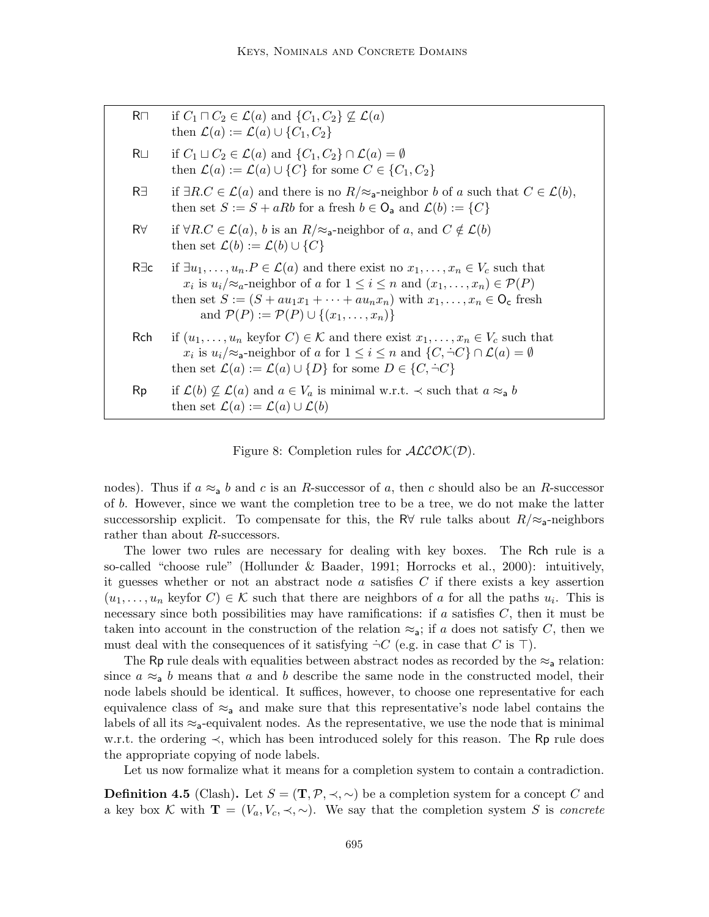| | |
|---|---|
| R$\sqcap$ | if $C_1 \sqcap C_2 \in \mathcal{L}(a)$ and $\{C_1, C_2\} \not\subseteq \mathcal{L}(a)$ then $\mathcal{L}(a) := \mathcal{L}(a) \cup \{C_1, C_2\}$ |
| R$\sqcup$ | if $C_1 \sqcup C_2 \in \mathcal{L}(a)$ and $\{C_1, C_2\} \cap \mathcal{L}(a) = \emptyset$ then $\mathcal{L}(a) := \mathcal{L}(a) \cup \{C\}$ for some $C \in \{C_1, C_2\}$ |
| R$\exists$ | if $\exists R.C \in \mathcal{L}(a)$ and there is no $R/\approx_{\mathsf{a}}$-neighbor $b$ of $a$ such that $C \in \mathcal{L}(b)$, then set $S := S + aRb$ for a fresh $b \in \mathsf{O_a}$ and $\mathcal{L}(b) := \{C\}$ |
| R$\forall$ | if $\forall R.C \in \mathcal{L}(a)$, $b$ is an $R/\approx_{\mathsf{a}}$-neighbor of $a$, and $C \notin \mathcal{L}(b)$ then set $\mathcal{L}(b) := \mathcal{L}(b) \cup \{C\}$ |
| R$\exists$c | if $\exists u_1, \ldots, u_n.P \in \mathcal{L}(a)$ and there exist no $x_1, \ldots, x_n \in V_c$ such that $x_i$ is $u_i/\approx_a$-neighbor of $a$ for $1 \leq i \leq n$ and $(x_1, \ldots, x_n) \in \mathcal{P}(P)$ then set $S := (S + au_1x_1 + \cdots + au_nx_n)$ with $x_1, \ldots, x_n \in \mathsf{O_c}$ fresh and $\mathcal{P}(P) := \mathcal{P}(P) \cup \{(x_1, \ldots, x_n)\}$ |
| Rch | if $(u_1, \ldots, u_n \text{ keyfor } C) \in \mathcal{K}$ and there exist $x_1, \ldots, x_n \in V_c$ such that $x_i$ is $u_i/\approx_{\mathsf{a}}$-neighbor of $a$ for $1 \leq i \leq n$ and $\{C, \dot\neg C\} \cap \mathcal{L}(a) = \emptyset$ then set $\mathcal{L}(a) := \mathcal{L}(a) \cup \{D\}$ for some $D \in \{C, \dot\neg C\}$ |
| Rp | if $\mathcal{L}(b) \not\subseteq \mathcal{L}(a)$ and $a \in V_a$ is minimal w.r.t. $\prec$ such that $a \approx_{\mathsf{a}} b$ then set $\mathcal{L}(a) := \mathcal{L}(a) \cup \mathcal{L}(b)$ |

Figure 8: Completion rules for $\mathcal{ALCOK}(\mathcal{D})$.

nodes). Thus if $a \approx_{\mathsf{a}} b$ and $c$ is an $R$-successor of $a$, then $c$ should also be an $R$-successor of $b$. However, since we want the completion tree to be a tree, we do not make the latter successorship explicit. To compensate for this, the R$\forall$ rule talks about $R/\approx_{\mathsf{a}}$-neighbors rather than about $R$-successors.

The lower two rules are necessary for dealing with key boxes. The Rch rule is a so-called "choose rule" (Hollunder & Baader, 1991; Horrocks et al., 2000): intuitively, it guesses whether or not an abstract node $a$ satisfies $C$ if there exists a key assertion $(u_1, \ldots, u_n \text{ keyfor } C) \in \mathcal{K}$ such that there are neighbors of $a$ for all the paths $u_i$. This is necessary since both possibilities may have ramifications: if $a$ satisfies $C$, then it must be taken into account in the construction of the relation $\approx_{\mathsf{a}}$; if $a$ does not satisfy $C$, then we must deal with the consequences of it satisfying $\dot\neg C$ (e.g. in case that $C$ is $\top$).

The Rp rule deals with equalities between abstract nodes as recorded by the $\approx_{\mathsf{a}}$ relation: since $a \approx_{\mathsf{a}} b$ means that $a$ and $b$ describe the same node in the constructed model, their node labels should be identical. It suffices, however, to choose one representative for each equivalence class of $\approx_{\mathsf{a}}$ and make sure that this representative's node label contains the labels of all its $\approx_{\mathsf{a}}$-equivalent nodes. As the representative, we use the node that is minimal w.r.t. the ordering $\prec$, which has been introduced solely for this reason. The Rp rule does the appropriate copying of node labels.

Let us now formalize what it means for a completion system to contain a contradiction.

**Definition 4.5** (Clash)**.** Let $S = (\mathbf{T}, \mathcal{P}, \prec, \sim)$ be a completion system for a concept $C$ and a key box $\mathcal{K}$ with $\mathbf{T} = (V_a, V_c, \prec, \sim)$. We say that the completion system $S$ is *concrete*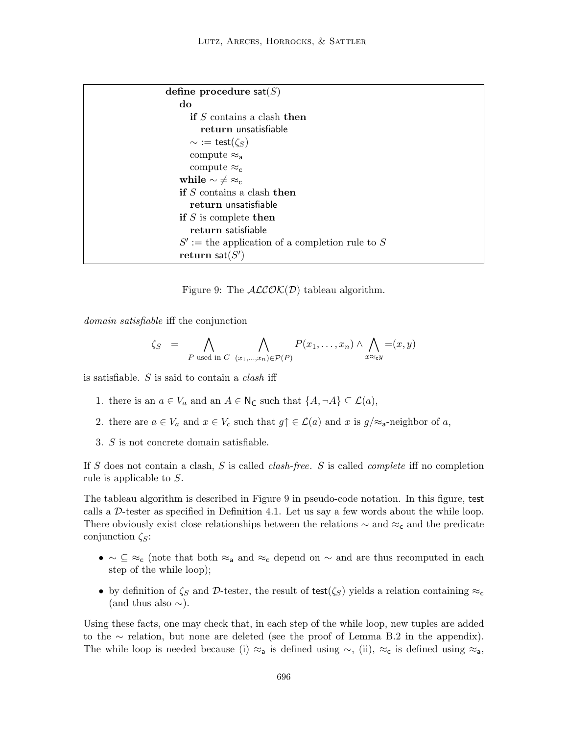```
define procedure sat(S)
  do
    if S contains a clash then
      return unsatisfiable
    ∼ := test(ζ_S)
    compute ≈_a
    compute ≈_c
  while ∼ ≠ ≈_c
  if S contains a clash then
    return unsatisfiable
  if S is complete then
    return satisfiable
  S' := the application of a completion rule to S
  return sat(S')
```

Figure 9: The $\mathcal{ALCOK}(\mathcal{D})$ tableau algorithm.

*domain satisfiable* iff the conjunction

$$\zeta_S \;=\; \bigwedge_{P \text{ used in } C} \; \bigwedge_{(x_1,\ldots,x_n)\in\mathcal{P}(P)} P(x_1,\ldots,x_n) \wedge \bigwedge_{x \approx_{\mathsf{c}} y} =(x,y)$$

is satisfiable. $S$ is said to contain a *clash* iff

1. there is an $a \in V_a$ and an $A \in \mathsf{N_C}$ such that $\{A, \neg A\} \subseteq \mathcal{L}(a)$,
2. there are $a \in V_a$ and $x \in V_c$ such that $g\uparrow \in \mathcal{L}(a)$ and $x$ is $g/\approx_{\mathsf{a}}$-neighbor of $a$,
3. $S$ is not concrete domain satisfiable.

If $S$ does not contain a clash, $S$ is called *clash-free*. $S$ is called *complete* iff no completion rule is applicable to $S$.

The tableau algorithm is described in Figure 9 in pseudo-code notation. In this figure, test calls a $\mathcal{D}$-tester as specified in Definition 4.1. Let us say a few words about the while loop. There obviously exist close relationships between the relations $\sim$ and $\approx_{\mathsf{c}}$ and the predicate conjunction $\zeta_S$:

- $\sim \subseteq \approx_{\mathsf{c}}$ (note that both $\approx_{\mathsf{a}}$ and $\approx_{\mathsf{c}}$ depend on $\sim$ and are thus recomputed in each step of the while loop);
- by definition of $\zeta_S$ and $\mathcal{D}$-tester, the result of $\mathsf{test}(\zeta_S)$ yields a relation containing $\approx_{\mathsf{c}}$ (and thus also $\sim$).

Using these facts, one may check that, in each step of the while loop, new tuples are added to the $\sim$ relation, but none are deleted (see the proof of Lemma B.2 in the appendix). The while loop is needed because (i) $\approx_{\mathsf{a}}$ is defined using $\sim$, (ii), $\approx_{\mathsf{c}}$ is defined using $\approx_{\mathsf{a}}$,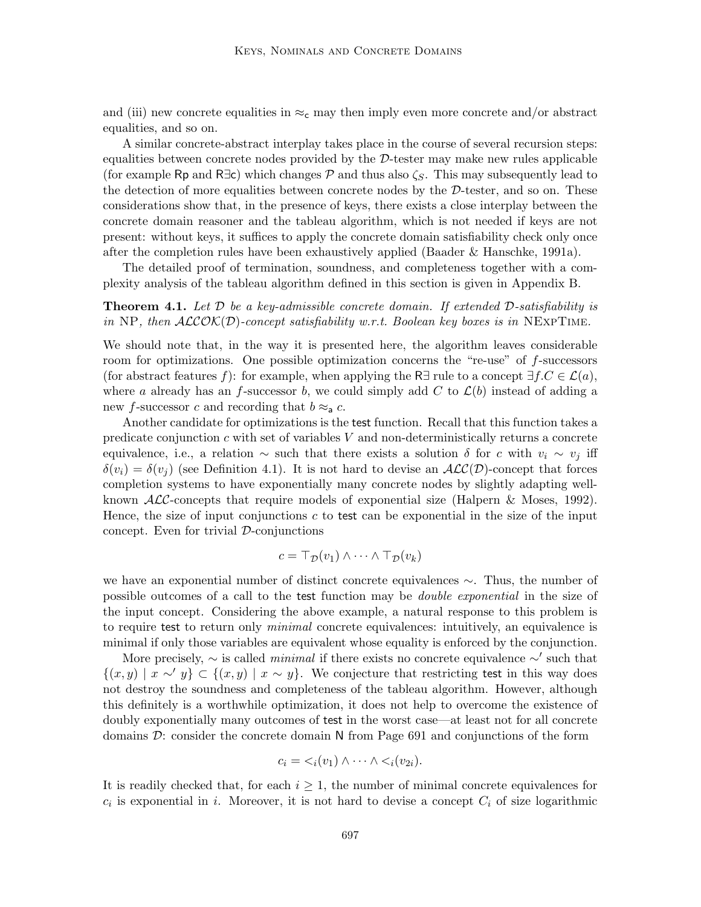and (iii) new concrete equalities in $\approx_\mathsf{c}$ may then imply even more concrete and/or abstract equalities, and so on.

A similar concrete-abstract interplay takes place in the course of several recursion steps: equalities between concrete nodes provided by the $\mathcal{D}$-tester may make new rules applicable (for example $\mathsf{Rp}$ and $\mathsf{R}\exists\mathsf{c}$) which changes $\mathcal{P}$ and thus also $\zeta_S$. This may subsequently lead to the detection of more equalities between concrete nodes by the $\mathcal{D}$-tester, and so on. These considerations show that, in the presence of keys, there exists a close interplay between the concrete domain reasoner and the tableau algorithm, which is not needed if keys are not present: without keys, it suffices to apply the concrete domain satisfiability check only once after the completion rules have been exhaustively applied (Baader & Hanschke, 1991a).

The detailed proof of termination, soundness, and completeness together with a complexity analysis of the tableau algorithm defined in this section is given in Appendix B.

**Theorem 4.1.** *Let $\mathcal{D}$ be a key-admissible concrete domain. If extended $\mathcal{D}$-satisfiability is in* NP*, then $\mathcal{ALCOK}(\mathcal{D})$-concept satisfiability w.r.t. Boolean key boxes is in* NExpTime.

We should note that, in the way it is presented here, the algorithm leaves considerable room for optimizations. One possible optimization concerns the "re-use" of $f$-successors (for abstract features $f$): for example, when applying the $\mathsf{R}\exists$ rule to a concept $\exists f.C \in \mathcal{L}(a)$, where $a$ already has an $f$-successor $b$, we could simply add $C$ to $\mathcal{L}(b)$ instead of adding a new $f$-successor $c$ and recording that $b \approx_\mathsf{a} c$.

Another candidate for optimizations is the $\mathsf{test}$ function. Recall that this function takes a predicate conjunction $c$ with set of variables $V$ and non-deterministically returns a concrete equivalence, i.e., a relation $\sim$ such that there exists a solution $\delta$ for $c$ with $v_i \sim v_j$ iff $\delta(v_i) = \delta(v_j)$ (see Definition 4.1). It is not hard to devise an $\mathcal{ALC}(\mathcal{D})$-concept that forces completion systems to have exponentially many concrete nodes by slightly adapting well-known $\mathcal{ALC}$-concepts that require models of exponential size (Halpern & Moses, 1992). Hence, the size of input conjunctions $c$ to $\mathsf{test}$ can be exponential in the size of the input concept. Even for trivial $\mathcal{D}$-conjunctions

$$c = \top_\mathcal{D}(v_1) \wedge \cdots \wedge \top_\mathcal{D}(v_k)$$

we have an exponential number of distinct concrete equivalences $\sim$. Thus, the number of possible outcomes of a call to the $\mathsf{test}$ function may be *double exponential* in the size of the input concept. Considering the above example, a natural response to this problem is to require $\mathsf{test}$ to return only *minimal* concrete equivalences: intuitively, an equivalence is minimal if only those variables are equivalent whose equality is enforced by the conjunction.

More precisely, $\sim$ is called *minimal* if there exists no concrete equivalence $\sim'$ such that $\{(x, y) \mid x \sim' y\} \subset \{(x, y) \mid x \sim y\}$. We conjecture that restricting $\mathsf{test}$ in this way does not destroy the soundness and completeness of the tableau algorithm. However, although this definitely is a worthwhile optimization, it does not help to overcome the existence of doubly exponentially many outcomes of $\mathsf{test}$ in the worst case—at least not for all concrete domains $\mathcal{D}$: consider the concrete domain $\mathsf{N}$ from Page 691 and conjunctions of the form

$$c_i = <_i(v_1) \wedge \cdots \wedge <_i(v_{2i}).$$

It is readily checked that, for each $i \geq 1$, the number of minimal concrete equivalences for $c_i$ is exponential in $i$. Moreover, it is not hard to devise a concept $C_i$ of size logarithmic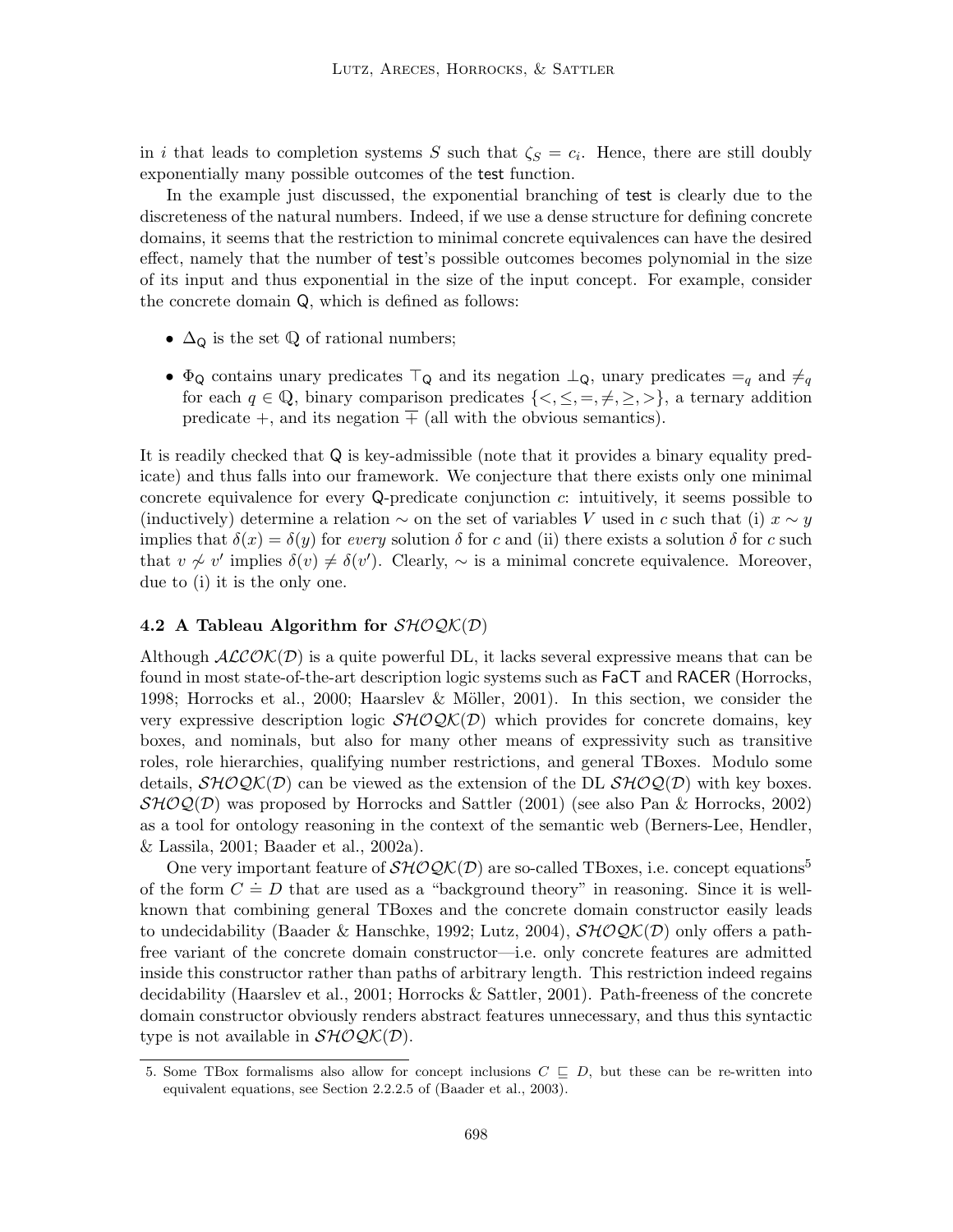in $i$ that leads to completion systems $S$ such that $\zeta_S = c_i$. Hence, there are still doubly exponentially many possible outcomes of the test function.

In the example just discussed, the exponential branching of test is clearly due to the discreteness of the natural numbers. Indeed, if we use a dense structure for defining concrete domains, it seems that the restriction to minimal concrete equivalences can have the desired effect, namely that the number of test's possible outcomes becomes polynomial in the size of its input and thus exponential in the size of the input concept. For example, consider the concrete domain $\mathsf{Q}$, which is defined as follows:

- $\Delta_{\mathsf{Q}}$ is the set $\mathbb{Q}$ of rational numbers;
- $\Phi_{\mathsf{Q}}$ contains unary predicates $\top_{\mathsf{Q}}$ and its negation $\bot_{\mathsf{Q}}$, unary predicates $=_q$ and $\neq_q$ for each $q \in \mathbb{Q}$, binary comparison predicates $\{<, \leq, =, \neq, \geq, >\}$, a ternary addition predicate $+$, and its negation $\overline{+}$ (all with the obvious semantics).

It is readily checked that $\mathsf{Q}$ is key-admissible (note that it provides a binary equality predicate) and thus falls into our framework. We conjecture that there exists only one minimal concrete equivalence for every $\mathsf{Q}$-predicate conjunction $c$: intuitively, it seems possible to (inductively) determine a relation $\sim$ on the set of variables $V$ used in $c$ such that (i) $x \sim y$ implies that $\delta(x) = \delta(y)$ for *every* solution $\delta$ for $c$ and (ii) there exists a solution $\delta$ for $c$ such that $v \not\sim v'$ implies $\delta(v) \neq \delta(v')$. Clearly, $\sim$ is a minimal concrete equivalence. Moreover, due to (i) it is the only one.

### 4.2 A Tableau Algorithm for $\mathcal{SHOQK}(\mathcal{D})$

Although $\mathcal{ALCOK}(\mathcal{D})$ is a quite powerful DL, it lacks several expressive means that can be found in most state-of-the-art description logic systems such as FaCT and RACER (Horrocks, 1998; Horrocks et al., 2000; Haarslev & Möller, 2001). In this section, we consider the very expressive description logic $\mathcal{SHOQK}(\mathcal{D})$ which provides for concrete domains, key boxes, and nominals, but also for many other means of expressivity such as transitive roles, role hierarchies, qualifying number restrictions, and general TBoxes. Modulo some details, $\mathcal{SHOQK}(\mathcal{D})$ can be viewed as the extension of the DL $\mathcal{SHOQ}(\mathcal{D})$ with key boxes. $\mathcal{SHOQ}(\mathcal{D})$ was proposed by Horrocks and Sattler (2001) (see also Pan & Horrocks, 2002) as a tool for ontology reasoning in the context of the semantic web (Berners-Lee, Hendler, & Lassila, 2001; Baader et al., 2002a).

One very important feature of $\mathcal{SHOQK}(\mathcal{D})$ are so-called TBoxes, i.e. concept equations[5] of the form $C \doteq D$ that are used as a "background theory" in reasoning. Since it is well-known that combining general TBoxes and the concrete domain constructor easily leads to undecidability (Baader & Hanschke, 1992; Lutz, 2004), $\mathcal{SHOQK}(\mathcal{D})$ only offers a path-free variant of the concrete domain constructor—i.e. only concrete features are admitted inside this constructor rather than paths of arbitrary length. This restriction indeed regains decidability (Haarslev et al., 2001; Horrocks & Sattler, 2001). Path-freeness of the concrete domain constructor obviously renders abstract features unnecessary, and thus this syntactic type is not available in $\mathcal{SHOQK}(\mathcal{D})$.

5. Some TBox formalisms also allow for concept inclusions $C \sqsubseteq D$, but these can be re-written into equivalent equations, see Section 2.2.2.5 of (Baader et al., 2003).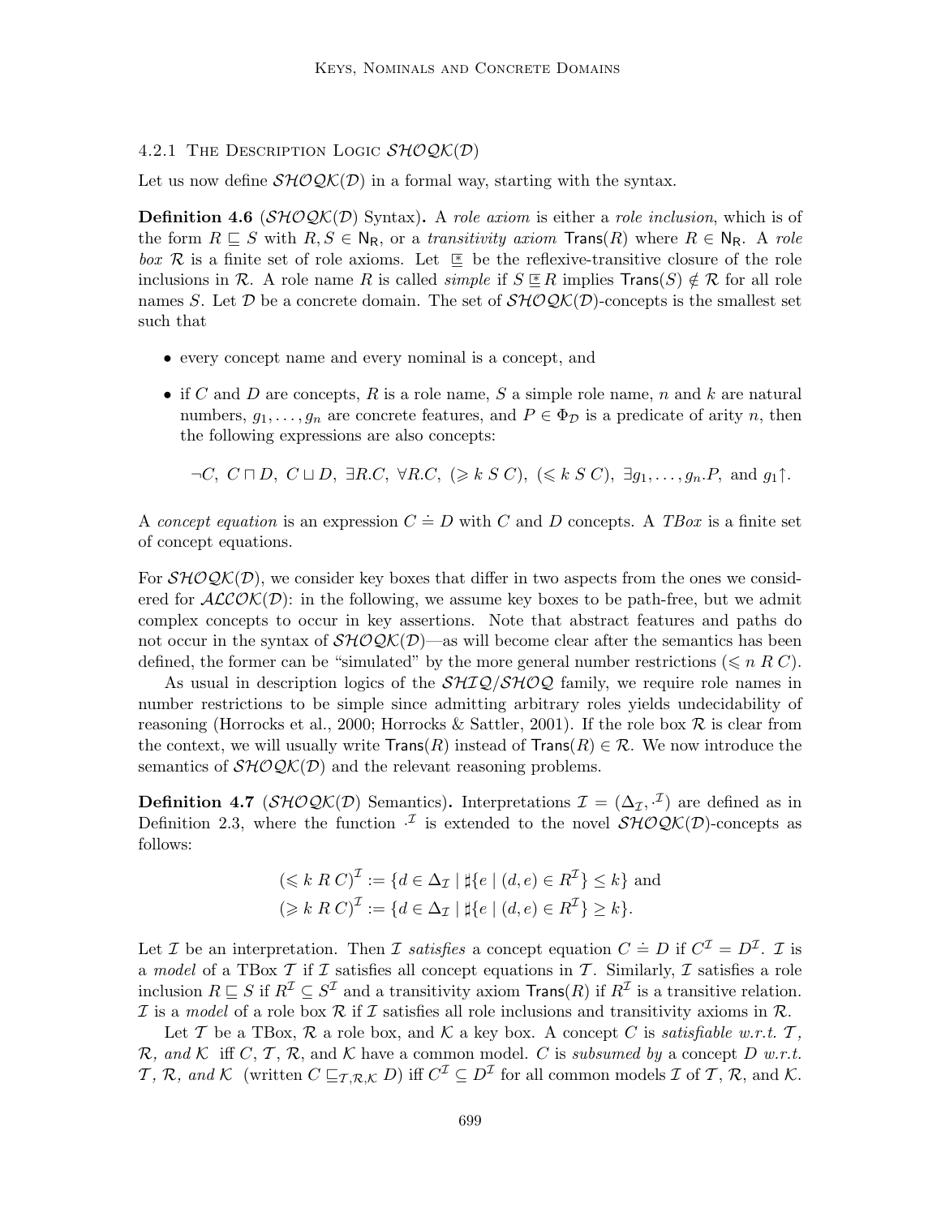#### 4.2.1 The Description Logic $\mathcal{SHOQK}(\mathcal{D})$

Let us now define $\mathcal{SHOQK}(\mathcal{D})$ in a formal way, starting with the syntax.

**Definition 4.6** ($\mathcal{SHOQK}(\mathcal{D})$ Syntax)**.** A *role axiom* is either a *role inclusion*, which is of the form $R \sqsubseteq S$ with $R, S \in \mathsf{N_R}$, or a *transitivity axiom* $\mathsf{Trans}(R)$ where $R \in \mathsf{N_R}$. A *role box* $\mathcal{R}$ is a finite set of role axioms. Let $\underline{\sqsubseteq}^*$ be the reflexive-transitive closure of the role inclusions in $\mathcal{R}$. A role name $R$ is called *simple* if $S \underline{\sqsubseteq}^* R$ implies $\mathsf{Trans}(S) \notin \mathcal{R}$ for all role names $S$. Let $\mathcal{D}$ be a concrete domain. The set of $\mathcal{SHOQK}(\mathcal{D})$-concepts is the smallest set such that

- every concept name and every nominal is a concept, and
- if $C$ and $D$ are concepts, $R$ is a role name, $S$ a simple role name, $n$ and $k$ are natural numbers, $g_1, \ldots, g_n$ are concrete features, and $P \in \Phi_\mathcal{D}$ is a predicate of arity $n$, then the following expressions are also concepts:

$$\neg C,\ C \sqcap D,\ C \sqcup D,\ \exists R.C,\ \forall R.C,\ (\geqslant k\ S\ C),\ (\leqslant k\ S\ C),\ \exists g_1, \ldots, g_n.P, \text{ and } g_1\uparrow.$$

A *concept equation* is an expression $C \doteq D$ with $C$ and $D$ concepts. A *TBox* is a finite set of concept equations.

For $\mathcal{SHOQK}(\mathcal{D})$, we consider key boxes that differ in two aspects from the ones we considered for $\mathcal{ALCOK}(\mathcal{D})$: in the following, we assume key boxes to be path-free, but we admit complex concepts to occur in key assertions. Note that abstract features and paths do not occur in the syntax of $\mathcal{SHOQK}(\mathcal{D})$—as will become clear after the semantics has been defined, the former can be "simulated" by the more general number restrictions $(\leqslant n\ R\ C)$.

As usual in description logics of the $\mathcal{SHIQ}/\mathcal{SHOQ}$ family, we require role names in number restrictions to be simple since admitting arbitrary roles yields undecidability of reasoning (Horrocks et al., 2000; Horrocks & Sattler, 2001). If the role box $\mathcal{R}$ is clear from the context, we will usually write $\mathsf{Trans}(R)$ instead of $\mathsf{Trans}(R) \in \mathcal{R}$. We now introduce the semantics of $\mathcal{SHOQK}(\mathcal{D})$ and the relevant reasoning problems.

**Definition 4.7** ($\mathcal{SHOQK}(\mathcal{D})$ Semantics)**.** Interpretations $\mathcal{I} = (\Delta_\mathcal{I}, \cdot^\mathcal{I})$ are defined as in Definition 2.3, where the function $\cdot^\mathcal{I}$ is extended to the novel $\mathcal{SHOQK}(\mathcal{D})$-concepts as follows:

$$(\leqslant k\ R\ C)^\mathcal{I} := \{d \in \Delta_\mathcal{I} \mid \sharp\{e \mid (d, e) \in R^\mathcal{I}\} \leq k\} \text{ and}$$
$$(\geqslant k\ R\ C)^\mathcal{I} := \{d \in \Delta_\mathcal{I} \mid \sharp\{e \mid (d, e) \in R^\mathcal{I}\} \geq k\}.$$

Let $\mathcal{I}$ be an interpretation. Then $\mathcal{I}$ *satisfies* a concept equation $C \doteq D$ if $C^\mathcal{I} = D^\mathcal{I}$. $\mathcal{I}$ is a *model* of a TBox $\mathcal{T}$ if $\mathcal{I}$ satisfies all concept equations in $\mathcal{T}$. Similarly, $\mathcal{I}$ satisfies a role inclusion $R \sqsubseteq S$ if $R^\mathcal{I} \subseteq S^\mathcal{I}$ and a transitivity axiom $\mathsf{Trans}(R)$ if $R^\mathcal{I}$ is a transitive relation. $\mathcal{I}$ is a *model* of a role box $\mathcal{R}$ if $\mathcal{I}$ satisfies all role inclusions and transitivity axioms in $\mathcal{R}$.

Let $\mathcal{T}$ be a TBox, $\mathcal{R}$ a role box, and $\mathcal{K}$ a key box. A concept $C$ is *satisfiable w.r.t.* $\mathcal{T}$*,* $\mathcal{R}$*, and* $\mathcal{K}$ iff $C$, $\mathcal{T}$, $\mathcal{R}$, and $\mathcal{K}$ have a common model. $C$ is *subsumed by* a concept $D$ *w.r.t.* $\mathcal{T}$*,* $\mathcal{R}$*, and* $\mathcal{K}$ (written $C \sqsubseteq_{\mathcal{T},\mathcal{R},\mathcal{K}} D$) iff $C^\mathcal{I} \subseteq D^\mathcal{I}$ for all common models $\mathcal{I}$ of $\mathcal{T}$, $\mathcal{R}$, and $\mathcal{K}$.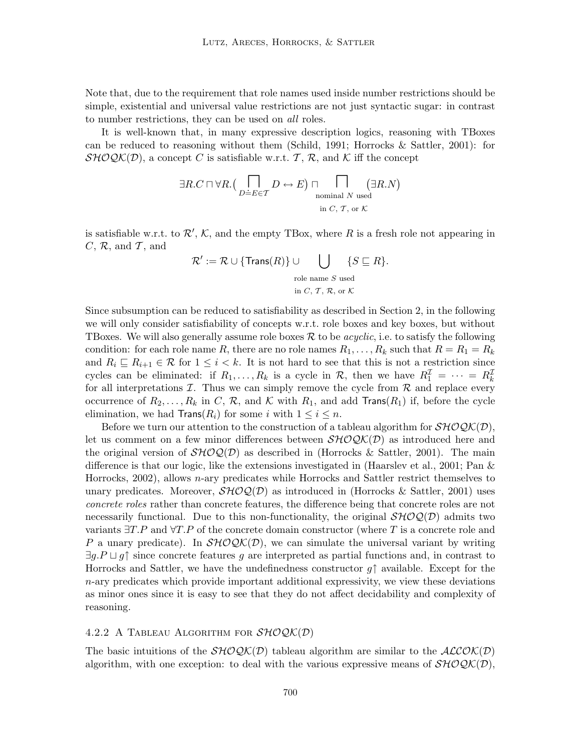Note that, due to the requirement that role names used inside number restrictions should be simple, existential and universal value restrictions are not just syntactic sugar: in contrast to number restrictions, they can be used on *all* roles.

It is well-known that, in many expressive description logics, reasoning with TBoxes can be reduced to reasoning without them (Schild, 1991; Horrocks & Sattler, 2001): for $\mathcal{SHOQK}(\mathcal{D})$, a concept $C$ is satisfiable w.r.t. $\mathcal{T}$, $\mathcal{R}$, and $\mathcal{K}$ iff the concept

$$\exists R.C \sqcap \forall R.\big(\bigsqcap_{D \doteq E \in \mathcal{T}} D \leftrightarrow E\big) \sqcap \bigsqcap_{\substack{\text{nominal } N \text{ used} \\ \text{in } C,\, \mathcal{T},\, \text{or } \mathcal{K}}} \big(\exists R.N\big)$$

is satisfiable w.r.t. to $\mathcal{R}'$, $\mathcal{K}$, and the empty TBox, where $R$ is a fresh role not appearing in $C$, $\mathcal{R}$, and $\mathcal{T}$, and

$$\mathcal{R}' := \mathcal{R} \cup \{\mathsf{Trans}(R)\} \cup \bigcup_{\substack{\text{role name } S \text{ used} \\ \text{in } C,\, \mathcal{T},\, \mathcal{R},\, \text{or } \mathcal{K}}} \{S \sqsubseteq R\}.$$

Since subsumption can be reduced to satisfiability as described in Section 2, in the following we will only consider satisfiability of concepts w.r.t. role boxes and key boxes, but without TBoxes. We will also generally assume role boxes $\mathcal{R}$ to be *acyclic*, i.e. to satisfy the following condition: for each role name $R$, there are no role names $R_1, \ldots, R_k$ such that $R = R_1 = R_k$ and $R_i \sqsubseteq R_{i+1} \in \mathcal{R}$ for $1 \leq i < k$. It is not hard to see that this is not a restriction since cycles can be eliminated: if $R_1, \ldots, R_k$ is a cycle in $\mathcal{R}$, then we have $R_1^{\mathcal{I}} = \cdots = R_k^{\mathcal{I}}$ for all interpretations $\mathcal{I}$. Thus we can simply remove the cycle from $\mathcal{R}$ and replace every occurrence of $R_2, \ldots, R_k$ in $C$, $\mathcal{R}$, and $\mathcal{K}$ with $R_1$, and add $\mathsf{Trans}(R_1)$ if, before the cycle elimination, we had $\mathsf{Trans}(R_i)$ for some $i$ with $1 \leq i \leq n$.

Before we turn our attention to the construction of a tableau algorithm for $\mathcal{SHOQK}(\mathcal{D})$, let us comment on a few minor differences between $\mathcal{SHOQK}(\mathcal{D})$ as introduced here and the original version of $\mathcal{SHOQ}(\mathcal{D})$ as described in (Horrocks & Sattler, 2001). The main difference is that our logic, like the extensions investigated in (Haarslev et al., 2001; Pan & Horrocks, 2002), allows $n$-ary predicates while Horrocks and Sattler restrict themselves to unary predicates. Moreover, $\mathcal{SHOQ}(\mathcal{D})$ as introduced in (Horrocks & Sattler, 2001) uses *concrete roles* rather than concrete features, the difference being that concrete roles are not necessarily functional. Due to this non-functionality, the original $\mathcal{SHOQ}(\mathcal{D})$ admits two variants $\exists T.P$ and $\forall T.P$ of the concrete domain constructor (where $T$ is a concrete role and $P$ a unary predicate). In $\mathcal{SHOQK}(\mathcal{D})$, we can simulate the universal variant by writing $\exists g.P \sqcup g\uparrow$ since concrete features $g$ are interpreted as partial functions and, in contrast to Horrocks and Sattler, we have the undefinedness constructor $g\uparrow$ available. Except for the $n$-ary predicates which provide important additional expressivity, we view these deviations as minor ones since it is easy to see that they do not affect decidability and complexity of reasoning.

#### 4.2.2 A Tableau Algorithm for $\mathcal{SHOQK}(\mathcal{D})$

The basic intuitions of the $\mathcal{SHOQK}(\mathcal{D})$ tableau algorithm are similar to the $\mathcal{ALCOK}(\mathcal{D})$ algorithm, with one exception: to deal with the various expressive means of $\mathcal{SHOQK}(\mathcal{D})$,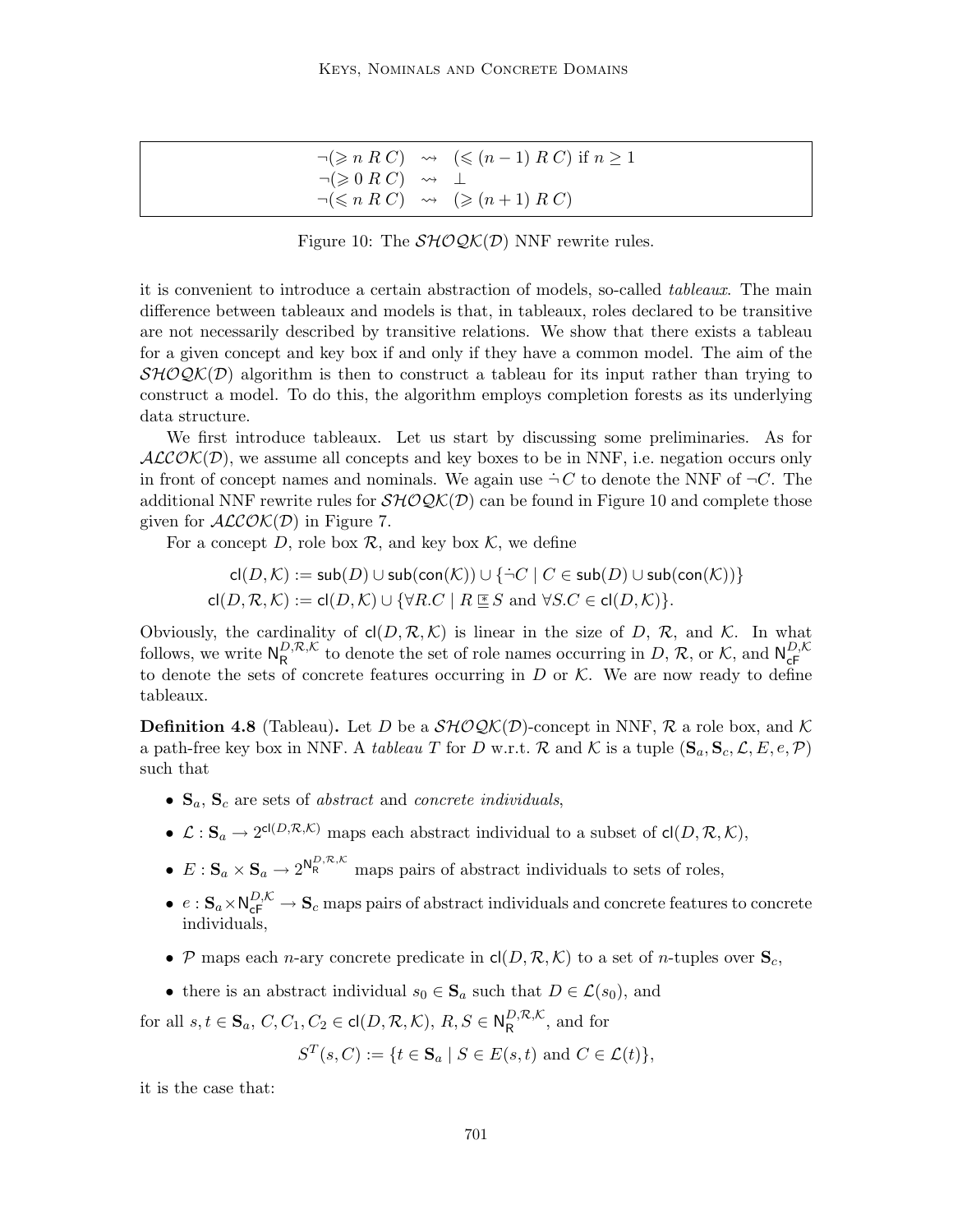$$
\begin{array}{lll}
\neg(\geqslant n\ R\ C) & \rightsquigarrow & (\leqslant (n-1)\ R\ C) \text{ if } n \geq 1 \\
\neg(\geqslant 0\ R\ C) & \rightsquigarrow & \bot \\
\neg(\leqslant n\ R\ C) & \rightsquigarrow & (\geqslant (n+1)\ R\ C)
\end{array}
$$

Figure 10: The $\mathcal{SHOQK}(\mathcal{D})$ NNF rewrite rules.

it is convenient to introduce a certain abstraction of models, so-called *tableaux*. The main difference between tableaux and models is that, in tableaux, roles declared to be transitive are not necessarily described by transitive relations. We show that there exists a tableau for a given concept and key box if and only if they have a common model. The aim of the $\mathcal{SHOQK}(\mathcal{D})$ algorithm is then to construct a tableau for its input rather than trying to construct a model. To do this, the algorithm employs completion forests as its underlying data structure.

We first introduce tableaux. Let us start by discussing some preliminaries. As for $\mathcal{ALCOK}(\mathcal{D})$, we assume all concepts and key boxes to be in NNF, i.e. negation occurs only in front of concept names and nominals. We again use $\dot{\neg} C$ to denote the NNF of $\neg C$. The additional NNF rewrite rules for $\mathcal{SHOQK}(\mathcal{D})$ can be found in Figure 10 and complete those given for $\mathcal{ALCOK}(\mathcal{D})$ in Figure 7.

For a concept $D$, role box $\mathcal{R}$, and key box $\mathcal{K}$, we define

$$
\begin{aligned}
\mathsf{cl}(D,\mathcal{K}) &:= \mathsf{sub}(D) \cup \mathsf{sub}(\mathsf{con}(\mathcal{K})) \cup \{\dot{\neg} C \mid C \in \mathsf{sub}(D) \cup \mathsf{sub}(\mathsf{con}(\mathcal{K}))\} \\
\mathsf{cl}(D,\mathcal{R},\mathcal{K}) &:= \mathsf{cl}(D,\mathcal{K}) \cup \{\forall R.C \mid R \,\underline{\circledast}\, S \text{ and } \forall S.C \in \mathsf{cl}(D,\mathcal{K})\}.
\end{aligned}
$$

Obviously, the cardinality of $\mathsf{cl}(D,\mathcal{R},\mathcal{K})$ is linear in the size of $D$, $\mathcal{R}$, and $\mathcal{K}$. In what follows, we write $\mathsf{N}_\mathsf{R}^{D,\mathcal{R},\mathcal{K}}$ to denote the set of role names occurring in $D$, $\mathcal{R}$, or $\mathcal{K}$, and $\mathsf{N}_\mathsf{cF}^{D,\mathcal{K}}$ to denote the sets of concrete features occurring in $D$ or $\mathcal{K}$. We are now ready to define tableaux.

**Definition 4.8** (Tableau)**.** Let $D$ be a $\mathcal{SHOQK}(\mathcal{D})$-concept in NNF, $\mathcal{R}$ a role box, and $\mathcal{K}$ a path-free key box in NNF. A *tableau* $T$ for $D$ w.r.t. $\mathcal{R}$ and $\mathcal{K}$ is a tuple $(\mathbf{S}_a, \mathbf{S}_c, \mathcal{L}, E, e, \mathcal{P})$ such that

- $\mathbf{S}_a$, $\mathbf{S}_c$ are sets of *abstract* and *concrete individuals*,
- $\mathcal{L} : \mathbf{S}_a \to 2^{\mathsf{cl}(D,\mathcal{R},\mathcal{K})}$ maps each abstract individual to a subset of $\mathsf{cl}(D,\mathcal{R},\mathcal{K})$,
- $E : \mathbf{S}_a \times \mathbf{S}_a \to 2^{\mathsf{N}_\mathsf{R}^{D,\mathcal{R},\mathcal{K}}}$ maps pairs of abstract individuals to sets of roles,
- $e : \mathbf{S}_a \times \mathsf{N}_\mathsf{cF}^{D,\mathcal{K}} \to \mathbf{S}_c$ maps pairs of abstract individuals and concrete features to concrete individuals,
- $\mathcal{P}$ maps each $n$-ary concrete predicate in $\mathsf{cl}(D,\mathcal{R},\mathcal{K})$ to a set of $n$-tuples over $\mathbf{S}_c$,
- there is an abstract individual $s_0 \in \mathbf{S}_a$ such that $D \in \mathcal{L}(s_0)$, and

for all $s, t \in \mathbf{S}_a$, $C, C_1, C_2 \in \mathsf{cl}(D,\mathcal{R},\mathcal{K})$, $R, S \in \mathsf{N}_\mathsf{R}^{D,\mathcal{R},\mathcal{K}}$, and for

$$
S^T(s, C) := \{t \in \mathbf{S}_a \mid S \in E(s,t) \text{ and } C \in \mathcal{L}(t)\},
$$

it is the case that: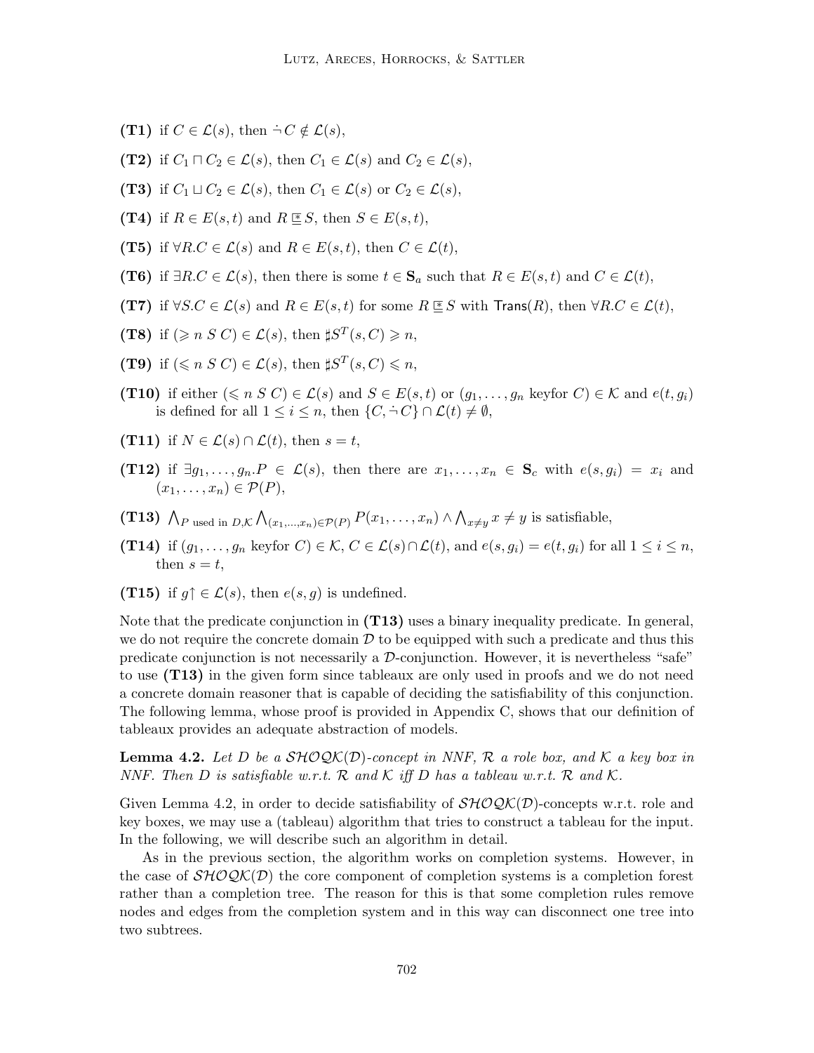**(T1)** if $C \in \mathcal{L}(s)$, then $\dot{\neg} C \notin \mathcal{L}(s)$,

**(T2)** if $C_1 \sqcap C_2 \in \mathcal{L}(s)$, then $C_1 \in \mathcal{L}(s)$ and $C_2 \in \mathcal{L}(s)$,

**(T3)** if $C_1 \sqcup C_2 \in \mathcal{L}(s)$, then $C_1 \in \mathcal{L}(s)$ or $C_2 \in \mathcal{L}(s)$,

**(T4)** if $R \in E(s,t)$ and $R \mathrel{\underline{\circledast}} S$, then $S \in E(s,t)$,

**(T5)** if $\forall R.C \in \mathcal{L}(s)$ and $R \in E(s,t)$, then $C \in \mathcal{L}(t)$,

**(T6)** if $\exists R.C \in \mathcal{L}(s)$, then there is some $t \in \mathbf{S}_a$ such that $R \in E(s,t)$ and $C \in \mathcal{L}(t)$,

**(T7)** if $\forall S.C \in \mathcal{L}(s)$ and $R \in E(s,t)$ for some $R \mathrel{\underline{\circledast}} S$ with $\mathsf{Trans}(R)$, then $\forall R.C \in \mathcal{L}(t)$,

**(T8)** if $(\geqslant n\ S\ C) \in \mathcal{L}(s)$, then $\sharp S^T(s,C) \geqslant n$,

**(T9)** if $(\leqslant n\ S\ C) \in \mathcal{L}(s)$, then $\sharp S^T(s,C) \leqslant n$,

**(T10)** if either $(\leqslant n\ S\ C) \in \mathcal{L}(s)$ and $S \in E(s,t)$ or $(g_1, \ldots, g_n \text{ keyfor } C) \in \mathcal{K}$ and $e(t, g_i)$ is defined for all $1 \leq i \leq n$, then $\{C, \dot{\neg} C\} \cap \mathcal{L}(t) \neq \emptyset$,

**(T11)** if $N \in \mathcal{L}(s) \cap \mathcal{L}(t)$, then $s = t$,

**(T12)** if $\exists g_1, \ldots, g_n.P \in \mathcal{L}(s)$, then there are $x_1, \ldots, x_n \in \mathbf{S}_c$ with $e(s, g_i) = x_i$ and $(x_1, \ldots, x_n) \in \mathcal{P}(P)$,

**(T13)** $\bigwedge_{P \text{ used in } D,\mathcal{K}} \bigwedge_{(x_1,\ldots,x_n) \in \mathcal{P}(P)} P(x_1, \ldots, x_n) \wedge \bigwedge_{x \neq y} x \neq y$ is satisfiable,

**(T14)** if $(g_1, \ldots, g_n \text{ keyfor } C) \in \mathcal{K}$, $C \in \mathcal{L}(s) \cap \mathcal{L}(t)$, and $e(s, g_i) = e(t, g_i)$ for all $1 \leq i \leq n$, then $s = t$,

**(T15)** if $g\uparrow \in \mathcal{L}(s)$, then $e(s, g)$ is undefined.

Note that the predicate conjunction in **(T13)** uses a binary inequality predicate. In general, we do not require the concrete domain $\mathcal{D}$ to be equipped with such a predicate and thus this predicate conjunction is not necessarily a $\mathcal{D}$-conjunction. However, it is nevertheless "safe" to use **(T13)** in the given form since tableaux are only used in proofs and we do not need a concrete domain reasoner that is capable of deciding the satisfiability of this conjunction. The following lemma, whose proof is provided in Appendix C, shows that our definition of tableaux provides an adequate abstraction of models.

**Lemma 4.2.** *Let $D$ be a $\mathcal{SHOQK}(\mathcal{D})$-concept in NNF, $\mathcal{R}$ a role box, and $\mathcal{K}$ a key box in NNF. Then $D$ is satisfiable w.r.t. $\mathcal{R}$ and $\mathcal{K}$ iff $D$ has a tableau w.r.t. $\mathcal{R}$ and $\mathcal{K}$.*

Given Lemma 4.2, in order to decide satisfiability of $\mathcal{SHOQK}(\mathcal{D})$-concepts w.r.t. role and key boxes, we may use a (tableau) algorithm that tries to construct a tableau for the input. In the following, we will describe such an algorithm in detail.

As in the previous section, the algorithm works on completion systems. However, in the case of $\mathcal{SHOQK}(\mathcal{D})$ the core component of completion systems is a completion forest rather than a completion tree. The reason for this is that some completion rules remove nodes and edges from the completion system and in this way can disconnect one tree into two subtrees.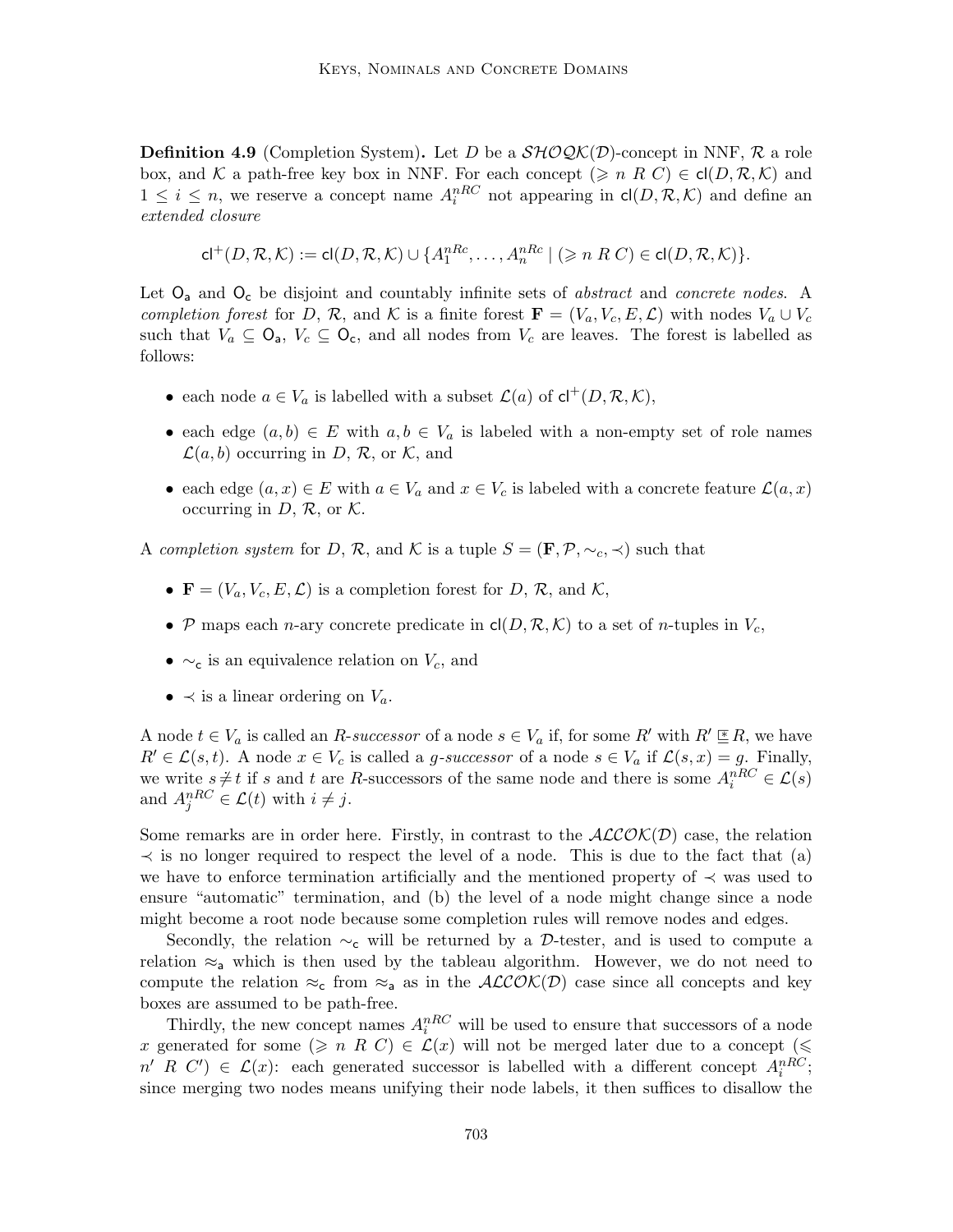**Definition 4.9** (Completion System)**.** Let $D$ be a $\mathcal{SHOQK}(\mathcal{D})$-concept in NNF, $\mathcal{R}$ a role box, and $\mathcal{K}$ a path-free key box in NNF. For each concept $(\geqslant n\ R\ C) \in \mathsf{cl}(D, \mathcal{R}, \mathcal{K})$ and $1 \leq i \leq n$, we reserve a concept name $A_i^{nRC}$ not appearing in $\mathsf{cl}(D, \mathcal{R}, \mathcal{K})$ and define an *extended closure*

$$\mathsf{cl}^+(D, \mathcal{R}, \mathcal{K}) := \mathsf{cl}(D, \mathcal{R}, \mathcal{K}) \cup \{A_1^{nRc}, \ldots, A_n^{nRc} \mid (\geqslant n\ R\ C) \in \mathsf{cl}(D, \mathcal{R}, \mathcal{K})\}.$$

Let $\mathsf{O_a}$ and $\mathsf{O_c}$ be disjoint and countably infinite sets of *abstract* and *concrete nodes*. A *completion forest* for $D$, $\mathcal{R}$, and $\mathcal{K}$ is a finite forest $\mathbf{F} = (V_a, V_c, E, \mathcal{L})$ with nodes $V_a \cup V_c$ such that $V_a \subseteq \mathsf{O_a}$, $V_c \subseteq \mathsf{O_c}$, and all nodes from $V_c$ are leaves. The forest is labelled as follows:

- each node $a \in V_a$ is labelled with a subset $\mathcal{L}(a)$ of $\mathsf{cl}^+(D, \mathcal{R}, \mathcal{K})$,
- each edge $(a, b) \in E$ with $a, b \in V_a$ is labeled with a non-empty set of role names $\mathcal{L}(a, b)$ occurring in $D$, $\mathcal{R}$, or $\mathcal{K}$, and
- each edge $(a, x) \in E$ with $a \in V_a$ and $x \in V_c$ is labeled with a concrete feature $\mathcal{L}(a, x)$ occurring in $D$, $\mathcal{R}$, or $\mathcal{K}$.

A *completion system* for $D$, $\mathcal{R}$, and $\mathcal{K}$ is a tuple $S = (\mathbf{F}, \mathcal{P}, \sim_c, \prec)$ such that

- $\mathbf{F} = (V_a, V_c, E, \mathcal{L})$ is a completion forest for $D$, $\mathcal{R}$, and $\mathcal{K}$,
- $\mathcal{P}$ maps each $n$-ary concrete predicate in $\mathsf{cl}(D, \mathcal{R}, \mathcal{K})$ to a set of $n$-tuples in $V_c$,
- $\sim_\mathsf{c}$ is an equivalence relation on $V_c$, and
- $\prec$ is a linear ordering on $V_a$.

A node $t \in V_a$ is called an $R$-*successor* of a node $s \in V_a$ if, for some $R'$ with $R' \,\underline{\circledast}\, R$, we have $R' \in \mathcal{L}(s, t)$. A node $x \in V_c$ is called a $g$-*successor* of a node $s \in V_a$ if $\mathcal{L}(s, x) = g$. Finally, we write $s \neq t$ if $s$ and $t$ are $R$-successors of the same node and there is some $A_i^{nRC} \in \mathcal{L}(s)$ and $A_j^{nRC} \in \mathcal{L}(t)$ with $i \neq j$.

Some remarks are in order here. Firstly, in contrast to the $\mathcal{ALCOK}(\mathcal{D})$ case, the relation $\prec$ is no longer required to respect the level of a node. This is due to the fact that (a) we have to enforce termination artificially and the mentioned property of $\prec$ was used to ensure "automatic" termination, and (b) the level of a node might change since a node might become a root node because some completion rules will remove nodes and edges.

Secondly, the relation $\sim_\mathsf{c}$ will be returned by a $\mathcal{D}$-tester, and is used to compute a relation $\approx_\mathsf{a}$ which is then used by the tableau algorithm. However, we do not need to compute the relation $\approx_\mathsf{c}$ from $\approx_\mathsf{a}$ as in the $\mathcal{ALCOK}(\mathcal{D})$ case since all concepts and key boxes are assumed to be path-free.

Thirdly, the new concept names $A_i^{nRC}$ will be used to ensure that successors of a node $x$ generated for some $(\geqslant n\ R\ C) \in \mathcal{L}(x)$ will not be merged later due to a concept $(\leqslant n'\ R\ C') \in \mathcal{L}(x)$: each generated successor is labelled with a different concept $A_i^{nRC}$; since merging two nodes means unifying their node labels, it then suffices to disallow the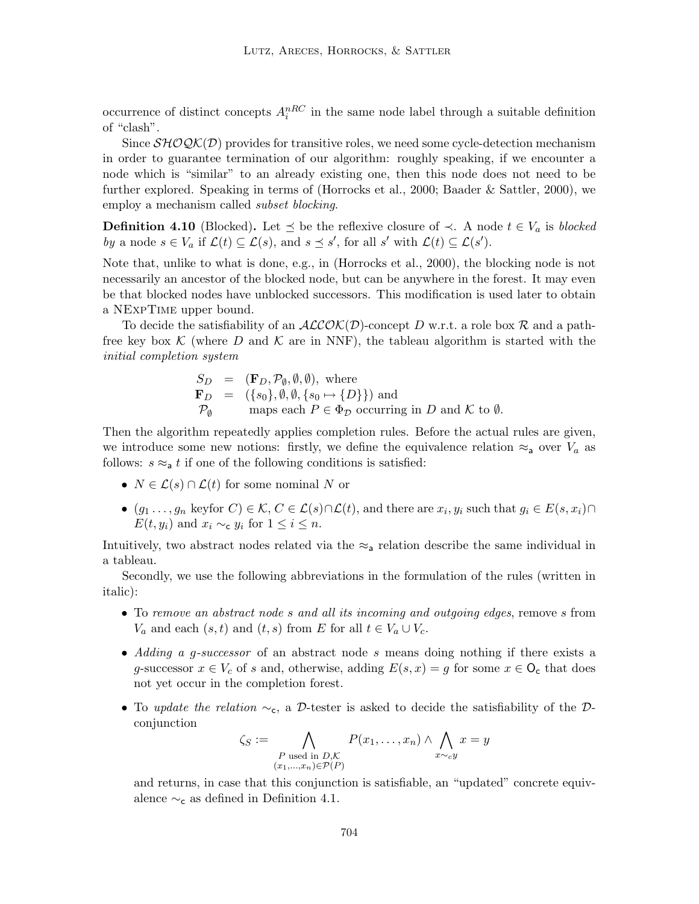occurrence of distinct concepts $A_i^{nRC}$ in the same node label through a suitable definition of "clash".

Since $\mathcal{SHOQK}(\mathcal{D})$ provides for transitive roles, we need some cycle-detection mechanism in order to guarantee termination of our algorithm: roughly speaking, if we encounter a node which is "similar" to an already existing one, then this node does not need to be further explored. Speaking in terms of (Horrocks et al., 2000; Baader & Sattler, 2000), we employ a mechanism called *subset blocking*.

**Definition 4.10** (Blocked)**.** Let $\preceq$ be the reflexive closure of $\prec$. A node $t \in V_a$ is *blocked by* a node $s \in V_a$ if $\mathcal{L}(t) \subseteq \mathcal{L}(s)$, and $s \preceq s'$, for all $s'$ with $\mathcal{L}(t) \subseteq \mathcal{L}(s')$.

Note that, unlike to what is done, e.g., in (Horrocks et al., 2000), the blocking node is not necessarily an ancestor of the blocked node, but can be anywhere in the forest. It may even be that blocked nodes have unblocked successors. This modification is used later to obtain a NExpTime upper bound.

To decide the satisfiability of an $\mathcal{ALCOK}(\mathcal{D})$-concept $D$ w.r.t. a role box $\mathcal{R}$ and a path-free key box $\mathcal{K}$ (where $D$ and $\mathcal{K}$ are in NNF), the tableau algorithm is started with the *initial completion system*

$$
\begin{array}{rcl}
S_D & = & (\mathbf{F}_D, \mathcal{P}_\emptyset, \emptyset, \emptyset), \text{ where} \\
\mathbf{F}_D & = & (\{s_0\}, \emptyset, \emptyset, \{s_0 \mapsto \{D\}\}) \text{ and} \\
\mathcal{P}_\emptyset & & \text{maps each } P \in \Phi_\mathcal{D} \text{ occurring in } D \text{ and } \mathcal{K} \text{ to } \emptyset.
\end{array}
$$

Then the algorithm repeatedly applies completion rules. Before the actual rules are given, we introduce some new notions: firstly, we define the equivalence relation $\approx_\mathsf{a}$ over $V_a$ as follows: $s \approx_\mathsf{a} t$ if one of the following conditions is satisfied:

- $N \in \mathcal{L}(s) \cap \mathcal{L}(t)$ for some nominal $N$ or
- $(g_1 \dots, g_n \text{ keyfor } C) \in \mathcal{K}$, $C \in \mathcal{L}(s) \cap \mathcal{L}(t)$, and there are $x_i, y_i$ such that $g_i \in E(s, x_i) \cap E(t, y_i)$ and $x_i \sim_\mathsf{c} y_i$ for $1 \leq i \leq n$.

Intuitively, two abstract nodes related via the $\approx_\mathsf{a}$ relation describe the same individual in a tableau.

Secondly, we use the following abbreviations in the formulation of the rules (written in italic):

- To *remove an abstract node s and all its incoming and outgoing edges*, remove $s$ from $V_a$ and each $(s, t)$ and $(t, s)$ from $E$ for all $t \in V_a \cup V_c$.
- *Adding a g-successor* of an abstract node $s$ means doing nothing if there exists a $g$-successor $x \in V_c$ of $s$ and, otherwise, adding $E(s, x) = g$ for some $x \in \mathsf{O_c}$ that does not yet occur in the completion forest.
- To *update the relation* $\sim_\mathsf{c}$, a $\mathcal{D}$-tester is asked to decide the satisfiability of the $\mathcal{D}$-conjunction

$$
\zeta_S := \bigwedge_{\substack{P \text{ used in } D, \mathcal{K} \\ (x_1, \dots, x_n) \in \mathcal{P}(P)}} P(x_1, \dots, x_n) \wedge \bigwedge_{x \sim_c y} x = y
$$

  and returns, in case that this conjunction is satisfiable, an "updated" concrete equivalence $\sim_\mathsf{c}$ as defined in Definition 4.1.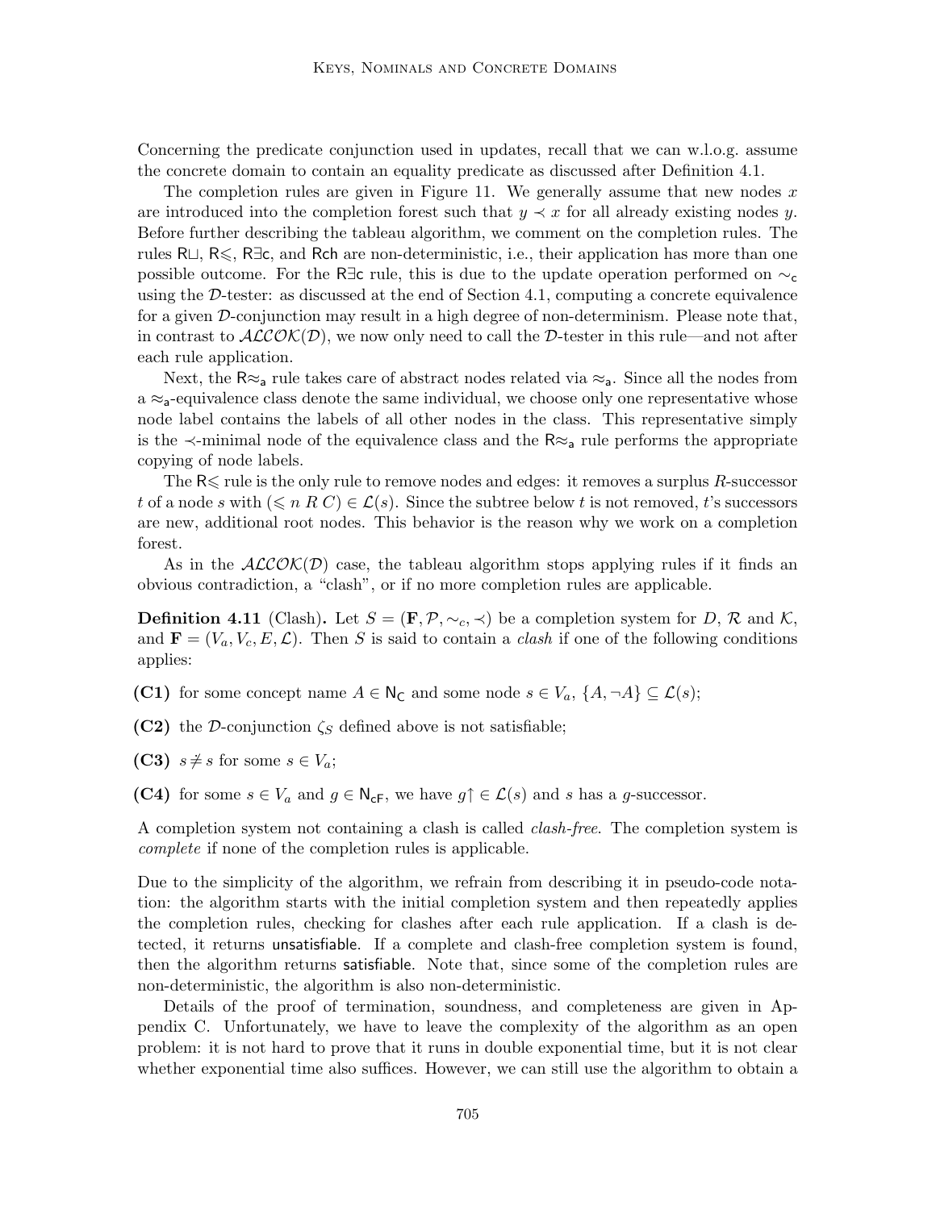Concerning the predicate conjunction used in updates, recall that we can w.l.o.g. assume the concrete domain to contain an equality predicate as discussed after Definition 4.1.

The completion rules are given in Figure 11. We generally assume that new nodes $x$ are introduced into the completion forest such that $y \prec x$ for all already existing nodes $y$. Before further describing the tableau algorithm, we comment on the completion rules. The rules $\mathsf{R}\sqcup$, $\mathsf{R}\leqslant$, $\mathsf{R}\exists\mathsf{c}$, and $\mathsf{Rch}$ are non-deterministic, i.e., their application has more than one possible outcome. For the $\mathsf{R}\exists\mathsf{c}$ rule, this is due to the update operation performed on $\sim_\mathsf{c}$ using the $\mathcal{D}$-tester: as discussed at the end of Section 4.1, computing a concrete equivalence for a given $\mathcal{D}$-conjunction may result in a high degree of non-determinism. Please note that, in contrast to $\mathcal{ALCOK}(\mathcal{D})$, we now only need to call the $\mathcal{D}$-tester in this rule—and not after each rule application.

Next, the $\mathsf{R}\approx_\mathsf{a}$ rule takes care of abstract nodes related via $\approx_\mathsf{a}$. Since all the nodes from a $\approx_\mathsf{a}$-equivalence class denote the same individual, we choose only one representative whose node label contains the labels of all other nodes in the class. This representative simply is the $\prec$-minimal node of the equivalence class and the $\mathsf{R}\approx_\mathsf{a}$ rule performs the appropriate copying of node labels.

The $\mathsf{R}\leqslant$ rule is the only rule to remove nodes and edges: it removes a surplus $R$-successor $t$ of a node $s$ with $(\leqslant n\ R\ C) \in \mathcal{L}(s)$. Since the subtree below $t$ is not removed, $t$'s successors are new, additional root nodes. This behavior is the reason why we work on a completion forest.

As in the $\mathcal{ALCOK}(\mathcal{D})$ case, the tableau algorithm stops applying rules if it finds an obvious contradiction, a "clash", or if no more completion rules are applicable.

**Definition 4.11** (Clash)**.** Let $S = (\mathbf{F}, \mathcal{P}, \sim_c, \prec)$ be a completion system for $D$, $\mathcal{R}$ and $\mathcal{K}$, and $\mathbf{F} = (V_a, V_c, E, \mathcal{L})$. Then $S$ is said to contain a *clash* if one of the following conditions applies:

**(C1)** for some concept name $A \in \mathsf{N_C}$ and some node $s \in V_a$, $\{A, \neg A\} \subseteq \mathcal{L}(s)$;

**(C2)** the $\mathcal{D}$-conjunction $\zeta_S$ defined above is not satisfiable;

**(C3)** $s \not\approx s$ for some $s \in V_a$;

**(C4)** for some $s \in V_a$ and $g \in \mathsf{N_{cF}}$, we have $g\uparrow \in \mathcal{L}(s)$ and $s$ has a $g$-successor.

A completion system not containing a clash is called *clash-free*. The completion system is *complete* if none of the completion rules is applicable.

Due to the simplicity of the algorithm, we refrain from describing it in pseudo-code notation: the algorithm starts with the initial completion system and then repeatedly applies the completion rules, checking for clashes after each rule application. If a clash is detected, it returns unsatisfiable. If a complete and clash-free completion system is found, then the algorithm returns satisfiable. Note that, since some of the completion rules are non-deterministic, the algorithm is also non-deterministic.

Details of the proof of termination, soundness, and completeness are given in Appendix C. Unfortunately, we have to leave the complexity of the algorithm as an open problem: it is not hard to prove that it runs in double exponential time, but it is not clear whether exponential time also suffices. However, we can still use the algorithm to obtain a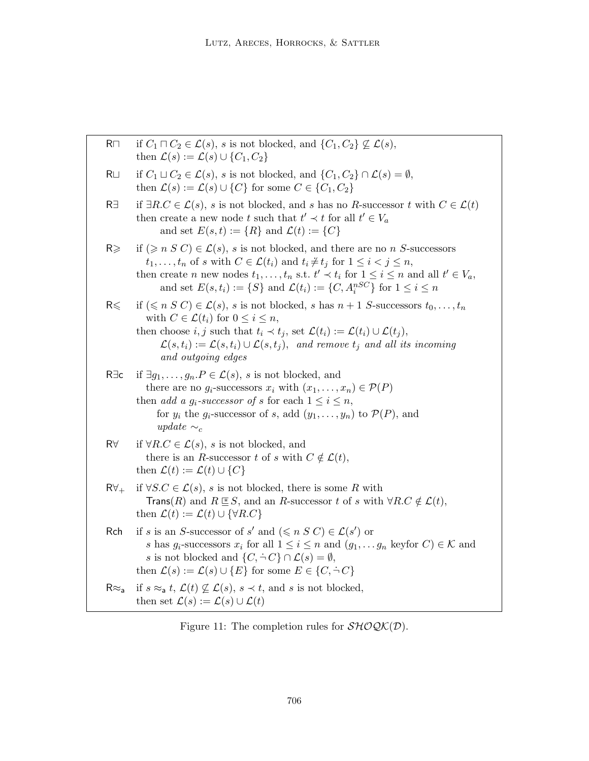| Rule | Condition / Action |
|---|---|
| R$\sqcap$ | if $C_1 \sqcap C_2 \in \mathcal{L}(s)$, $s$ is not blocked, and $\{C_1, C_2\} \not\subseteq \mathcal{L}(s)$, then $\mathcal{L}(s) := \mathcal{L}(s) \cup \{C_1, C_2\}$ |
| R$\sqcup$ | if $C_1 \sqcup C_2 \in \mathcal{L}(s)$, $s$ is not blocked, and $\{C_1, C_2\} \cap \mathcal{L}(s) = \emptyset$, then $\mathcal{L}(s) := \mathcal{L}(s) \cup \{C\}$ for some $C \in \{C_1, C_2\}$ |
| R$\exists$ | if $\exists R.C \in \mathcal{L}(s)$, $s$ is not blocked, and $s$ has no $R$-successor $t$ with $C \in \mathcal{L}(t)$ then create a new node $t$ such that $t' \prec t$ for all $t' \in V_a$ and set $E(s,t) := \{R\}$ and $\mathcal{L}(t) := \{C\}$ |
| R$\geqslant$ | if $(\geqslant n\ S\ C) \in \mathcal{L}(s)$, $s$ is not blocked, and there are no $n$ $S$-successors $t_1, \ldots, t_n$ of $s$ with $C \in \mathcal{L}(t_i)$ and $t_i \not\approx t_j$ for $1 \leq i < j \leq n$, then create $n$ new nodes $t_1, \ldots, t_n$ s.t. $t' \prec t_i$ for $1 \leq i \leq n$ and all $t' \in V_a$, and set $E(s, t_i) := \{S\}$ and $\mathcal{L}(t_i) := \{C, A_i^{nSC}\}$ for $1 \leq i \leq n$ |
| R$\leqslant$ | if $(\leqslant n\ S\ C) \in \mathcal{L}(s)$, $s$ is not blocked, $s$ has $n+1$ $S$-successors $t_0, \ldots, t_n$ with $C \in \mathcal{L}(t_i)$ for $0 \leq i \leq n$, then choose $i, j$ such that $t_i \prec t_j$, set $\mathcal{L}(t_i) := \mathcal{L}(t_i) \cup \mathcal{L}(t_j)$, $\mathcal{L}(s, t_i) := \mathcal{L}(s, t_i) \cup \mathcal{L}(s, t_j)$, *and remove $t_j$ and all its incoming and outgoing edges* |
| R$\exists$c | if $\exists g_1, \ldots, g_n.P \in \mathcal{L}(s)$, $s$ is not blocked, and there are no $g_i$-successors $x_i$ with $(x_1, \ldots, x_n) \in \mathcal{P}(P)$ then *add a $g_i$-successor of $s$* for each $1 \leq i \leq n$, for $y_i$ the $g_i$-successor of $s$, add $(y_1, \ldots, y_n)$ to $\mathcal{P}(P)$, and *update $\sim_c$* |
| R$\forall$ | if $\forall R.C \in \mathcal{L}(s)$, $s$ is not blocked, and there is an $R$-successor $t$ of $s$ with $C \notin \mathcal{L}(t)$, then $\mathcal{L}(t) := \mathcal{L}(t) \cup \{C\}$ |
| R$\forall_+$ | if $\forall S.C \in \mathcal{L}(s)$, $s$ is not blocked, there is some $R$ with $\mathsf{Trans}(R)$ and $R \,\underline{\circledast}\, S$, and an $R$-successor $t$ of $s$ with $\forall R.C \notin \mathcal{L}(t)$, then $\mathcal{L}(t) := \mathcal{L}(t) \cup \{\forall R.C\}$ |
| Rch | if $s$ is an $S$-successor of $s'$ and $(\leqslant n\ S\ C) \in \mathcal{L}(s')$ or $s$ has $g_i$-successors $x_i$ for all $1 \leq i \leq n$ and $(g_1, \ldots g_n \text{ keyfor } C) \in \mathcal{K}$ and $s$ is not blocked and $\{C, \dot\neg C\} \cap \mathcal{L}(s) = \emptyset$, then $\mathcal{L}(s) := \mathcal{L}(s) \cup \{E\}$ for some $E \in \{C, \dot\neg C\}$ |
| R$\approx_\mathsf{a}$ | if $s \approx_\mathsf{a} t$, $\mathcal{L}(t) \not\subseteq \mathcal{L}(s)$, $s \prec t$, and $s$ is not blocked, then set $\mathcal{L}(s) := \mathcal{L}(s) \cup \mathcal{L}(t)$ |

Figure 11: The completion rules for $\mathcal{SHOQK}(\mathcal{D})$.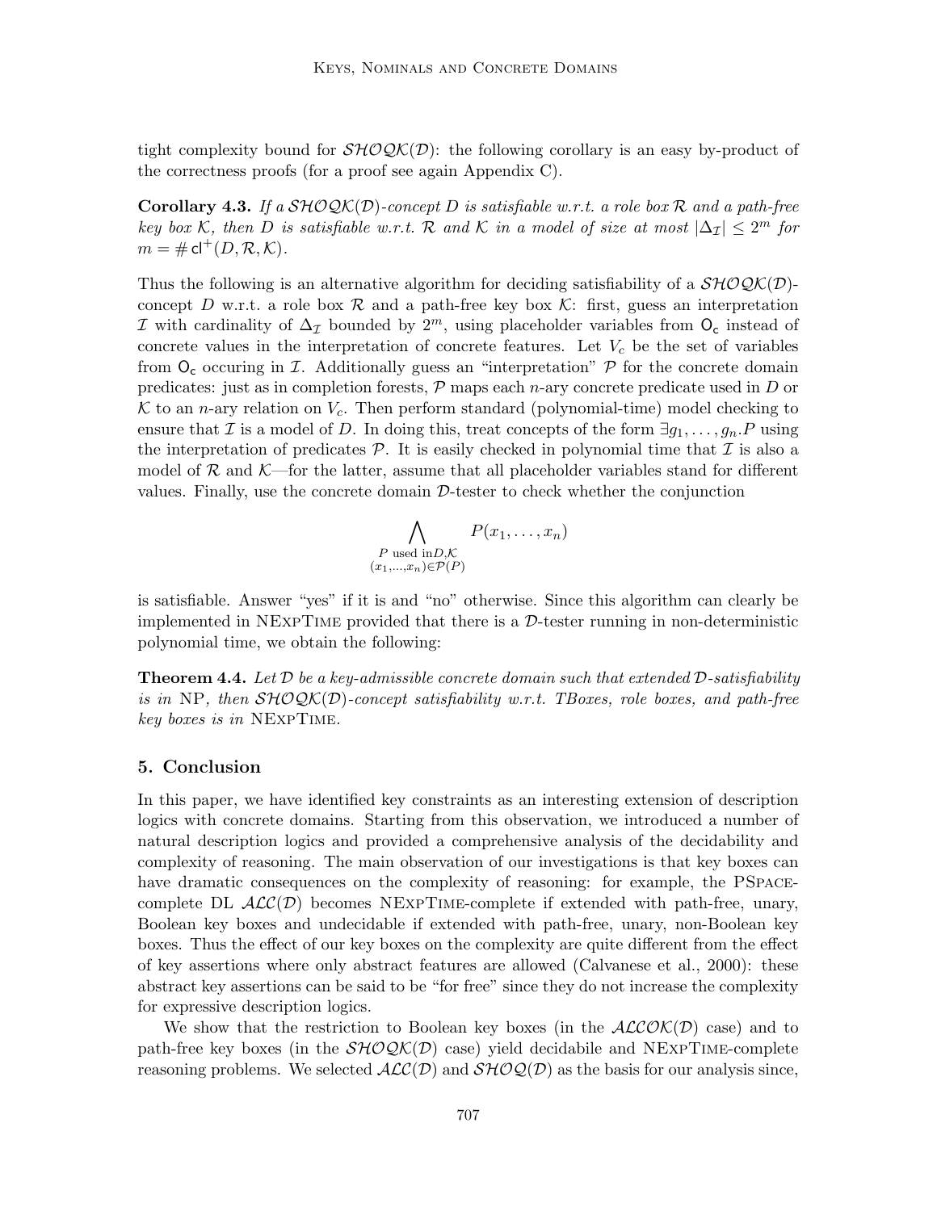tight complexity bound for $\mathcal{SHOQK}(\mathcal{D})$: the following corollary is an easy by-product of the correctness proofs (for a proof see again Appendix C).

**Corollary 4.3.** *If a $\mathcal{SHOQK}(\mathcal{D})$-concept $D$ is satisfiable w.r.t. a role box $\mathcal{R}$ and a path-free key box $\mathcal{K}$, then $D$ is satisfiable w.r.t. $\mathcal{R}$ and $\mathcal{K}$ in a model of size at most $|\Delta_\mathcal{I}| \leq 2^m$ for $m = \# \mathsf{cl}^+(D, \mathcal{R}, \mathcal{K})$.*

Thus the following is an alternative algorithm for deciding satisfiability of a $\mathcal{SHOQK}(\mathcal{D})$-concept $D$ w.r.t. a role box $\mathcal{R}$ and a path-free key box $\mathcal{K}$: first, guess an interpretation $\mathcal{I}$ with cardinality of $\Delta_\mathcal{I}$ bounded by $2^m$, using placeholder variables from $\mathsf{O_c}$ instead of concrete values in the interpretation of concrete features. Let $V_c$ be the set of variables from $\mathsf{O_c}$ occuring in $\mathcal{I}$. Additionally guess an "interpretation" $\mathcal{P}$ for the concrete domain predicates: just as in completion forests, $\mathcal{P}$ maps each $n$-ary concrete predicate used in $D$ or $\mathcal{K}$ to an $n$-ary relation on $V_c$. Then perform standard (polynomial-time) model checking to ensure that $\mathcal{I}$ is a model of $D$. In doing this, treat concepts of the form $\exists g_1, \ldots, g_n.P$ using the interpretation of predicates $\mathcal{P}$. It is easily checked in polynomial time that $\mathcal{I}$ is also a model of $\mathcal{R}$ and $\mathcal{K}$—for the latter, assume that all placeholder variables stand for different values. Finally, use the concrete domain $\mathcal{D}$-tester to check whether the conjunction

$$\bigwedge_{\substack{P \text{ used in} D, \mathcal{K} \\ (x_1, \ldots, x_n) \in \mathcal{P}(P)}} P(x_1, \ldots, x_n)$$

is satisfiable. Answer "yes" if it is and "no" otherwise. Since this algorithm can clearly be implemented in NExpTime provided that there is a $\mathcal{D}$-tester running in non-deterministic polynomial time, we obtain the following:

**Theorem 4.4.** *Let $\mathcal{D}$ be a key-admissible concrete domain such that extended $\mathcal{D}$-satisfiability is in* NP*, then $\mathcal{SHOQK}(\mathcal{D})$-concept satisfiability w.r.t. TBoxes, role boxes, and path-free key boxes is in* NExpTime.

## 5. Conclusion

In this paper, we have identified key constraints as an interesting extension of description logics with concrete domains. Starting from this observation, we introduced a number of natural description logics and provided a comprehensive analysis of the decidability and complexity of reasoning. The main observation of our investigations is that key boxes can have dramatic consequences on the complexity of reasoning: for example, the PSpace-complete DL $\mathcal{ALC}(\mathcal{D})$ becomes NExpTime-complete if extended with path-free, unary, Boolean key boxes and undecidable if extended with path-free, unary, non-Boolean key boxes. Thus the effect of our key boxes on the complexity are quite different from the effect of key assertions where only abstract features are allowed (Calvanese et al., 2000): these abstract key assertions can be said to be "for free" since they do not increase the complexity for expressive description logics.

We show that the restriction to Boolean key boxes (in the $\mathcal{ALCOK}(\mathcal{D})$ case) and to path-free key boxes (in the $\mathcal{SHOQK}(\mathcal{D})$ case) yield decidabile and NExpTime-complete reasoning problems. We selected $\mathcal{ALC}(\mathcal{D})$ and $\mathcal{SHOQ}(\mathcal{D})$ as the basis for our analysis since,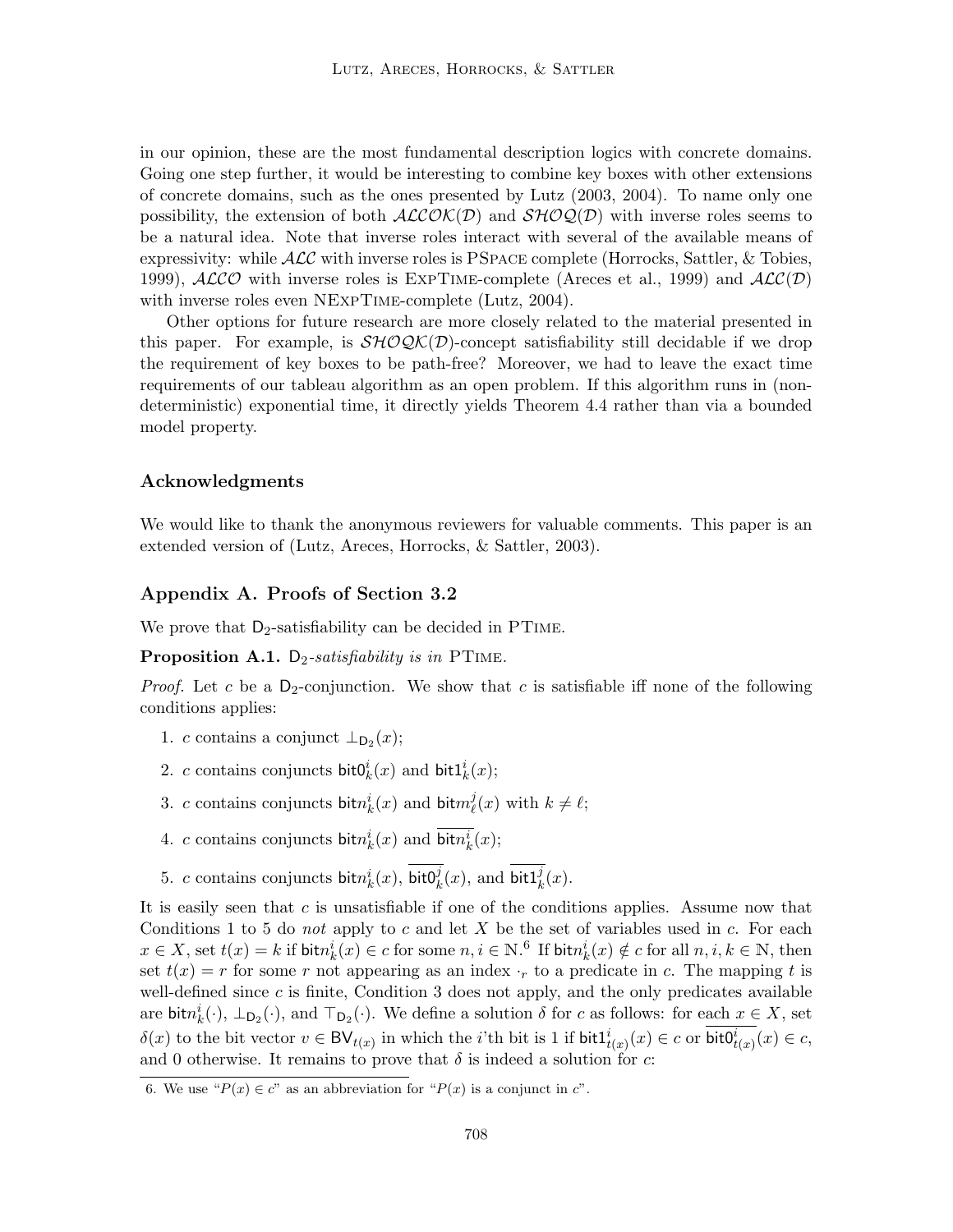in our opinion, these are the most fundamental description logics with concrete domains. Going one step further, it would be interesting to combine key boxes with other extensions of concrete domains, such as the ones presented by Lutz (2003, 2004). To name only one possibility, the extension of both $\mathcal{ALCOK}(\mathcal{D})$ and $\mathcal{SHOQ}(\mathcal{D})$ with inverse roles seems to be a natural idea. Note that inverse roles interact with several of the available means of expressivity: while $\mathcal{ALC}$ with inverse roles is PSpace complete (Horrocks, Sattler, & Tobies, 1999), $\mathcal{ALCO}$ with inverse roles is ExpTime-complete (Areces et al., 1999) and $\mathcal{ALC}(\mathcal{D})$ with inverse roles even NExpTime-complete (Lutz, 2004).

Other options for future research are more closely related to the material presented in this paper. For example, is $\mathcal{SHOQK}(\mathcal{D})$-concept satisfiability still decidable if we drop the requirement of key boxes to be path-free? Moreover, we had to leave the exact time requirements of our tableau algorithm as an open problem. If this algorithm runs in (non-deterministic) exponential time, it directly yields Theorem 4.4 rather than via a bounded model property.

## Acknowledgments

We would like to thank the anonymous reviewers for valuable comments. This paper is an extended version of (Lutz, Areces, Horrocks, & Sattler, 2003).

## Appendix A. Proofs of Section 3.2

We prove that $\mathsf{D}_2$-satisfiability can be decided in PTime.

**Proposition A.1.** *$\mathsf{D}_2$-satisfiability is in* PTime.

*Proof.* Let $c$ be a $\mathsf{D}_2$-conjunction. We show that $c$ is satisfiable iff none of the following conditions applies:

1. $c$ contains a conjunct $\bot_{\mathsf{D}_2}(x)$;
2. $c$ contains conjuncts $\mathsf{bit0}^i_k(x)$ and $\mathsf{bit1}^i_k(x)$;
3. $c$ contains conjuncts $\mathsf{bit}n^i_k(x)$ and $\mathsf{bit}m^j_\ell(x)$ with $k \neq \ell$;
4. $c$ contains conjuncts $\mathsf{bit}n^i_k(x)$ and $\overline{\mathsf{bit}n^i_k}(x)$;
5. $c$ contains conjuncts $\mathsf{bit}n^i_k(x)$, $\overline{\mathsf{bit0}^j_k}(x)$, and $\overline{\mathsf{bit1}^j_k}(x)$.

It is easily seen that $c$ is unsatisfiable if one of the conditions applies. Assume now that Conditions 1 to 5 do *not* apply to $c$ and let $X$ be the set of variables used in $c$. For each $x \in X$, set $t(x) = k$ if $\mathsf{bit}n^i_k(x) \in c$ for some $n, i \in \mathbb{N}$.[6] If $\mathsf{bit}n^i_k(x) \notin c$ for all $n, i, k \in \mathbb{N}$, then set $t(x) = r$ for some $r$ not appearing as an index $\cdot_r$ to a predicate in $c$. The mapping $t$ is well-defined since $c$ is finite, Condition 3 does not apply, and the only predicates available are $\mathsf{bit}n^i_k(\cdot)$, $\bot_{\mathsf{D}_2}(\cdot)$, and $\top_{\mathsf{D}_2}(\cdot)$. We define a solution $\delta$ for $c$ as follows: for each $x \in X$, set $\delta(x)$ to the bit vector $v \in \mathsf{BV}_{t(x)}$ in which the $i$'th bit is 1 if $\mathsf{bit1}^i_{t(x)}(x) \in c$ or $\overline{\mathsf{bit0}^i_{t(x)}}(x) \in c$, and 0 otherwise. It remains to prove that $\delta$ is indeed a solution for $c$:

6. We use "$P(x) \in c$" as an abbreviation for "$P(x)$ is a conjunct in $c$".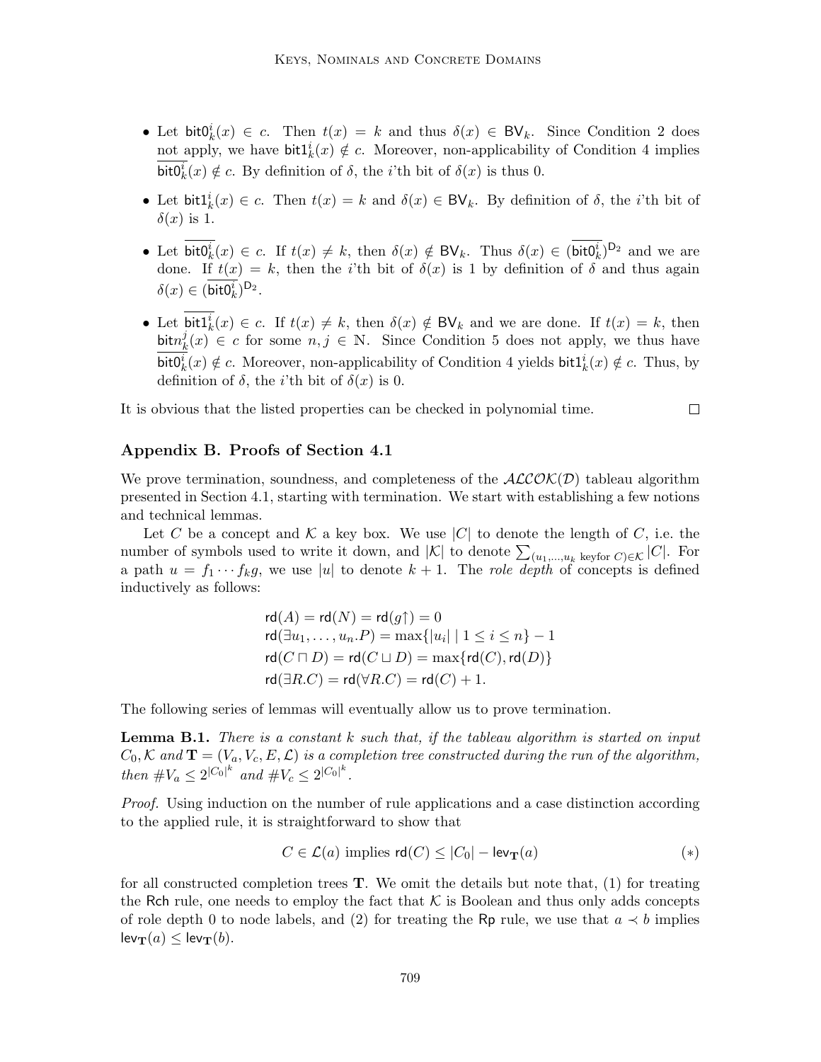- Let $\mathsf{bit0}^i_k(x) \in c$. Then $t(x) = k$ and thus $\delta(x) \in \mathsf{BV}_k$. Since Condition 2 does not apply, we have $\mathsf{bit1}^i_k(x) \notin c$. Moreover, non-applicability of Condition 4 implies $\overline{\mathsf{bit0}^i_k}(x) \notin c$. By definition of $\delta$, the $i$'th bit of $\delta(x)$ is thus 0.
- Let $\mathsf{bit1}^i_k(x) \in c$. Then $t(x) = k$ and $\delta(x) \in \mathsf{BV}_k$. By definition of $\delta$, the $i$'th bit of $\delta(x)$ is 1.
- Let $\overline{\mathsf{bit0}^i_k}(x) \in c$. If $t(x) \neq k$, then $\delta(x) \notin \mathsf{BV}_k$. Thus $\delta(x) \in (\overline{\mathsf{bit0}^i_k})^{\mathsf{D}_2}$ and we are done. If $t(x) = k$, then the $i$'th bit of $\delta(x)$ is 1 by definition of $\delta$ and thus again $\delta(x) \in (\overline{\mathsf{bit0}^i_k})^{\mathsf{D}_2}$.
- Let $\overline{\mathsf{bit1}^i_k}(x) \in c$. If $t(x) \neq k$, then $\delta(x) \notin \mathsf{BV}_k$ and we are done. If $t(x) = k$, then $\mathsf{bit}n^j_k(x) \in c$ for some $n, j \in \mathbb{N}$. Since Condition 5 does not apply, we thus have $\overline{\mathsf{bit0}^i_k}(x) \notin c$. Moreover, non-applicability of Condition 4 yields $\mathsf{bit1}^i_k(x) \notin c$. Thus, by definition of $\delta$, the $i$'th bit of $\delta(x)$ is 0.

It is obvious that the listed properties can be checked in polynomial time. □

## Appendix B. Proofs of Section 4.1

We prove termination, soundness, and completeness of the $\mathcal{ALCOK}(\mathcal{D})$ tableau algorithm presented in Section 4.1, starting with termination. We start with establishing a few notions and technical lemmas.

Let $C$ be a concept and $\mathcal{K}$ a key box. We use $|C|$ to denote the length of $C$, i.e. the number of symbols used to write it down, and $|\mathcal{K}|$ to denote $\sum_{(u_1,\ldots,u_k \text{ keyfor } C)\in\mathcal{K}} |C|$. For a path $u = f_1 \cdots f_k g$, we use $|u|$ to denote $k+1$. The *role depth* of concepts is defined inductively as follows:

$$
\begin{aligned}
\mathsf{rd}(A) = \mathsf{rd}(N) = \mathsf{rd}(g\uparrow) &= 0 \\
\mathsf{rd}(\exists u_1, \ldots, u_n.P) &= \max\{|u_i| \mid 1 \leq i \leq n\} - 1 \\
\mathsf{rd}(C \sqcap D) = \mathsf{rd}(C \sqcup D) &= \max\{\mathsf{rd}(C), \mathsf{rd}(D)\} \\
\mathsf{rd}(\exists R.C) = \mathsf{rd}(\forall R.C) &= \mathsf{rd}(C) + 1.
\end{aligned}
$$

The following series of lemmas will eventually allow us to prove termination.

**Lemma B.1.** *There is a constant $k$ such that, if the tableau algorithm is started on input $C_0, \mathcal{K}$ and $\mathbf{T} = (V_a, V_c, E, \mathcal{L})$ is a completion tree constructed during the run of the algorithm, then $\#V_a \leq 2^{|C_0|^k}$ and $\#V_c \leq 2^{|C_0|^k}$.*

*Proof.* Using induction on the number of rule applications and a case distinction according to the applied rule, it is straightforward to show that

$$C \in \mathcal{L}(a) \text{ implies } \mathsf{rd}(C) \leq |C_0| - \mathsf{lev}_{\mathbf{T}}(a) \qquad (*)$$

for all constructed completion trees $\mathbf{T}$. We omit the details but note that, (1) for treating the $\mathsf{Rch}$ rule, one needs to employ the fact that $\mathcal{K}$ is Boolean and thus only adds concepts of role depth 0 to node labels, and (2) for treating the $\mathsf{Rp}$ rule, we use that $a \prec b$ implies $\mathsf{lev}_{\mathbf{T}}(a) \leq \mathsf{lev}_{\mathbf{T}}(b)$.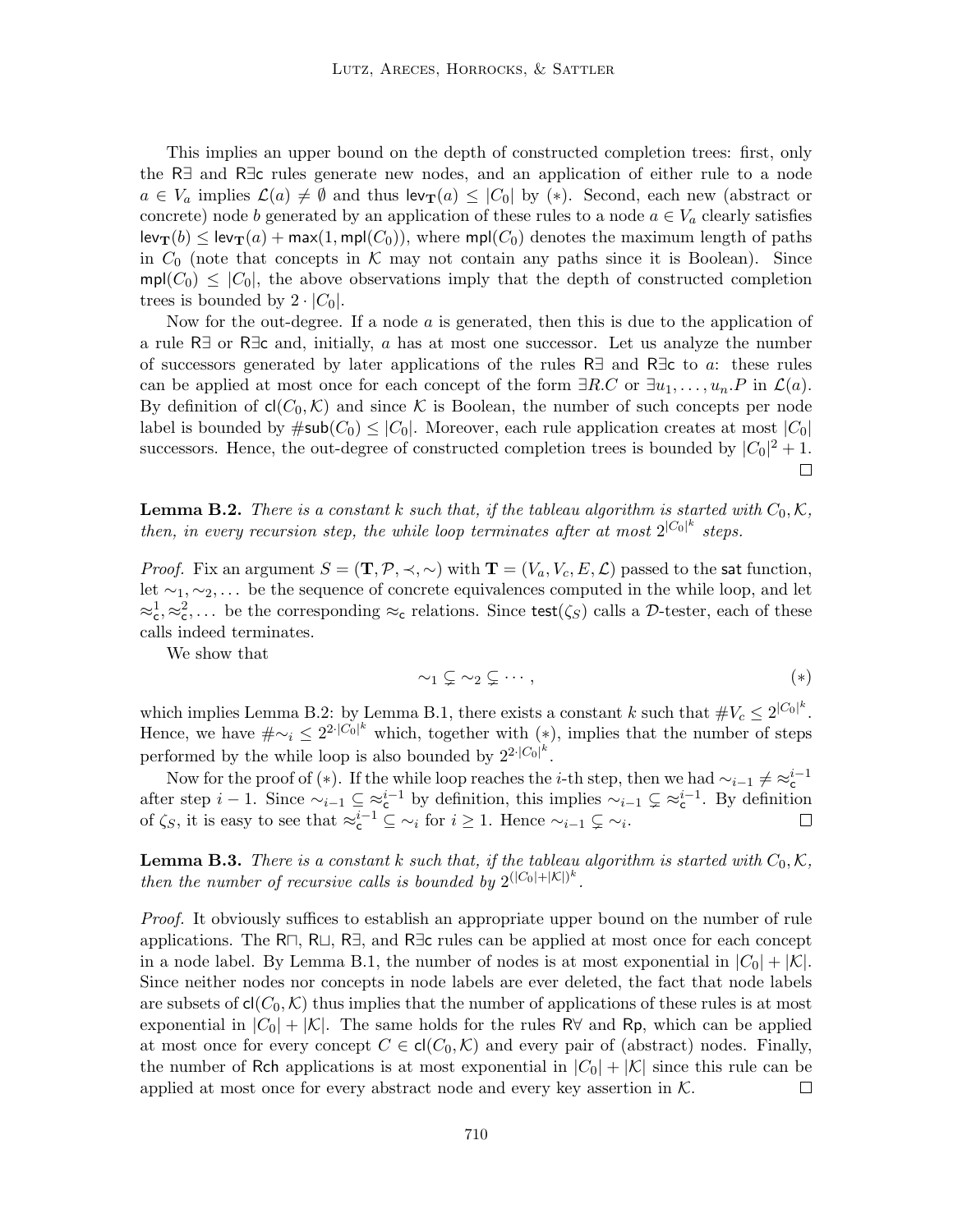This implies an upper bound on the depth of constructed completion trees: first, only the R$\exists$ and R$\exists$c rules generate new nodes, and an application of either rule to a node $a \in V_a$ implies $\mathcal{L}(a) \neq \emptyset$ and thus $\mathsf{lev}_{\mathbf{T}}(a) \leq |C_0|$ by $(*)$. Second, each new (abstract or concrete) node $b$ generated by an application of these rules to a node $a \in V_a$ clearly satisfies $\mathsf{lev}_{\mathbf{T}}(b) \leq \mathsf{lev}_{\mathbf{T}}(a) + \max(1, \mathsf{mpl}(C_0))$, where $\mathsf{mpl}(C_0)$ denotes the maximum length of paths in $C_0$ (note that concepts in $\mathcal{K}$ may not contain any paths since it is Boolean). Since $\mathsf{mpl}(C_0) \leq |C_0|$, the above observations imply that the depth of constructed completion trees is bounded by $2 \cdot |C_0|$.

Now for the out-degree. If a node $a$ is generated, then this is due to the application of a rule R$\exists$ or R$\exists$c and, initially, $a$ has at most one successor. Let us analyze the number of successors generated by later applications of the rules R$\exists$ and R$\exists$c to $a$: these rules can be applied at most once for each concept of the form $\exists R.C$ or $\exists u_1, \ldots, u_n.P$ in $\mathcal{L}(a)$. By definition of $\mathsf{cl}(C_0, \mathcal{K})$ and since $\mathcal{K}$ is Boolean, the number of such concepts per node label is bounded by $\#\mathsf{sub}(C_0) \leq |C_0|$. Moreover, each rule application creates at most $|C_0|$ successors. Hence, the out-degree of constructed completion trees is bounded by $|C_0|^2 + 1$. $\square$

**Lemma B.2.** *There is a constant $k$ such that, if the tableau algorithm is started with $C_0, \mathcal{K}$, then, in every recursion step, the while loop terminates after at most $2^{|C_0|^k}$ steps.*

*Proof.* Fix an argument $S = (\mathbf{T}, \mathcal{P}, \prec, \sim)$ with $\mathbf{T} = (V_a, V_c, E, \mathcal{L})$ passed to the $\mathsf{sat}$ function, let $\sim_1, \sim_2, \ldots$ be the sequence of concrete equivalences computed in the while loop, and let $\approx_{\mathsf{c}}^1, \approx_{\mathsf{c}}^2, \ldots$ be the corresponding $\approx_{\mathsf{c}}$ relations. Since $\mathsf{test}(\zeta_S)$ calls a $\mathcal{D}$-tester, each of these calls indeed terminates.

We show that

$$\sim_1 \subsetneq \sim_2 \subsetneq \cdots, \qquad (*)$$

which implies Lemma B.2: by Lemma B.1, there exists a constant $k$ such that $\#V_c \leq 2^{|C_0|^k}$. Hence, we have $\#\sim_i \leq 2^{2 \cdot |C_0|^k}$ which, together with $(*)$, implies that the number of steps performed by the while loop is also bounded by $2^{2 \cdot |C_0|^k}$.

Now for the proof of $(*)$. If the while loop reaches the $i$-th step, then we had $\sim_{i-1} \neq \approx_{\mathsf{c}}^{i-1}$ after step $i-1$. Since $\sim_{i-1} \subseteq \approx_{\mathsf{c}}^{i-1}$ by definition, this implies $\sim_{i-1} \subsetneq \approx_{\mathsf{c}}^{i-1}$. By definition of $\zeta_S$, it is easy to see that $\approx_{\mathsf{c}}^{i-1} \subseteq \sim_i$ for $i \geq 1$. Hence $\sim_{i-1} \subsetneq \sim_i$. $\square$

**Lemma B.3.** *There is a constant $k$ such that, if the tableau algorithm is started with $C_0, \mathcal{K}$, then the number of recursive calls is bounded by $2^{(|C_0|+|\mathcal{K}|)^k}$.*

*Proof.* It obviously suffices to establish an appropriate upper bound on the number of rule applications. The R$\sqcap$, R$\sqcup$, R$\exists$, and R$\exists$c rules can be applied at most once for each concept in a node label. By Lemma B.1, the number of nodes is at most exponential in $|C_0| + |\mathcal{K}|$. Since neither nodes nor concepts in node labels are ever deleted, the fact that node labels are subsets of $\mathsf{cl}(C_0, \mathcal{K})$ thus implies that the number of applications of these rules is at most exponential in $|C_0| + |\mathcal{K}|$. The same holds for the rules R$\forall$ and Rp, which can be applied at most once for every concept $C \in \mathsf{cl}(C_0, \mathcal{K})$ and every pair of (abstract) nodes. Finally, the number of Rch applications is at most exponential in $|C_0| + |\mathcal{K}|$ since this rule can be applied at most once for every abstract node and every key assertion in $\mathcal{K}$. $\square$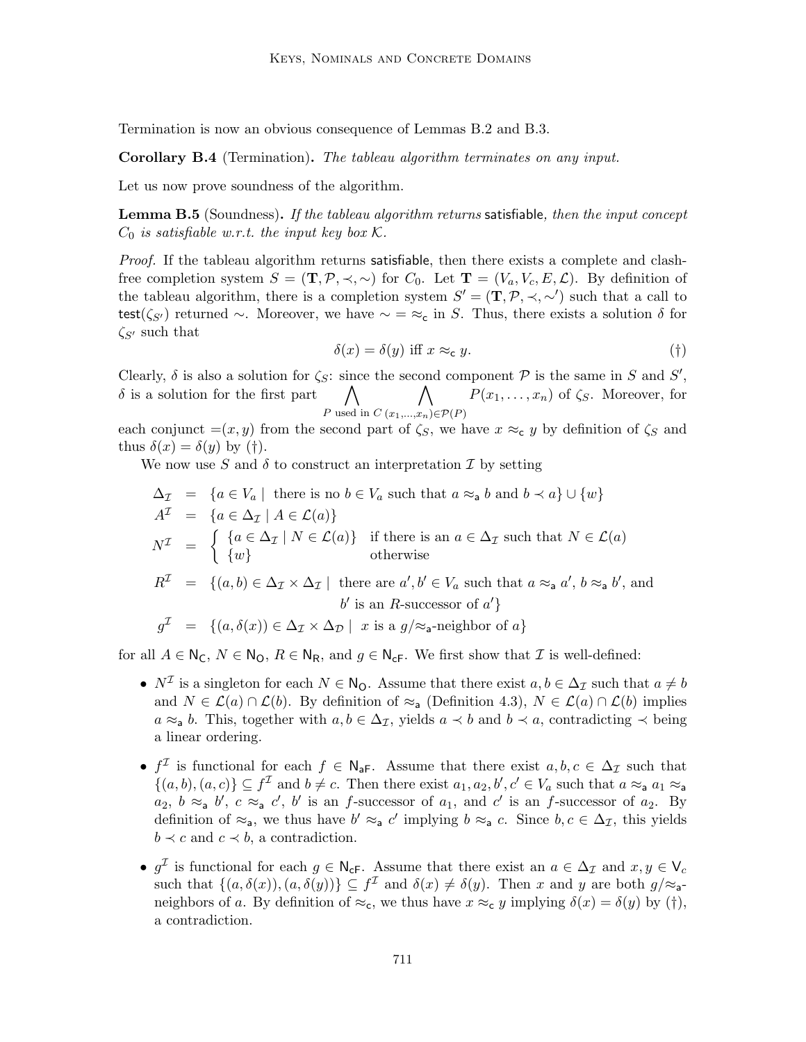Termination is now an obvious consequence of Lemmas B.2 and B.3.

**Corollary B.4** (Termination)**.** *The tableau algorithm terminates on any input.*

Let us now prove soundness of the algorithm.

**Lemma B.5** (Soundness)**.** *If the tableau algorithm returns* satisfiable*, then the input concept $C_0$ is satisfiable w.r.t. the input key box $\mathcal{K}$.*

*Proof.* If the tableau algorithm returns satisfiable, then there exists a complete and clash-free completion system $S = (\mathbf{T}, \mathcal{P}, \prec, \sim)$ for $C_0$. Let $\mathbf{T} = (V_a, V_c, E, \mathcal{L})$. By definition of the tableau algorithm, there is a completion system $S' = (\mathbf{T}, \mathcal{P}, \prec, \sim')$ such that a call to $\mathsf{test}(\zeta_{S'})$ returned $\sim$. Moreover, we have $\sim = \approx_{\mathsf{c}}$ in $S$. Thus, there exists a solution $\delta$ for $\zeta_{S'}$ such that

$$\delta(x) = \delta(y) \text{ iff } x \approx_{\mathsf{c}} y. \qquad (\dagger)$$

Clearly, $\delta$ is also a solution for $\zeta_S$: since the second component $\mathcal{P}$ is the same in $S$ and $S'$, $\delta$ is a solution for the first part $\bigwedge\limits_{P \text{ used in } C} \bigwedge\limits_{(x_1,\ldots,x_n)\in\mathcal{P}(P)} P(x_1,\ldots,x_n)$ of $\zeta_S$. Moreover, for each conjunct $=(x, y)$ from the second part of $\zeta_S$, we have $x \approx_{\mathsf{c}} y$ by definition of $\zeta_S$ and thus $\delta(x) = \delta(y)$ by ($\dagger$).

We now use $S$ and $\delta$ to construct an interpretation $\mathcal{I}$ by setting

$$
\begin{aligned}
\Delta_{\mathcal{I}} &= \{a \in V_a \mid \text{ there is no } b \in V_a \text{ such that } a \approx_{\mathsf{a}} b \text{ and } b \prec a\} \cup \{w\} \\
A^{\mathcal{I}} &= \{a \in \Delta_{\mathcal{I}} \mid A \in \mathcal{L}(a)\} \\
N^{\mathcal{I}} &= \begin{cases} \{a \in \Delta_{\mathcal{I}} \mid N \in \mathcal{L}(a)\} & \text{if there is an } a \in \Delta_{\mathcal{I}} \text{ such that } N \in \mathcal{L}(a) \\ \{w\} & \text{otherwise} \end{cases} \\
R^{\mathcal{I}} &= \{(a, b) \in \Delta_{\mathcal{I}} \times \Delta_{\mathcal{I}} \mid \text{ there are } a', b' \in V_a \text{ such that } a \approx_{\mathsf{a}} a',\, b \approx_{\mathsf{a}} b', \text{ and} \\
&\qquad\qquad b' \text{ is an } R\text{-successor of } a'\} \\
g^{\mathcal{I}} &= \{(a, \delta(x)) \in \Delta_{\mathcal{I}} \times \Delta_{\mathcal{D}} \mid x \text{ is a } g/{\approx_{\mathsf{a}}}\text{-neighbor of } a\}
\end{aligned}
$$

for all $A \in \mathsf{N_C}$, $N \in \mathsf{N_O}$, $R \in \mathsf{N_R}$, and $g \in \mathsf{N_{cF}}$. We first show that $\mathcal{I}$ is well-defined:

- $N^{\mathcal{I}}$ is a singleton for each $N \in \mathsf{N_O}$. Assume that there exist $a, b \in \Delta_{\mathcal{I}}$ such that $a \neq b$ and $N \in \mathcal{L}(a) \cap \mathcal{L}(b)$. By definition of $\approx_{\mathsf{a}}$ (Definition 4.3), $N \in \mathcal{L}(a) \cap \mathcal{L}(b)$ implies $a \approx_{\mathsf{a}} b$. This, together with $a, b \in \Delta_{\mathcal{I}}$, yields $a \prec b$ and $b \prec a$, contradicting $\prec$ being a linear ordering.

- $f^{\mathcal{I}}$ is functional for each $f \in \mathsf{N_{aF}}$. Assume that there exist $a, b, c \in \Delta_{\mathcal{I}}$ such that $\{(a, b), (a, c)\} \subseteq f^{\mathcal{I}}$ and $b \neq c$. Then there exist $a_1, a_2, b', c' \in V_a$ such that $a \approx_{\mathsf{a}} a_1 \approx_{\mathsf{a}} a_2$, $b \approx_{\mathsf{a}} b'$, $c \approx_{\mathsf{a}} c'$, $b'$ is an $f$-successor of $a_1$, and $c'$ is an $f$-successor of $a_2$. By definition of $\approx_{\mathsf{a}}$, we thus have $b' \approx_{\mathsf{a}} c'$ implying $b \approx_{\mathsf{a}} c$. Since $b, c \in \Delta_{\mathcal{I}}$, this yields $b \prec c$ and $c \prec b$, a contradiction.

- $g^{\mathcal{I}}$ is functional for each $g \in \mathsf{N_{cF}}$. Assume that there exist an $a \in \Delta_{\mathcal{I}}$ and $x, y \in \mathsf{V}_c$ such that $\{(a, \delta(x)), (a, \delta(y))\} \subseteq f^{\mathcal{I}}$ and $\delta(x) \neq \delta(y)$. Then $x$ and $y$ are both $g/{\approx_{\mathsf{a}}}$-neighbors of $a$. By definition of $\approx_{\mathsf{c}}$, we thus have $x \approx_{\mathsf{c}} y$ implying $\delta(x) = \delta(y)$ by ($\dagger$), a contradiction.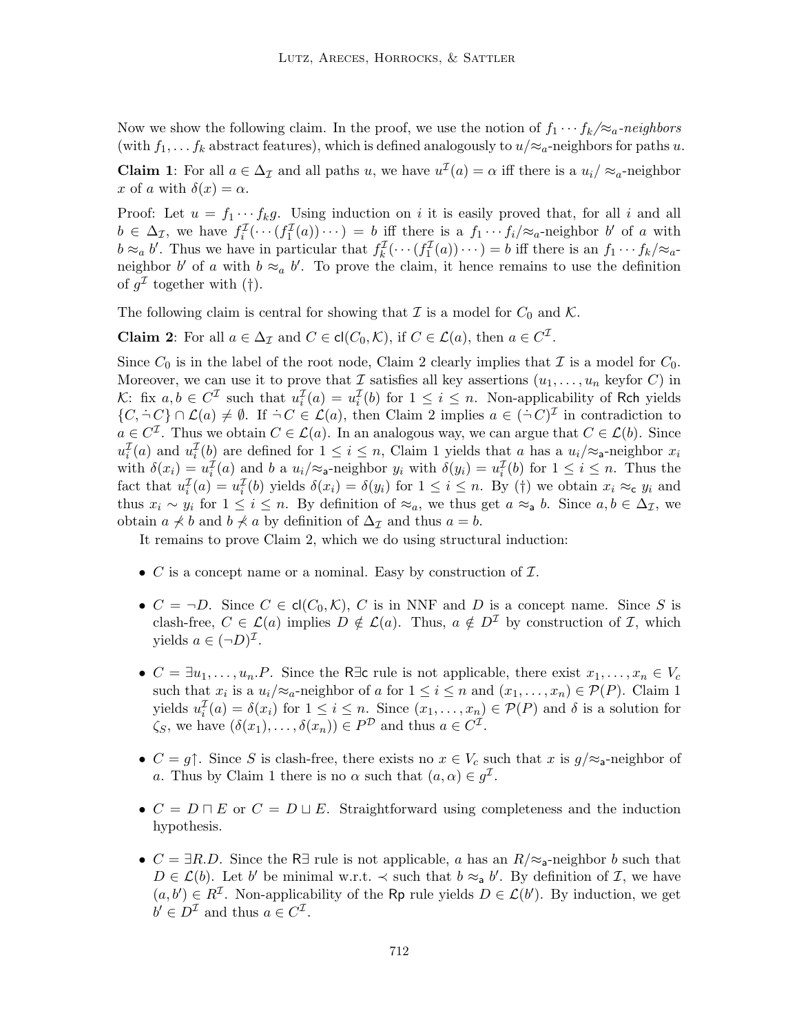Now we show the following claim. In the proof, we use the notion of $f_1 \cdots f_k/{\approx_a}$*-neighbors* (with $f_1, \ldots f_k$ abstract features), which is defined analogously to $u/{\approx_a}$-neighbors for paths $u$.

**Claim 1**: For all $a \in \Delta_\mathcal{I}$ and all paths $u$, we have $u^\mathcal{I}(a) = \alpha$ iff there is a $u_i/\approx_a$-neighbor $x$ of $a$ with $\delta(x) = \alpha$.

Proof: Let $u = f_1 \cdots f_k g$. Using induction on $i$ it is easily proved that, for all $i$ and all $b \in \Delta_\mathcal{I}$, we have $f_i^\mathcal{I}(\cdots(f_1^\mathcal{I}(a))\cdots) = b$ iff there is a $f_1 \cdots f_i/{\approx_a}$-neighbor $b'$ of $a$ with $b \approx_a b'$. Thus we have in particular that $f_k^\mathcal{I}(\cdots(f_1^\mathcal{I}(a))\cdots) = b$ iff there is an $f_1 \cdots f_k/{\approx_a}$-neighbor $b'$ of $a$ with $b \approx_a b'$. To prove the claim, it hence remains to use the definition of $g^\mathcal{I}$ together with (†).

The following claim is central for showing that $\mathcal{I}$ is a model for $C_0$ and $\mathcal{K}$.

**Claim 2**: For all $a \in \Delta_\mathcal{I}$ and $C \in \mathsf{cl}(C_0, \mathcal{K})$, if $C \in \mathcal{L}(a)$, then $a \in C^\mathcal{I}$.

Since $C_0$ is in the label of the root node, Claim 2 clearly implies that $\mathcal{I}$ is a model for $C_0$. Moreover, we can use it to prove that $\mathcal{I}$ satisfies all key assertions $(u_1, \ldots, u_n \text{ keyfor } C)$ in $\mathcal{K}$: fix $a, b \in C^\mathcal{I}$ such that $u_i^\mathcal{I}(a) = u_i^\mathcal{I}(b)$ for $1 \leq i \leq n$. Non-applicability of $\mathsf{Rch}$ yields $\{C, \dot{\neg} C\} \cap \mathcal{L}(a) \neq \emptyset$. If $\dot{\neg} C \in \mathcal{L}(a)$, then Claim 2 implies $a \in (\dot{\neg} C)^\mathcal{I}$ in contradiction to $a \in C^\mathcal{I}$. Thus we obtain $C \in \mathcal{L}(a)$. In an analogous way, we can argue that $C \in \mathcal{L}(b)$. Since $u_i^\mathcal{I}(a)$ and $u_i^\mathcal{I}(b)$ are defined for $1 \leq i \leq n$, Claim 1 yields that $a$ has a $u_i/{\approx_\mathsf{a}}$-neighbor $x_i$ with $\delta(x_i) = u_i^\mathcal{I}(a)$ and $b$ a $u_i/{\approx_\mathsf{a}}$-neighbor $y_i$ with $\delta(y_i) = u_i^\mathcal{I}(b)$ for $1 \leq i \leq n$. Thus the fact that $u_i^\mathcal{I}(a) = u_i^\mathcal{I}(b)$ yields $\delta(x_i) = \delta(y_i)$ for $1 \leq i \leq n$. By (†) we obtain $x_i \approx_\mathsf{c} y_i$ and thus $x_i \sim y_i$ for $1 \leq i \leq n$. By definition of $\approx_a$, we thus get $a \approx_\mathsf{a} b$. Since $a, b \in \Delta_\mathcal{I}$, we obtain $a \not\prec b$ and $b \not\prec a$ by definition of $\Delta_\mathcal{I}$ and thus $a = b$.

It remains to prove Claim 2, which we do using structural induction:

- $C$ is a concept name or a nominal. Easy by construction of $\mathcal{I}$.
- $C = \neg D$. Since $C \in \mathsf{cl}(C_0, \mathcal{K})$, $C$ is in NNF and $D$ is a concept name. Since $S$ is clash-free, $C \in \mathcal{L}(a)$ implies $D \notin \mathcal{L}(a)$. Thus, $a \notin D^\mathcal{I}$ by construction of $\mathcal{I}$, which yields $a \in (\neg D)^\mathcal{I}$.
- $C = \exists u_1, \ldots, u_n.P$. Since the $\mathsf{R}\exists\mathsf{c}$ rule is not applicable, there exist $x_1, \ldots, x_n \in V_c$ such that $x_i$ is a $u_i/{\approx_a}$-neighbor of $a$ for $1 \leq i \leq n$ and $(x_1, \ldots, x_n) \in \mathcal{P}(P)$. Claim 1 yields $u_i^\mathcal{I}(a) = \delta(x_i)$ for $1 \leq i \leq n$. Since $(x_1, \ldots, x_n) \in \mathcal{P}(P)$ and $\delta$ is a solution for $\zeta_S$, we have $(\delta(x_1), \ldots, \delta(x_n)) \in P^\mathcal{D}$ and thus $a \in C^\mathcal{I}$.
- $C = g\uparrow$. Since $S$ is clash-free, there exists no $x \in V_c$ such that $x$ is $g/{\approx_\mathsf{a}}$-neighbor of $a$. Thus by Claim 1 there is no $\alpha$ such that $(a, \alpha) \in g^\mathcal{I}$.
- $C = D \sqcap E$ or $C = D \sqcup E$. Straightforward using completeness and the induction hypothesis.
- $C = \exists R.D$. Since the $\mathsf{R}\exists$ rule is not applicable, $a$ has an $R/{\approx_\mathsf{a}}$-neighbor $b$ such that $D \in \mathcal{L}(b)$. Let $b'$ be minimal w.r.t. $\prec$ such that $b \approx_\mathsf{a} b'$. By definition of $\mathcal{I}$, we have $(a, b') \in R^\mathcal{I}$. Non-applicability of the $\mathsf{Rp}$ rule yields $D \in \mathcal{L}(b')$. By induction, we get $b' \in D^\mathcal{I}$ and thus $a \in C^\mathcal{I}$.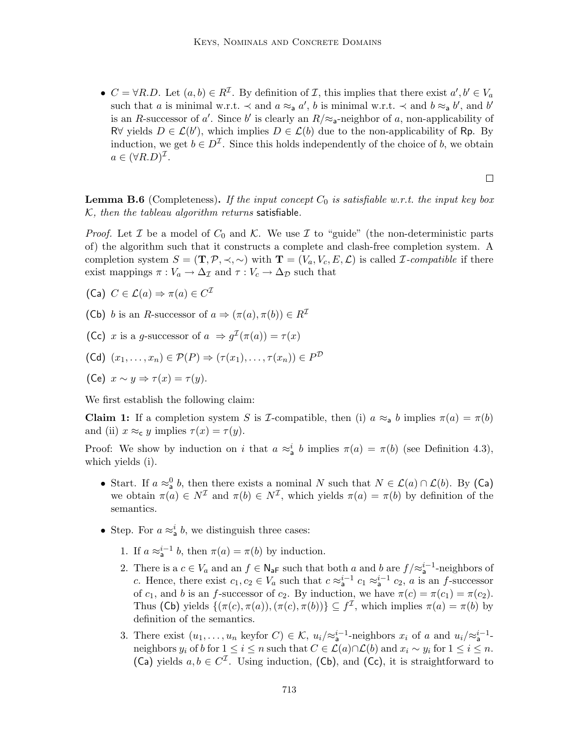- $C = \forall R.D$. Let $(a, b) \in R^\mathcal{I}$. By definition of $\mathcal{I}$, this implies that there exist $a', b' \in V_a$ such that $a$ is minimal w.r.t. $\prec$ and $a \approx_\mathsf{a} a'$, $b$ is minimal w.r.t. $\prec$ and $b \approx_\mathsf{a} b'$, and $b'$ is an $R$-successor of $a'$. Since $b'$ is clearly an $R/{\approx_\mathsf{a}}$-neighbor of $a$, non-applicability of $\mathsf{R}\forall$ yields $D \in \mathcal{L}(b')$, which implies $D \in \mathcal{L}(b)$ due to the non-applicability of $\mathsf{Rp}$. By induction, we get $b \in D^\mathcal{I}$. Since this holds independently of the choice of $b$, we obtain $a \in (\forall R.D)^\mathcal{I}$.

□

**Lemma B.6** (Completeness)**.** *If the input concept $C_0$ is satisfiable w.r.t. the input key box $\mathcal{K}$, then the tableau algorithm returns* satisfiable.

*Proof.* Let $\mathcal{I}$ be a model of $C_0$ and $\mathcal{K}$. We use $\mathcal{I}$ to "guide" (the non-deterministic parts of) the algorithm such that it constructs a complete and clash-free completion system. A completion system $S = (\mathbf{T}, \mathcal{P}, \prec, \sim)$ with $\mathbf{T} = (V_a, V_c, E, \mathcal{L})$ is called $\mathcal{I}$-*compatible* if there exist mappings $\pi : V_a \to \Delta_\mathcal{I}$ and $\tau : V_c \to \Delta_\mathcal{D}$ such that

(Ca) $C \in \mathcal{L}(a) \Rightarrow \pi(a) \in C^\mathcal{I}$

(Cb) $b$ is an $R$-successor of $a \Rightarrow (\pi(a), \pi(b)) \in R^\mathcal{I}$

(Cc) $x$ is a $g$-successor of $a \;\Rightarrow g^\mathcal{I}(\pi(a)) = \tau(x)$

(Cd) $(x_1, \ldots, x_n) \in \mathcal{P}(P) \Rightarrow (\tau(x_1), \ldots, \tau(x_n)) \in P^\mathcal{D}$

(Ce) $x \sim y \Rightarrow \tau(x) = \tau(y)$.

We first establish the following claim:

**Claim 1:** If a completion system $S$ is $\mathcal{I}$-compatible, then (i) $a \approx_\mathsf{a} b$ implies $\pi(a) = \pi(b)$ and (ii) $x \approx_\mathsf{c} y$ implies $\tau(x) = \tau(y)$.

Proof: We show by induction on $i$ that $a \approx_\mathsf{a}^i b$ implies $\pi(a) = \pi(b)$ (see Definition 4.3), which yields (i).

- Start. If $a \approx_\mathsf{a}^0 b$, then there exists a nominal $N$ such that $N \in \mathcal{L}(a) \cap \mathcal{L}(b)$. By (Ca) we obtain $\pi(a) \in N^\mathcal{I}$ and $\pi(b) \in N^\mathcal{I}$, which yields $\pi(a) = \pi(b)$ by definition of the semantics.
- Step. For $a \approx_\mathsf{a}^i b$, we distinguish three cases:
  1. If $a \approx_\mathsf{a}^{i-1} b$, then $\pi(a) = \pi(b)$ by induction.
  2. There is a $c \in V_a$ and an $f \in \mathsf{N_{aF}}$ such that both $a$ and $b$ are $f/{\approx_\mathsf{a}^{i-1}}$-neighbors of $c$. Hence, there exist $c_1, c_2 \in V_a$ such that $c \approx_\mathsf{a}^{i-1} c_1 \approx_\mathsf{a}^{i-1} c_2$, $a$ is an $f$-successor of $c_1$, and $b$ is an $f$-successor of $c_2$. By induction, we have $\pi(c) = \pi(c_1) = \pi(c_2)$. Thus (Cb) yields $\{(\pi(c), \pi(a)), (\pi(c), \pi(b))\} \subseteq f^\mathcal{I}$, which implies $\pi(a) = \pi(b)$ by definition of the semantics.
  3. There exist $(u_1, \ldots, u_n \text{ keyfor } C) \in \mathcal{K}$, $u_i/{\approx_\mathsf{a}^{i-1}}$-neighbors $x_i$ of $a$ and $u_i/{\approx_\mathsf{a}^{i-1}}$-neighbors $y_i$ of $b$ for $1 \leq i \leq n$ such that $C \in \mathcal{L}(a) \cap \mathcal{L}(b)$ and $x_i \sim y_i$ for $1 \leq i \leq n$. (Ca) yields $a, b \in C^\mathcal{I}$. Using induction, (Cb), and (Cc), it is straightforward to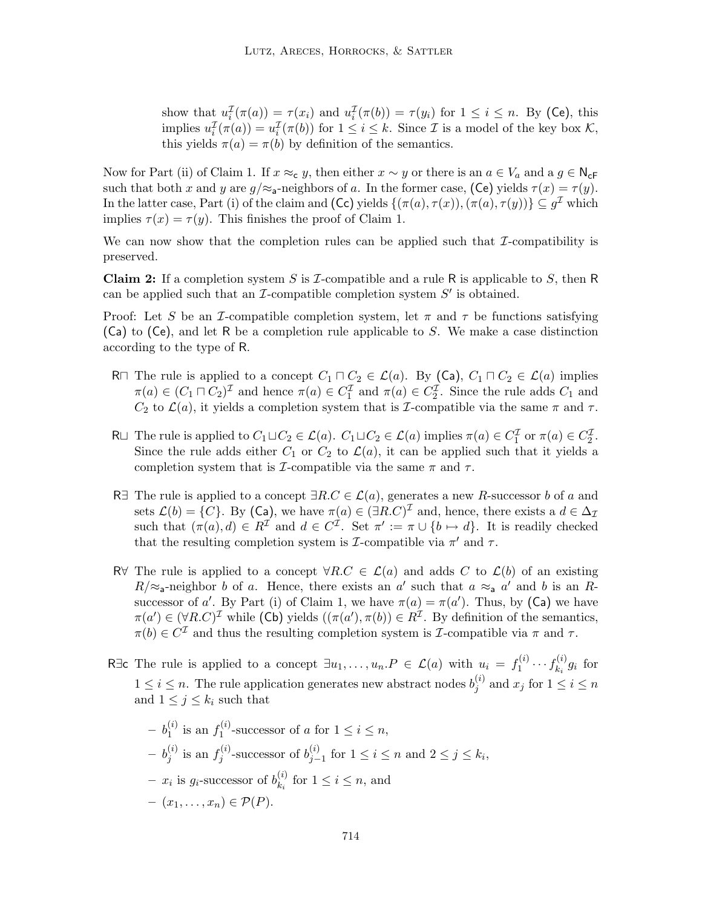show that $u_i^{\mathcal{I}}(\pi(a)) = \tau(x_i)$ and $u_i^{\mathcal{I}}(\pi(b)) = \tau(y_i)$ for $1 \leq i \leq n$. By (Ce), this implies $u_i^{\mathcal{I}}(\pi(a)) = u_i^{\mathcal{I}}(\pi(b))$ for $1 \leq i \leq k$. Since $\mathcal{I}$ is a model of the key box $\mathcal{K}$, this yields $\pi(a) = \pi(b)$ by definition of the semantics.

Now for Part (ii) of Claim 1. If $x \approx_{\mathsf{c}} y$, then either $x \sim y$ or there is an $a \in V_a$ and a $g \in \mathsf{N}_{\mathsf{cF}}$ such that both $x$ and $y$ are $g/{\approx_{\mathsf{a}}}$-neighbors of $a$. In the former case, (Ce) yields $\tau(x) = \tau(y)$. In the latter case, Part (i) of the claim and (Cc) yields $\{(\pi(a), \tau(x)), (\pi(a), \tau(y))\} \subseteq g^{\mathcal{I}}$ which implies $\tau(x) = \tau(y)$. This finishes the proof of Claim 1.

We can now show that the completion rules can be applied such that $\mathcal{I}$-compatibility is preserved.

**Claim 2:** If a completion system $S$ is $\mathcal{I}$-compatible and a rule $\mathsf{R}$ is applicable to $S$, then $\mathsf{R}$ can be applied such that an $\mathcal{I}$-compatible completion system $S'$ is obtained.

Proof: Let $S$ be an $\mathcal{I}$-compatible completion system, let $\pi$ and $\tau$ be functions satisfying (Ca) to (Ce), and let $\mathsf{R}$ be a completion rule applicable to $S$. We make a case distinction according to the type of $\mathsf{R}$.

- $\mathsf{R}\sqcap$ The rule is applied to a concept $C_1 \sqcap C_2 \in \mathcal{L}(a)$. By (Ca), $C_1 \sqcap C_2 \in \mathcal{L}(a)$ implies $\pi(a) \in (C_1 \sqcap C_2)^{\mathcal{I}}$ and hence $\pi(a) \in C_1^{\mathcal{I}}$ and $\pi(a) \in C_2^{\mathcal{I}}$. Since the rule adds $C_1$ and $C_2$ to $\mathcal{L}(a)$, it yields a completion system that is $\mathcal{I}$-compatible via the same $\pi$ and $\tau$.

- $\mathsf{R}\sqcup$ The rule is applied to $C_1 \sqcup C_2 \in \mathcal{L}(a)$. $C_1 \sqcup C_2 \in \mathcal{L}(a)$ implies $\pi(a) \in C_1^{\mathcal{I}}$ or $\pi(a) \in C_2^{\mathcal{I}}$. Since the rule adds either $C_1$ or $C_2$ to $\mathcal{L}(a)$, it can be applied such that it yields a completion system that is $\mathcal{I}$-compatible via the same $\pi$ and $\tau$.

- $\mathsf{R}\exists$ The rule is applied to a concept $\exists R.C \in \mathcal{L}(a)$, generates a new $R$-successor $b$ of $a$ and sets $\mathcal{L}(b) = \{C\}$. By (Ca), we have $\pi(a) \in (\exists R.C)^{\mathcal{I}}$ and, hence, there exists a $d \in \Delta_{\mathcal{I}}$ such that $(\pi(a), d) \in R^{\mathcal{I}}$ and $d \in C^{\mathcal{I}}$. Set $\pi' := \pi \cup \{b \mapsto d\}$. It is readily checked that the resulting completion system is $\mathcal{I}$-compatible via $\pi'$ and $\tau$.

- $\mathsf{R}\forall$ The rule is applied to a concept $\forall R.C \in \mathcal{L}(a)$ and adds $C$ to $\mathcal{L}(b)$ of an existing $R/{\approx_{\mathsf{a}}}$-neighbor $b$ of $a$. Hence, there exists an $a'$ such that $a \approx_{\mathsf{a}} a'$ and $b$ is an $R$-successor of $a'$. By Part (i) of Claim 1, we have $\pi(a) = \pi(a')$. Thus, by (Ca) we have $\pi(a') \in (\forall R.C)^{\mathcal{I}}$ while (Cb) yields $((\pi(a'), \pi(b)) \in R^{\mathcal{I}}$. By definition of the semantics, $\pi(b) \in C^{\mathcal{I}}$ and thus the resulting completion system is $\mathcal{I}$-compatible via $\pi$ and $\tau$.

- $\mathsf{R}\exists\mathsf{c}$ The rule is applied to a concept $\exists u_1, \ldots, u_n.P \in \mathcal{L}(a)$ with $u_i = f_1^{(i)} \cdots f_{k_i}^{(i)} g_i$ for $1 \leq i \leq n$. The rule application generates new abstract nodes $b_j^{(i)}$ and $x_j$ for $1 \leq i \leq n$ and $1 \leq j \leq k_i$ such that

  - $b_1^{(i)}$ is an $f_1^{(i)}$-successor of $a$ for $1 \leq i \leq n$,
  - $b_j^{(i)}$ is an $f_j^{(i)}$-successor of $b_{j-1}^{(i)}$ for $1 \leq i \leq n$ and $2 \leq j \leq k_i$,
  - $x_i$ is $g_i$-successor of $b_{k_i}^{(i)}$ for $1 \leq i \leq n$, and
  - $(x_1, \ldots, x_n) \in \mathcal{P}(P)$.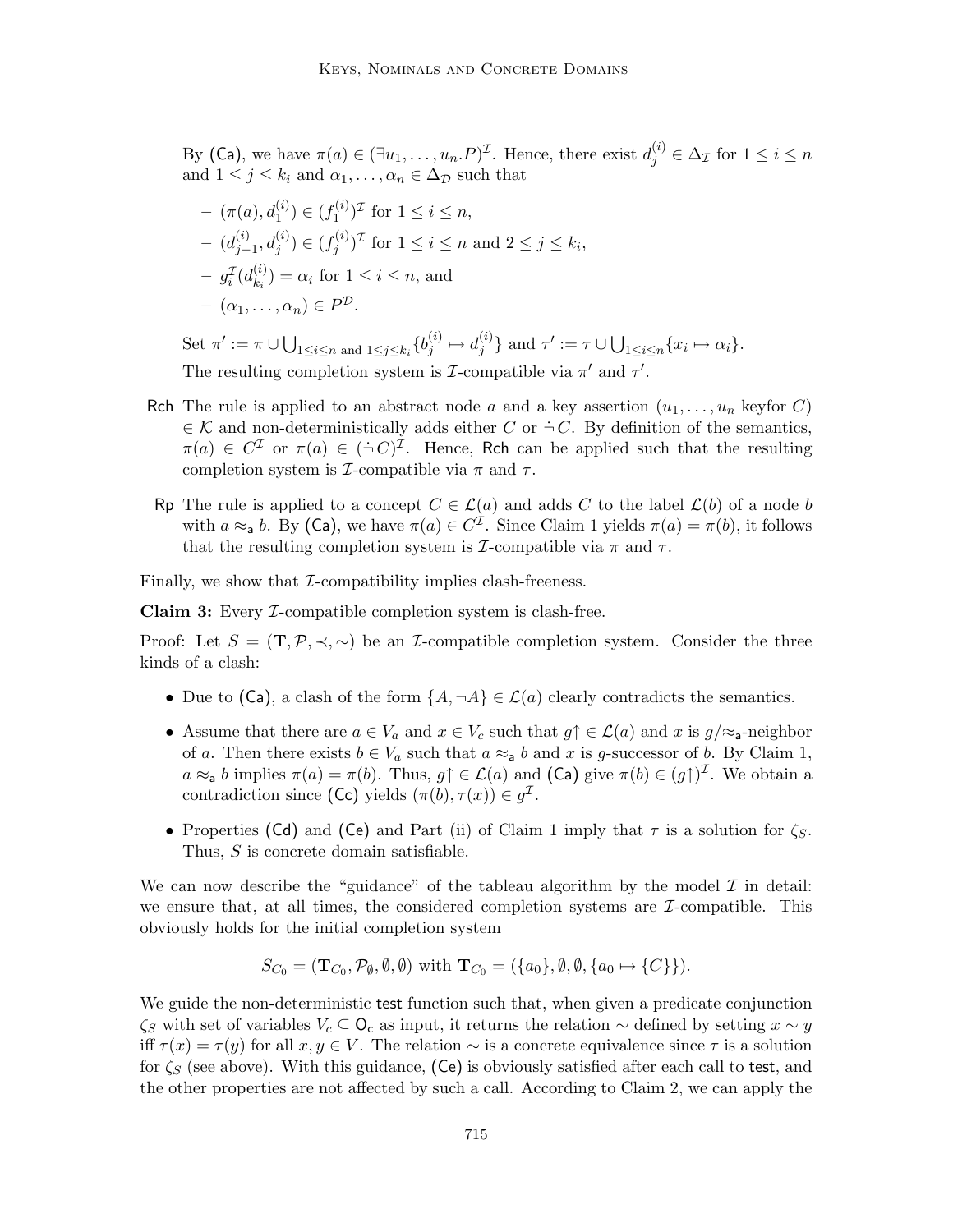By (Ca), we have $\pi(a) \in (\exists u_1, \ldots, u_n.P)^{\mathcal{I}}$. Hence, there exist $d_j^{(i)} \in \Delta_{\mathcal{I}}$ for $1 \leq i \leq n$ and $1 \leq j \leq k_i$ and $\alpha_1, \ldots, \alpha_n \in \Delta_{\mathcal{D}}$ such that

- $(\pi(a), d_1^{(i)}) \in (f_1^{(i)})^{\mathcal{I}}$ for $1 \leq i \leq n$,
- $(d_{j-1}^{(i)}, d_j^{(i)}) \in (f_j^{(i)})^{\mathcal{I}}$ for $1 \leq i \leq n$ and $2 \leq j \leq k_i$,
- $g_i^{\mathcal{I}}(d_{k_i}^{(i)}) = \alpha_i$ for $1 \leq i \leq n$, and
- $(\alpha_1, \ldots, \alpha_n) \in P^{\mathcal{D}}$.

Set $\pi' := \pi \cup \bigcup_{1 \leq i \leq n \text{ and } 1 \leq j \leq k_i} \{b_j^{(i)} \mapsto d_j^{(i)}\}$ and $\tau' := \tau \cup \bigcup_{1 \leq i \leq n} \{x_i \mapsto \alpha_i\}$. The resulting completion system is $\mathcal{I}$-compatible via $\pi'$ and $\tau'$.

**Rch** The rule is applied to an abstract node $a$ and a key assertion $(u_1, \ldots, u_n \text{ keyfor } C) \in \mathcal{K}$ and non-deterministically adds either $C$ or $\dot{\neg} C$. By definition of the semantics, $\pi(a) \in C^{\mathcal{I}}$ or $\pi(a) \in (\dot{\neg} C)^{\mathcal{I}}$. Hence, Rch can be applied such that the resulting completion system is $\mathcal{I}$-compatible via $\pi$ and $\tau$.

**Rp** The rule is applied to a concept $C \in \mathcal{L}(a)$ and adds $C$ to the label $\mathcal{L}(b)$ of a node $b$ with $a \approx_{\mathsf{a}} b$. By (Ca), we have $\pi(a) \in C^{\mathcal{I}}$. Since Claim 1 yields $\pi(a) = \pi(b)$, it follows that the resulting completion system is $\mathcal{I}$-compatible via $\pi$ and $\tau$.

Finally, we show that $\mathcal{I}$-compatibility implies clash-freeness.

**Claim 3:** Every $\mathcal{I}$-compatible completion system is clash-free.

Proof: Let $S = (\mathbf{T}, \mathcal{P}, \prec, \sim)$ be an $\mathcal{I}$-compatible completion system. Consider the three kinds of a clash:

- Due to (Ca), a clash of the form $\{A, \neg A\} \in \mathcal{L}(a)$ clearly contradicts the semantics.
- Assume that there are $a \in V_a$ and $x \in V_c$ such that $g\uparrow \in \mathcal{L}(a)$ and $x$ is $g/\approx_{\mathsf{a}}$-neighbor of $a$. Then there exists $b \in V_a$ such that $a \approx_{\mathsf{a}} b$ and $x$ is $g$-successor of $b$. By Claim 1, $a \approx_{\mathsf{a}} b$ implies $\pi(a) = \pi(b)$. Thus, $g\uparrow \in \mathcal{L}(a)$ and (Ca) give $\pi(b) \in (g\uparrow)^{\mathcal{I}}$. We obtain a contradiction since (Cc) yields $(\pi(b), \tau(x)) \in g^{\mathcal{I}}$.
- Properties (Cd) and (Ce) and Part (ii) of Claim 1 imply that $\tau$ is a solution for $\zeta_S$. Thus, $S$ is concrete domain satisfiable.

We can now describe the "guidance" of the tableau algorithm by the model $\mathcal{I}$ in detail: we ensure that, at all times, the considered completion systems are $\mathcal{I}$-compatible. This obviously holds for the initial completion system

$$S_{C_0} = (\mathbf{T}_{C_0}, \mathcal{P}_\emptyset, \emptyset, \emptyset) \text{ with } \mathbf{T}_{C_0} = (\{a_0\}, \emptyset, \emptyset, \{a_0 \mapsto \{C\}\}).$$

We guide the non-deterministic test function such that, when given a predicate conjunction $\zeta_S$ with set of variables $V_c \subseteq \mathsf{O}_{\mathsf{c}}$ as input, it returns the relation $\sim$ defined by setting $x \sim y$ iff $\tau(x) = \tau(y)$ for all $x, y \in V$. The relation $\sim$ is a concrete equivalence since $\tau$ is a solution for $\zeta_S$ (see above). With this guidance, (Ce) is obviously satisfied after each call to test, and the other properties are not affected by such a call. According to Claim 2, we can apply the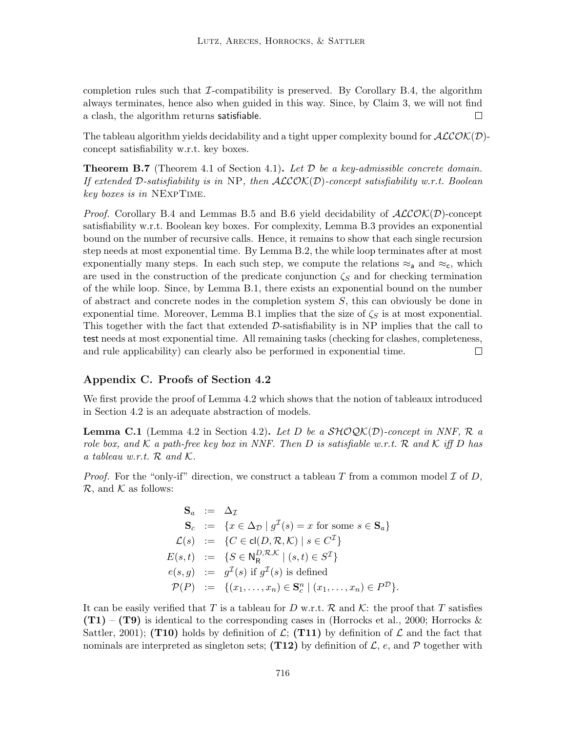completion rules such that $\mathcal{I}$-compatibility is preserved. By Corollary B.4, the algorithm always terminates, hence also when guided in this way. Since, by Claim 3, we will not find a clash, the algorithm returns satisfiable. $\square$

The tableau algorithm yields decidability and a tight upper complexity bound for $\mathcal{ALCOK}(\mathcal{D})$-concept satisfiability w.r.t. key boxes.

**Theorem B.7** (Theorem 4.1 of Section 4.1)**.** *Let $\mathcal{D}$ be a key-admissible concrete domain. If extended $\mathcal{D}$-satisfiability is in* NP*, then $\mathcal{ALCOK}(\mathcal{D})$-concept satisfiability w.r.t. Boolean key boxes is in* NExpTime.

*Proof.* Corollary B.4 and Lemmas B.5 and B.6 yield decidability of $\mathcal{ALCOK}(\mathcal{D})$-concept satisfiability w.r.t. Boolean key boxes. For complexity, Lemma B.3 provides an exponential bound on the number of recursive calls. Hence, it remains to show that each single recursion step needs at most exponential time. By Lemma B.2, the while loop terminates after at most exponentially many steps. In each such step, we compute the relations $\approx_{\mathsf{a}}$ and $\approx_{\mathsf{c}}$, which are used in the construction of the predicate conjunction $\zeta_S$ and for checking termination of the while loop. Since, by Lemma B.1, there exists an exponential bound on the number of abstract and concrete nodes in the completion system $S$, this can obviously be done in exponential time. Moreover, Lemma B.1 implies that the size of $\zeta_S$ is at most exponential. This together with the fact that extended $\mathcal{D}$-satisfiability is in NP implies that the call to test needs at most exponential time. All remaining tasks (checking for clashes, completeness, and rule applicability) can clearly also be performed in exponential time. $\square$

## Appendix C. Proofs of Section 4.2

We first provide the proof of Lemma 4.2 which shows that the notion of tableaux introduced in Section 4.2 is an adequate abstraction of models.

**Lemma C.1** (Lemma 4.2 in Section 4.2)**.** *Let $D$ be a $\mathcal{SHOQK}(\mathcal{D})$-concept in NNF, $\mathcal{R}$ a role box, and $\mathcal{K}$ a path-free key box in NNF. Then $D$ is satisfiable w.r.t. $\mathcal{R}$ and $\mathcal{K}$ iff $D$ has a tableau w.r.t. $\mathcal{R}$ and $\mathcal{K}$.*

*Proof.* For the "only-if" direction, we construct a tableau $T$ from a common model $\mathcal{I}$ of $D$, $\mathcal{R}$, and $\mathcal{K}$ as follows:

$$
\begin{aligned}
\mathbf{S}_a &:= \Delta_{\mathcal{I}} \\
\mathbf{S}_c &:= \{x \in \Delta_{\mathcal{D}} \mid g^{\mathcal{I}}(s) = x \text{ for some } s \in \mathbf{S}_a\} \\
\mathcal{L}(s) &:= \{C \in \mathsf{cl}(D, \mathcal{R}, \mathcal{K}) \mid s \in C^{\mathcal{I}}\} \\
E(s,t) &:= \{S \in \mathsf{N}_{\mathsf{R}}^{D,\mathcal{R},\mathcal{K}} \mid (s,t) \in S^{\mathcal{I}}\} \\
e(s,g) &:= g^{\mathcal{I}}(s) \text{ if } g^{\mathcal{I}}(s) \text{ is defined} \\
\mathcal{P}(P) &:= \{(x_1,\ldots,x_n) \in \mathbf{S}_c^n \mid (x_1,\ldots,x_n) \in P^{\mathcal{D}}\}.
\end{aligned}
$$

It can be easily verified that $T$ is a tableau for $D$ w.r.t. $\mathcal{R}$ and $\mathcal{K}$: the proof that $T$ satisfies **(T1)** – **(T9)** is identical to the corresponding cases in (Horrocks et al., 2000; Horrocks & Sattler, 2001); **(T10)** holds by definition of $\mathcal{L}$; **(T11)** by definition of $\mathcal{L}$ and the fact that nominals are interpreted as singleton sets; **(T12)** by definition of $\mathcal{L}$, $e$, and $\mathcal{P}$ together with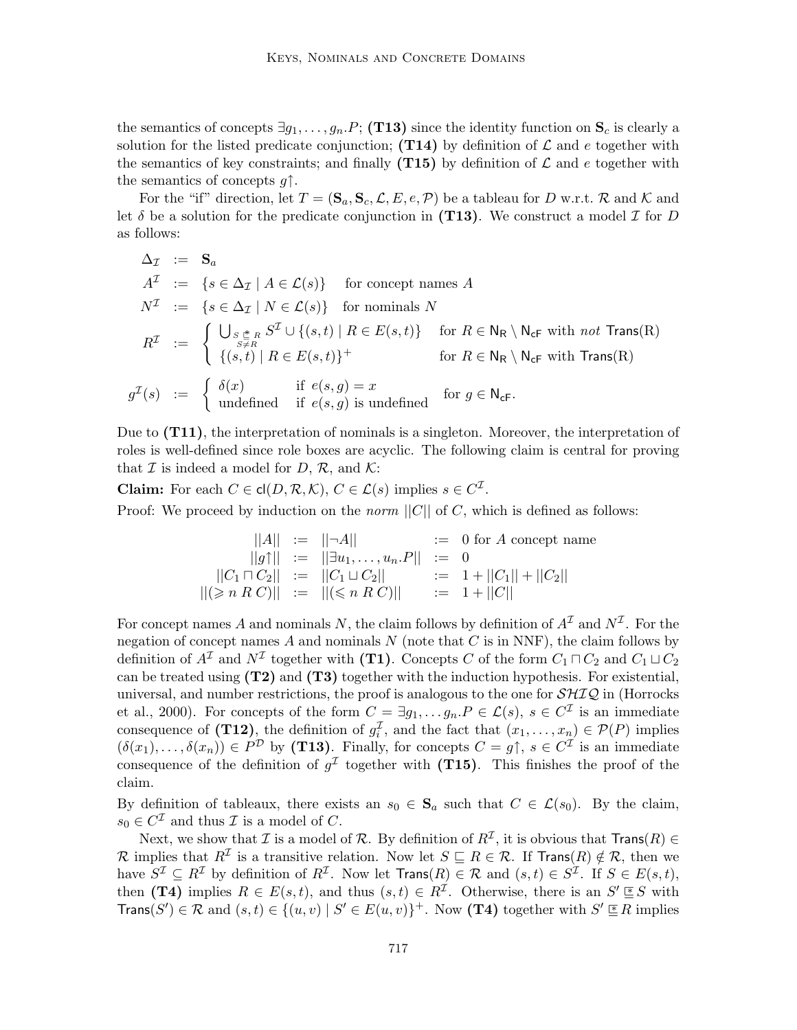the semantics of concepts $\exists g_1, \ldots, g_n.P$; **(T13)** since the identity function on $\mathbf{S}_c$ is clearly a solution for the listed predicate conjunction; **(T14)** by definition of $\mathcal{L}$ and $e$ together with the semantics of key constraints; and finally **(T15)** by definition of $\mathcal{L}$ and $e$ together with the semantics of concepts $g\uparrow$.

For the "if" direction, let $T = (\mathbf{S}_a, \mathbf{S}_c, \mathcal{L}, E, e, \mathcal{P})$ be a tableau for $D$ w.r.t. $\mathcal{R}$ and $\mathcal{K}$ and let $\delta$ be a solution for the predicate conjunction in **(T13)**. We construct a model $\mathcal{I}$ for $D$ as follows:

$$
\begin{array}{lcl}
\Delta_{\mathcal{I}} & := & \mathbf{S}_a \\
A^{\mathcal{I}} & := & \{s \in \Delta_{\mathcal{I}} \mid A \in \mathcal{L}(s)\} \quad \text{for concept names } A \\
N^{\mathcal{I}} & := & \{s \in \Delta_{\mathcal{I}} \mid N \in \mathcal{L}(s)\} \quad \text{for nominals } N \\
R^{\mathcal{I}} & := & \begin{cases} \bigcup_{\substack{S \,\underline{\ast}\, R \\ S \neq R}} S^{\mathcal{I}} \cup \{(s,t) \mid R \in E(s,t)\} & \text{for } R \in \mathsf{N_R} \setminus \mathsf{N_{cF}} \text{ with } \textit{not } \mathsf{Trans}(\mathrm{R}) \\ \{(s,t) \mid R \in E(s,t)\}^+ & \text{for } R \in \mathsf{N_R} \setminus \mathsf{N_{cF}} \text{ with } \mathsf{Trans}(\mathrm{R}) \end{cases}
\end{array}
$$

$$
g^{\mathcal{I}}(s) \;:=\; \begin{cases} \delta(x) & \text{if } e(s,g) = x \\ \text{undefined} & \text{if } e(s,g) \text{ is undefined} \end{cases} \quad \text{for } g \in \mathsf{N_{cF}}.
$$

Due to **(T11)**, the interpretation of nominals is a singleton. Moreover, the interpretation of roles is well-defined since role boxes are acyclic. The following claim is central for proving that $\mathcal{I}$ is indeed a model for $D$, $\mathcal{R}$, and $\mathcal{K}$:

**Claim:** For each $C \in \mathsf{cl}(D, \mathcal{R}, \mathcal{K})$, $C \in \mathcal{L}(s)$ implies $s \in C^{\mathcal{I}}$.

Proof: We proceed by induction on the *norm* $||C||$ of $C$, which is defined as follows:

$$
\begin{array}{rclcl}
||A|| & := & ||\neg A|| & := & 0 \text{ for } A \text{ concept name} \\
||g\uparrow|| & := & ||\exists u_1, \ldots, u_n.P|| & := & 0 \\
||C_1 \sqcap C_2|| & := & ||C_1 \sqcup C_2|| & := & 1 + ||C_1|| + ||C_2|| \\
||(\geqslant n\ R\ C)|| & := & ||(\leqslant n\ R\ C)|| & := & 1 + ||C||
\end{array}
$$

For concept names $A$ and nominals $N$, the claim follows by definition of $A^{\mathcal{I}}$ and $N^{\mathcal{I}}$. For the negation of concept names $A$ and nominals $N$ (note that $C$ is in NNF), the claim follows by definition of $A^{\mathcal{I}}$ and $N^{\mathcal{I}}$ together with **(T1)**. Concepts $C$ of the form $C_1 \sqcap C_2$ and $C_1 \sqcup C_2$ can be treated using **(T2)** and **(T3)** together with the induction hypothesis. For existential, universal, and number restrictions, the proof is analogous to the one for $\mathcal{SHIQ}$ in (Horrocks et al., 2000). For concepts of the form $C = \exists g_1, \ldots g_n.P \in \mathcal{L}(s)$, $s \in C^{\mathcal{I}}$ is an immediate consequence of **(T12)**, the definition of $g_i^{\mathcal{I}}$, and the fact that $(x_1, \ldots, x_n) \in \mathcal{P}(P)$ implies $(\delta(x_1), \ldots, \delta(x_n)) \in P^{\mathcal{D}}$ by **(T13)**. Finally, for concepts $C = g\uparrow$, $s \in C^{\mathcal{I}}$ is an immediate consequence of the definition of $g^{\mathcal{I}}$ together with **(T15)**. This finishes the proof of the claim.

By definition of tableaux, there exists an $s_0 \in \mathbf{S}_a$ such that $C \in \mathcal{L}(s_0)$. By the claim, $s_0 \in C^{\mathcal{I}}$ and thus $\mathcal{I}$ is a model of $C$.

Next, we show that $\mathcal{I}$ is a model of $\mathcal{R}$. By definition of $R^{\mathcal{I}}$, it is obvious that $\mathsf{Trans}(R) \in \mathcal{R}$ implies that $R^{\mathcal{I}}$ is a transitive relation. Now let $S \sqsubseteq R \in \mathcal{R}$. If $\mathsf{Trans}(R) \notin \mathcal{R}$, then we have $S^{\mathcal{I}} \subseteq R^{\mathcal{I}}$ by definition of $R^{\mathcal{I}}$. Now let $\mathsf{Trans}(R) \in \mathcal{R}$ and $(s,t) \in S^{\mathcal{I}}$. If $S \in E(s,t)$, then **(T4)** implies $R \in E(s,t)$, and thus $(s,t) \in R^{\mathcal{I}}$. Otherwise, there is an $S' \,\underline{\ast}\, S$ with $\mathsf{Trans}(S') \in \mathcal{R}$ and $(s,t) \in \{(u,v) \mid S' \in E(u,v)\}^+$. Now **(T4)** together with $S' \,\underline{\ast}\, R$ implies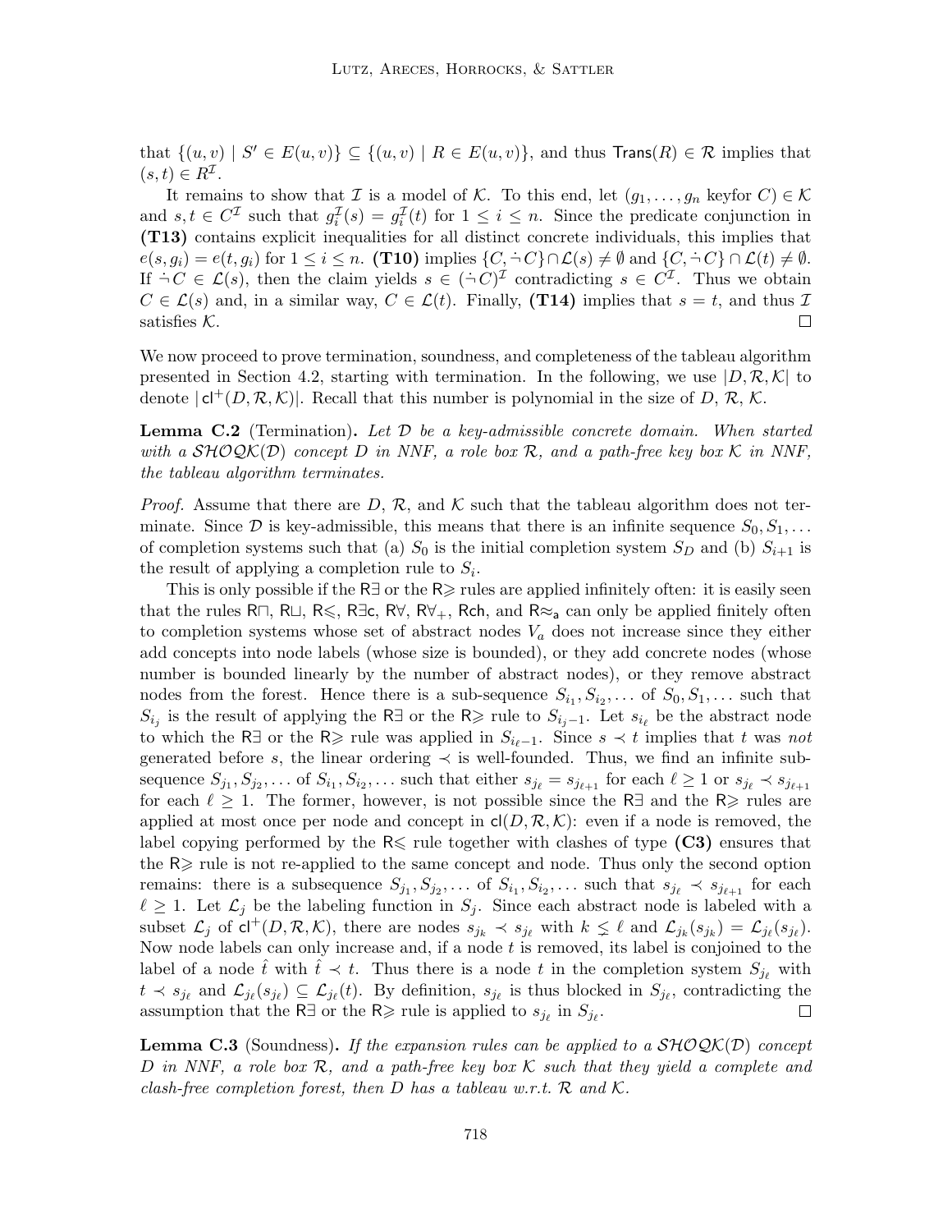that $\{(u, v) \mid S' \in E(u, v)\} \subseteq \{(u, v) \mid R \in E(u, v)\}$, and thus $\mathsf{Trans}(R) \in \mathcal{R}$ implies that $(s, t) \in R^{\mathcal{I}}$.

It remains to show that $\mathcal{I}$ is a model of $\mathcal{K}$. To this end, let $(g_1, \ldots, g_n \text{ keyfor } C) \in \mathcal{K}$ and $s, t \in C^{\mathcal{I}}$ such that $g_i^{\mathcal{I}}(s) = g_i^{\mathcal{I}}(t)$ for $1 \leq i \leq n$. Since the predicate conjunction in **(T13)** contains explicit inequalities for all distinct concrete individuals, this implies that $e(s, g_i) = e(t, g_i)$ for $1 \leq i \leq n$. **(T10)** implies $\{C, \dot{\neg} C\} \cap \mathcal{L}(s) \neq \emptyset$ and $\{C, \dot{\neg} C\} \cap \mathcal{L}(t) \neq \emptyset$. If $\dot{\neg} C \in \mathcal{L}(s)$, then the claim yields $s \in (\dot{\neg} C)^{\mathcal{I}}$ contradicting $s \in C^{\mathcal{I}}$. Thus we obtain $C \in \mathcal{L}(s)$ and, in a similar way, $C \in \mathcal{L}(t)$. Finally, **(T14)** implies that $s = t$, and thus $\mathcal{I}$ satisfies $\mathcal{K}$. $\square$

We now proceed to prove termination, soundness, and completeness of the tableau algorithm presented in Section 4.2, starting with termination. In the following, we use $|D, \mathcal{R}, \mathcal{K}|$ to denote $|\mathsf{cl}^+(D, \mathcal{R}, \mathcal{K})|$. Recall that this number is polynomial in the size of $D$, $\mathcal{R}$, $\mathcal{K}$.

**Lemma C.2** (Termination)**.** *Let $\mathcal{D}$ be a key-admissible concrete domain. When started with a $\mathcal{SHOQK}(\mathcal{D})$ concept $D$ in NNF, a role box $\mathcal{R}$, and a path-free key box $\mathcal{K}$ in NNF, the tableau algorithm terminates.*

*Proof.* Assume that there are $D$, $\mathcal{R}$, and $\mathcal{K}$ such that the tableau algorithm does not terminate. Since $\mathcal{D}$ is key-admissible, this means that there is an infinite sequence $S_0, S_1, \ldots$ of completion systems such that (a) $S_0$ is the initial completion system $S_D$ and (b) $S_{i+1}$ is the result of applying a completion rule to $S_i$.

This is only possible if the R$\exists$ or the R$\geqslant$ rules are applied infinitely often: it is easily seen that the rules R$\sqcap$, R$\sqcup$, R$\leqslant$, R$\exists$c, R$\forall$, R$\forall_+$, Rch, and R$\approx_a$ can only be applied finitely often to completion systems whose set of abstract nodes $V_a$ does not increase since they either add concepts into node labels (whose size is bounded), or they add concrete nodes (whose number is bounded linearly by the number of abstract nodes), or they remove abstract nodes from the forest. Hence there is a sub-sequence $S_{i_1}, S_{i_2}, \ldots$ of $S_0, S_1, \ldots$ such that $S_{i_j}$ is the result of applying the R$\exists$ or the R$\geqslant$ rule to $S_{i_j-1}$. Let $s_{i_\ell}$ be the abstract node to which the R$\exists$ or the R$\geqslant$ rule was applied in $S_{i_\ell-1}$. Since $s \prec t$ implies that $t$ was *not* generated before $s$, the linear ordering $\prec$ is well-founded. Thus, we find an infinite subsequence $S_{j_1}, S_{j_2}, \ldots$ of $S_{i_1}, S_{i_2}, \ldots$ such that either $s_{j_\ell} = s_{j_{\ell+1}}$ for each $\ell \geq 1$ or $s_{j_\ell} \prec s_{j_{\ell+1}}$ for each $\ell \geq 1$. The former, however, is not possible since the R$\exists$ and the R$\geqslant$ rules are applied at most once per node and concept in $\mathsf{cl}(D, \mathcal{R}, \mathcal{K})$: even if a node is removed, the label copying performed by the R$\leqslant$ rule together with clashes of type **(C3)** ensures that the R$\geqslant$ rule is not re-applied to the same concept and node. Thus only the second option remains: there is a subsequence $S_{j_1}, S_{j_2}, \ldots$ of $S_{i_1}, S_{i_2}, \ldots$ such that $s_{j_\ell} \prec s_{j_{\ell+1}}$ for each $\ell \geq 1$. Let $\mathcal{L}_j$ be the labeling function in $S_j$. Since each abstract node is labeled with a subset $\mathcal{L}_j$ of $\mathsf{cl}^+(D, \mathcal{R}, \mathcal{K})$, there are nodes $s_{j_k} \prec s_{j_\ell}$ with $k \lneq \ell$ and $\mathcal{L}_{j_k}(s_{j_k}) = \mathcal{L}_{j_\ell}(s_{j_\ell})$. Now node labels can only increase and, if a node $t$ is removed, its label is conjoined to the label of a node $\hat{t}$ with $\hat{t} \prec t$. Thus there is a node $t$ in the completion system $S_{j_\ell}$ with $t \prec s_{j_\ell}$ and $\mathcal{L}_{j_\ell}(s_{j_\ell}) \subseteq \mathcal{L}_{j_\ell}(t)$. By definition, $s_{j_\ell}$ is thus blocked in $S_{j_\ell}$, contradicting the assumption that the R$\exists$ or the R$\geqslant$ rule is applied to $s_{j_\ell}$ in $S_{j_\ell}$. $\square$

**Lemma C.3** (Soundness)**.** *If the expansion rules can be applied to a $\mathcal{SHOQK}(\mathcal{D})$ concept $D$ in NNF, a role box $\mathcal{R}$, and a path-free key box $\mathcal{K}$ such that they yield a complete and clash-free completion forest, then $D$ has a tableau w.r.t. $\mathcal{R}$ and $\mathcal{K}$.*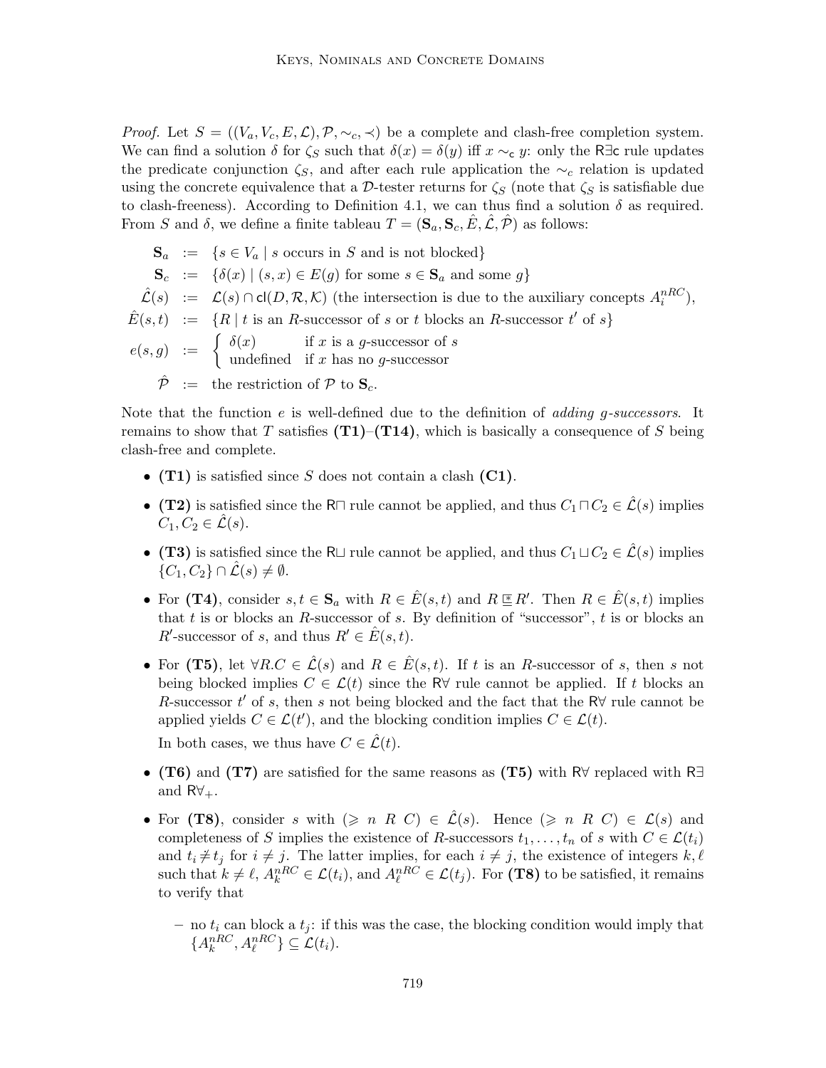*Proof.* Let $S = ((V_a, V_c, E, \mathcal{L}), \mathcal{P}, \sim_c, \prec)$ be a complete and clash-free completion system. We can find a solution $\delta$ for $\zeta_S$ such that $\delta(x) = \delta(y)$ iff $x \sim_{\mathsf{c}} y$: only the R$\exists$c rule updates the predicate conjunction $\zeta_S$, and after each rule application the $\sim_c$ relation is updated using the concrete equivalence that a $\mathcal{D}$-tester returns for $\zeta_S$ (note that $\zeta_S$ is satisfiable due to clash-freeness). According to Definition 4.1, we can thus find a solution $\delta$ as required. From $S$ and $\delta$, we define a finite tableau $T = (\mathbf{S}_a, \mathbf{S}_c, \hat{E}, \hat{\mathcal{L}}, \hat{\mathcal{P}})$ as follows:

$$
\begin{aligned}
\mathbf{S}_a &:= \{s \in V_a \mid s \text{ occurs in } S \text{ and is not blocked}\} \\
\mathbf{S}_c &:= \{\delta(x) \mid (s, x) \in E(g) \text{ for some } s \in \mathbf{S}_a \text{ and some } g\} \\
\hat{\mathcal{L}}(s) &:= \mathcal{L}(s) \cap \mathsf{cl}(D, \mathcal{R}, \mathcal{K}) \text{ (the intersection is due to the auxiliary concepts } A_i^{nRC}\text{)}, \\
\hat{E}(s,t) &:= \{R \mid t \text{ is an } R\text{-successor of } s \text{ or } t \text{ blocks an } R\text{-successor } t' \text{ of } s\} \\
e(s,g) &:= \begin{cases} \delta(x) & \text{if } x \text{ is a } g\text{-successor of } s \\ \text{undefined} & \text{if } x \text{ has no } g\text{-successor} \end{cases} \\
\hat{\mathcal{P}} &:= \text{the restriction of } \mathcal{P} \text{ to } \mathbf{S}_c.
\end{aligned}
$$

Note that the function $e$ is well-defined due to the definition of *adding g-successors*. It remains to show that $T$ satisfies **(T1)**–**(T14)**, which is basically a consequence of $S$ being clash-free and complete.

- **(T1)** is satisfied since $S$ does not contain a clash **(C1)**.
- **(T2)** is satisfied since the R$\sqcap$ rule cannot be applied, and thus $C_1 \sqcap C_2 \in \hat{\mathcal{L}}(s)$ implies $C_1, C_2 \in \hat{\mathcal{L}}(s)$.
- **(T3)** is satisfied since the R$\sqcup$ rule cannot be applied, and thus $C_1 \sqcup C_2 \in \hat{\mathcal{L}}(s)$ implies $\{C_1, C_2\} \cap \hat{\mathcal{L}}(s) \neq \emptyset$.
- For **(T4)**, consider $s, t \in \mathbf{S}_a$ with $R \in \hat{E}(s,t)$ and $R \,\underline{\sqsubseteq}\, R'$. Then $R \in \hat{E}(s,t)$ implies that $t$ is or blocks an $R$-successor of $s$. By definition of "successor", $t$ is or blocks an $R'$-successor of $s$, and thus $R' \in \hat{E}(s,t)$.
- For **(T5)**, let $\forall R.C \in \hat{\mathcal{L}}(s)$ and $R \in \hat{E}(s,t)$. If $t$ is an $R$-successor of $s$, then $s$ not being blocked implies $C \in \mathcal{L}(t)$ since the R$\forall$ rule cannot be applied. If $t$ blocks an $R$-successor $t'$ of $s$, then $s$ not being blocked and the fact that the R$\forall$ rule cannot be applied yields $C \in \mathcal{L}(t')$, and the blocking condition implies $C \in \mathcal{L}(t)$.

  In both cases, we thus have $C \in \hat{\mathcal{L}}(t)$.
- **(T6)** and **(T7)** are satisfied for the same reasons as **(T5)** with R$\forall$ replaced with R$\exists$ and R$\forall_+$.
- For **(T8)**, consider $s$ with $(\geqslant n\ R\ C) \in \hat{\mathcal{L}}(s)$. Hence $(\geqslant n\ R\ C) \in \mathcal{L}(s)$ and completeness of $S$ implies the existence of $R$-successors $t_1, \ldots, t_n$ of $s$ with $C \in \mathcal{L}(t_i)$ and $t_i \not\doteq t_j$ for $i \neq j$. The latter implies, for each $i \neq j$, the existence of integers $k, \ell$ such that $k \neq \ell$, $A_k^{nRC} \in \mathcal{L}(t_i)$, and $A_\ell^{nRC} \in \mathcal{L}(t_j)$. For **(T8)** to be satisfied, it remains to verify that
  - no $t_i$ can block a $t_j$: if this was the case, the blocking condition would imply that $\{A_k^{nRC}, A_\ell^{nRC}\} \subseteq \mathcal{L}(t_i)$.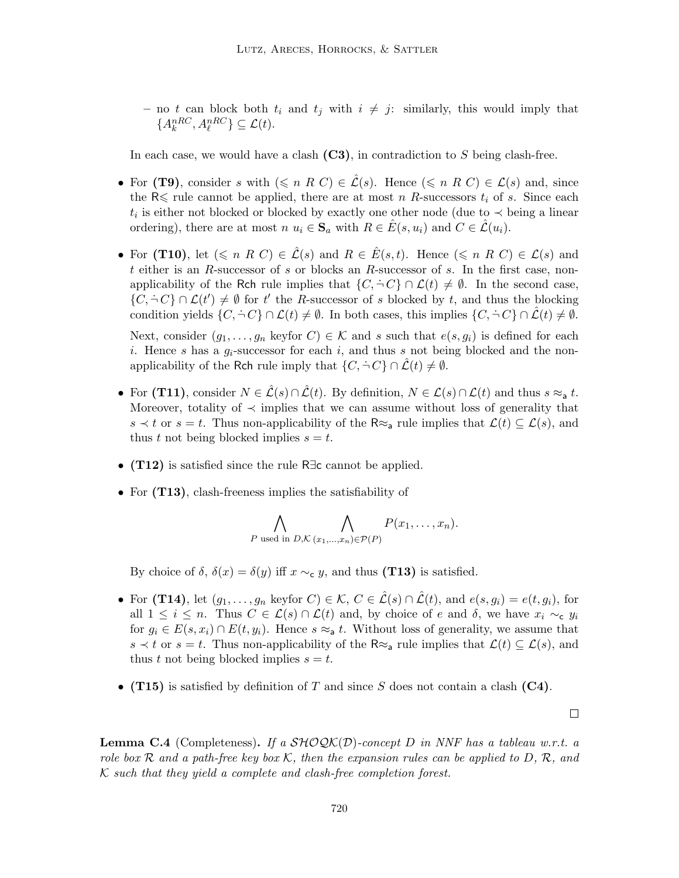– no $t$ can block both $t_i$ and $t_j$ with $i \neq j$: similarly, this would imply that $\{A_k^{nRC}, A_\ell^{nRC}\} \subseteq \mathcal{L}(t)$.

  In each case, we would have a clash **(C3)**, in contradiction to $S$ being clash-free.

- For **(T9)**, consider $s$ with $(\leqslant n\ R\ C) \in \hat{\mathcal{L}}(s)$. Hence $(\leqslant n\ R\ C) \in \mathcal{L}(s)$ and, since the $\mathsf{R}\leqslant$ rule cannot be applied, there are at most $n$ $R$-successors $t_i$ of $s$. Since each $t_i$ is either not blocked or blocked by exactly one other node (due to $\prec$ being a linear ordering), there are at most $n$ $u_i \in \mathbf{S}_a$ with $R \in \hat{E}(s, u_i)$ and $C \in \hat{\mathcal{L}}(u_i)$.

- For **(T10)**, let $(\leqslant n\ R\ C) \in \hat{\mathcal{L}}(s)$ and $R \in \hat{E}(s,t)$. Hence $(\leqslant n\ R\ C) \in \mathcal{L}(s)$ and $t$ either is an $R$-successor of $s$ or blocks an $R$-successor of $s$. In the first case, non-applicability of the $\mathsf{Rch}$ rule implies that $\{C, \dot{\neg} C\} \cap \mathcal{L}(t) \neq \emptyset$. In the second case, $\{C, \dot{\neg} C\} \cap \mathcal{L}(t') \neq \emptyset$ for $t'$ the $R$-successor of $s$ blocked by $t$, and thus the blocking condition yields $\{C, \dot{\neg} C\} \cap \mathcal{L}(t) \neq \emptyset$. In both cases, this implies $\{C, \dot{\neg} C\} \cap \hat{\mathcal{L}}(t) \neq \emptyset$.

  Next, consider $(g_1, \ldots, g_n \text{ keyfor } C) \in \mathcal{K}$ and $s$ such that $e(s, g_i)$ is defined for each $i$. Hence $s$ has a $g_i$-successor for each $i$, and thus $s$ not being blocked and the non-applicability of the $\mathsf{Rch}$ rule imply that $\{C, \dot{\neg} C\} \cap \hat{\mathcal{L}}(t) \neq \emptyset$.

- For **(T11)**, consider $N \in \hat{\mathcal{L}}(s) \cap \hat{\mathcal{L}}(t)$. By definition, $N \in \mathcal{L}(s) \cap \mathcal{L}(t)$ and thus $s \approx_{\mathsf{a}} t$. Moreover, totality of $\prec$ implies that we can assume without loss of generality that $s \prec t$ or $s = t$. Thus non-applicability of the $\mathsf{R}{\approx_{\mathsf{a}}}$ rule implies that $\mathcal{L}(t) \subseteq \mathcal{L}(s)$, and thus $t$ not being blocked implies $s = t$.

- **(T12)** is satisfied since the rule $\mathsf{R}\exists\mathsf{c}$ cannot be applied.

- For **(T13)**, clash-freeness implies the satisfiability of

$$\bigwedge_{P \text{ used in } D, \mathcal{K}} \ \bigwedge_{(x_1, \ldots, x_n) \in \mathcal{P}(P)} P(x_1, \ldots, x_n).$$

  By choice of $\delta$, $\delta(x) = \delta(y)$ iff $x \sim_{\mathsf{c}} y$, and thus **(T13)** is satisfied.

- For **(T14)**, let $(g_1, \ldots, g_n \text{ keyfor } C) \in \mathcal{K}$, $C \in \hat{\mathcal{L}}(s) \cap \hat{\mathcal{L}}(t)$, and $e(s, g_i) = e(t, g_i)$, for all $1 \leq i \leq n$. Thus $C \in \mathcal{L}(s) \cap \mathcal{L}(t)$ and, by choice of $e$ and $\delta$, we have $x_i \sim_{\mathsf{c}} y_i$ for $g_i \in E(s, x_i) \cap E(t, y_i)$. Hence $s \approx_{\mathsf{a}} t$. Without loss of generality, we assume that $s \prec t$ or $s = t$. Thus non-applicability of the $\mathsf{R}{\approx_{\mathsf{a}}}$ rule implies that $\mathcal{L}(t) \subseteq \mathcal{L}(s)$, and thus $t$ not being blocked implies $s = t$.

- **(T15)** is satisfied by definition of $T$ and since $S$ does not contain a clash **(C4)**.

□

**Lemma C.4** (Completeness)**.** *If a $\mathcal{SHOQK}(\mathcal{D})$-concept $D$ in NNF has a tableau w.r.t. a role box $\mathcal{R}$ and a path-free key box $\mathcal{K}$, then the expansion rules can be applied to $D$, $\mathcal{R}$, and $\mathcal{K}$ such that they yield a complete and clash-free completion forest.*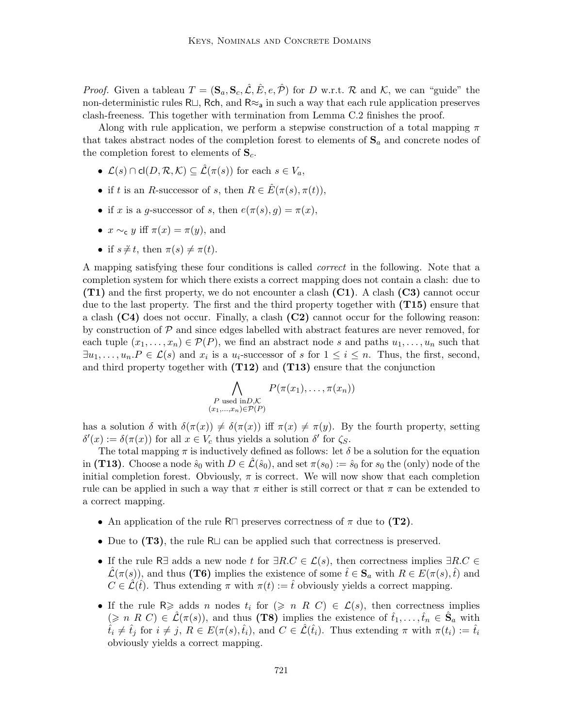*Proof.* Given a tableau $T = (\mathbf{S}_a, \mathbf{S}_c, \hat{\mathcal{L}}, \hat{E}, e, \hat{\mathcal{P}})$ for $D$ w.r.t. $\mathcal{R}$ and $\mathcal{K}$, we can "guide" the non-deterministic rules $\mathsf{R}\sqcup$, $\mathsf{Rch}$, and $\mathsf{R}{\approx_\mathsf{a}}$ in such a way that each rule application preserves clash-freeness. This together with termination from Lemma C.2 finishes the proof.

Along with rule application, we perform a stepwise construction of a total mapping $\pi$ that takes abstract nodes of the completion forest to elements of $\mathbf{S}_a$ and concrete nodes of the completion forest to elements of $\mathbf{S}_c$.

- $\mathcal{L}(s) \cap \mathsf{cl}(D, \mathcal{R}, \mathcal{K}) \subseteq \hat{\mathcal{L}}(\pi(s))$ for each $s \in V_a$,
- if $t$ is an $R$-successor of $s$, then $R \in \hat{E}(\pi(s), \pi(t))$,
- if $x$ is a $g$-successor of $s$, then $e(\pi(s), g) = \pi(x)$,
- $x \sim_\mathsf{c} y$ iff $\pi(x) = \pi(y)$, and
- if $s \not\approx t$, then $\pi(s) \neq \pi(t)$.

A mapping satisfying these four conditions is called *correct* in the following. Note that a completion system for which there exists a correct mapping does not contain a clash: due to **(T1)** and the first property, we do not encounter a clash **(C1)**. A clash **(C3)** cannot occur due to the last property. The first and the third property together with **(T15)** ensure that a clash **(C4)** does not occur. Finally, a clash **(C2)** cannot occur for the following reason: by construction of $\mathcal{P}$ and since edges labelled with abstract features are never removed, for each tuple $(x_1, \ldots, x_n) \in \mathcal{P}(P)$, we find an abstract node $s$ and paths $u_1, \ldots, u_n$ such that $\exists u_1, \ldots, u_n.P \in \mathcal{L}(s)$ and $x_i$ is a $u_i$-successor of $s$ for $1 \leq i \leq n$. Thus, the first, second, and third property together with **(T12)** and **(T13)** ensure that the conjunction

$$\bigwedge_{\substack{P \text{ used in} D, \mathcal{K} \\ (x_1, \ldots, x_n) \in \mathcal{P}(P)}} P(\pi(x_1), \ldots, \pi(x_n))$$

has a solution $\delta$ with $\delta(\pi(x)) \neq \delta(\pi(x))$ iff $\pi(x) \neq \pi(y)$. By the fourth property, setting $\delta'(x) := \delta(\pi(x))$ for all $x \in V_c$ thus yields a solution $\delta'$ for $\zeta_S$.

The total mapping $\pi$ is inductively defined as follows: let $\delta$ be a solution for the equation in **(T13)**. Choose a node $\hat{s}_0$ with $D \in \hat{\mathcal{L}}(\hat{s}_0)$, and set $\pi(s_0) := \hat{s}_0$ for $s_0$ the (only) node of the initial completion forest. Obviously, $\pi$ is correct. We will now show that each completion rule can be applied in such a way that $\pi$ either is still correct or that $\pi$ can be extended to a correct mapping.

- An application of the rule $\mathsf{R}\sqcap$ preserves correctness of $\pi$ due to **(T2)**.
- Due to **(T3)**, the rule $\mathsf{R}\sqcup$ can be applied such that correctness is preserved.
- If the rule $\mathsf{R}\exists$ adds a new node $t$ for $\exists R.C \in \mathcal{L}(s)$, then correctness implies $\exists R.C \in \hat{\mathcal{L}}(\pi(s))$, and thus **(T6)** implies the existence of some $\hat{t} \in \mathbf{S}_a$ with $R \in E(\pi(s), \hat{t})$ and $C \in \hat{\mathcal{L}}(\hat{t})$. Thus extending $\pi$ with $\pi(t) := \hat{t}$ obviously yields a correct mapping.
- If the rule $\mathsf{R}{\geqslant}$ adds $n$ nodes $t_i$ for $(\geqslant n\ R\ C) \in \mathcal{L}(s)$, then correctness implies $(\geqslant n\ R\ C) \in \hat{\mathcal{L}}(\pi(s))$, and thus **(T8)** implies the existence of $\hat{t}_1, \ldots, \hat{t}_n \in \hat{\mathbf{S}}_a$ with $\hat{t}_i \neq \hat{t}_j$ for $i \neq j$, $R \in E(\pi(s), \hat{t}_i)$, and $C \in \hat{\mathcal{L}}(\hat{t}_i)$. Thus extending $\pi$ with $\pi(t_i) := \hat{t}_i$ obviously yields a correct mapping.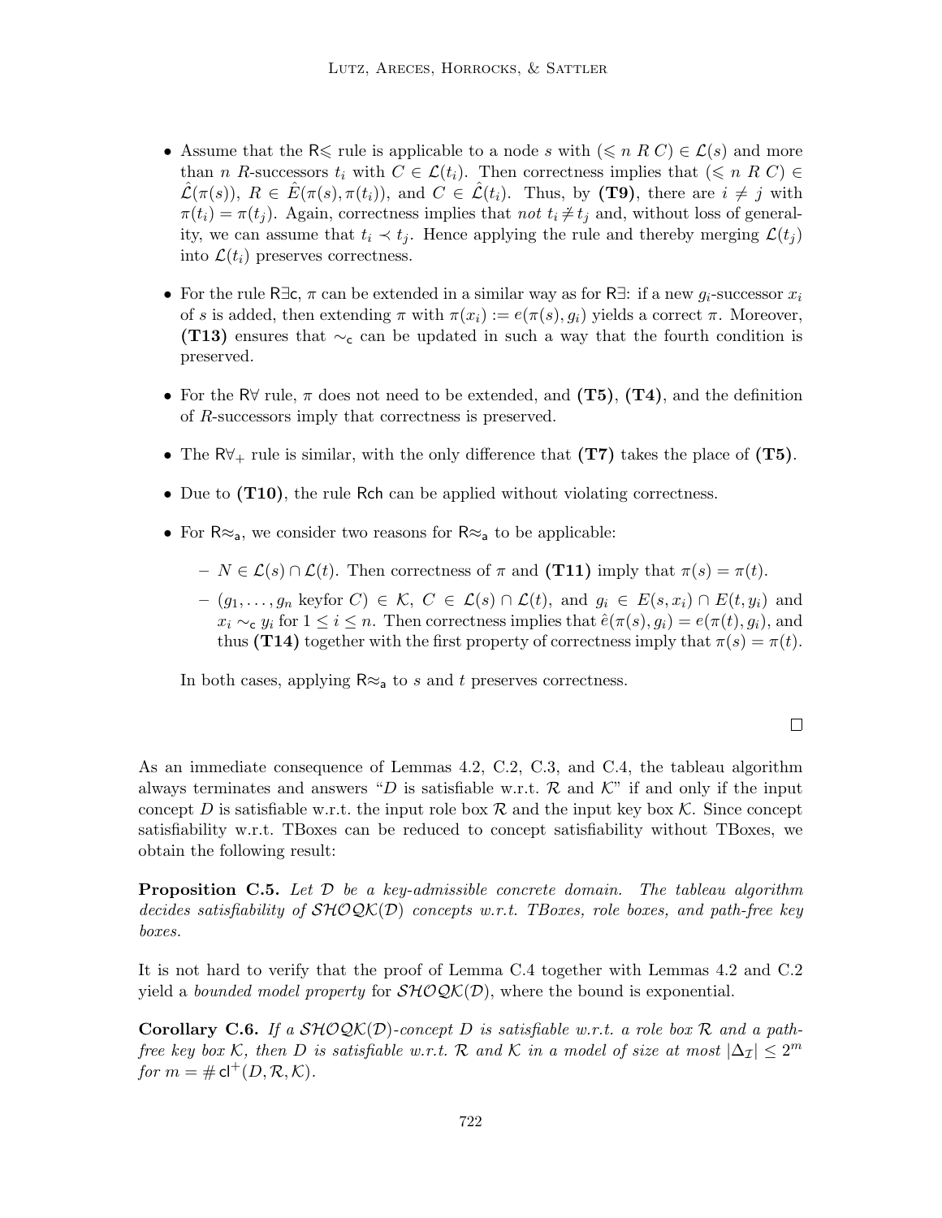- Assume that the R$\leqslant$ rule is applicable to a node $s$ with $(\leqslant n\ R\ C) \in \mathcal{L}(s)$ and more than $n$ $R$-successors $t_i$ with $C \in \mathcal{L}(t_i)$. Then correctness implies that $(\leqslant n\ R\ C) \in \hat{\mathcal{L}}(\pi(s))$, $R \in \hat{E}(\pi(s), \pi(t_i))$, and $C \in \hat{\mathcal{L}}(t_i)$. Thus, by **(T9)**, there are $i \neq j$ with $\pi(t_i) = \pi(t_j)$. Again, correctness implies that *not* $t_i \mathrel{\dot{\neq}} t_j$ and, without loss of generality, we can assume that $t_i \prec t_j$. Hence applying the rule and thereby merging $\mathcal{L}(t_j)$ into $\mathcal{L}(t_i)$ preserves correctness.

- For the rule R$\exists$c, $\pi$ can be extended in a similar way as for R$\exists$: if a new $g_i$-successor $x_i$ of $s$ is added, then extending $\pi$ with $\pi(x_i) := e(\pi(s), g_i)$ yields a correct $\pi$. Moreover, **(T13)** ensures that $\sim_\mathsf{c}$ can be updated in such a way that the fourth condition is preserved.

- For the R$\forall$ rule, $\pi$ does not need to be extended, and **(T5)**, **(T4)**, and the definition of $R$-successors imply that correctness is preserved.

- The R$\forall_+$ rule is similar, with the only difference that **(T7)** takes the place of **(T5)**.

- Due to **(T10)**, the rule Rch can be applied without violating correctness.

- For R$\approx_\mathsf{a}$, we consider two reasons for R$\approx_\mathsf{a}$ to be applicable:

  – $N \in \mathcal{L}(s) \cap \mathcal{L}(t)$. Then correctness of $\pi$ and **(T11)** imply that $\pi(s) = \pi(t)$.

  – $(g_1, \ldots, g_n \text{ keyfor } C) \in \mathcal{K}$, $C \in \mathcal{L}(s) \cap \mathcal{L}(t)$, and $g_i \in E(s, x_i) \cap E(t, y_i)$ and $x_i \sim_\mathsf{c} y_i$ for $1 \leq i \leq n$. Then correctness implies that $\hat{e}(\pi(s), g_i) = e(\pi(t), g_i)$, and thus **(T14)** together with the first property of correctness imply that $\pi(s) = \pi(t)$.

  In both cases, applying R$\approx_\mathsf{a}$ to $s$ and $t$ preserves correctness.

□

As an immediate consequence of Lemmas 4.2, C.2, C.3, and C.4, the tableau algorithm always terminates and answers "$D$ is satisfiable w.r.t. $\mathcal{R}$ and $\mathcal{K}$" if and only if the input concept $D$ is satisfiable w.r.t. the input role box $\mathcal{R}$ and the input key box $\mathcal{K}$. Since concept satisfiability w.r.t. TBoxes can be reduced to concept satisfiability without TBoxes, we obtain the following result:

**Proposition C.5.** *Let $\mathcal{D}$ be a key-admissible concrete domain. The tableau algorithm decides satisfiability of $\mathcal{SHOQK}(\mathcal{D})$ concepts w.r.t. TBoxes, role boxes, and path-free key boxes.*

It is not hard to verify that the proof of Lemma C.4 together with Lemmas 4.2 and C.2 yield a *bounded model property* for $\mathcal{SHOQK}(\mathcal{D})$, where the bound is exponential.

**Corollary C.6.** *If a $\mathcal{SHOQK}(\mathcal{D})$-concept $D$ is satisfiable w.r.t. a role box $\mathcal{R}$ and a path-free key box $\mathcal{K}$, then $D$ is satisfiable w.r.t. $\mathcal{R}$ and $\mathcal{K}$ in a model of size at most $|\Delta_\mathcal{I}| \leq 2^m$ for $m = \#\,\mathsf{cl}^+(D, \mathcal{R}, \mathcal{K})$.*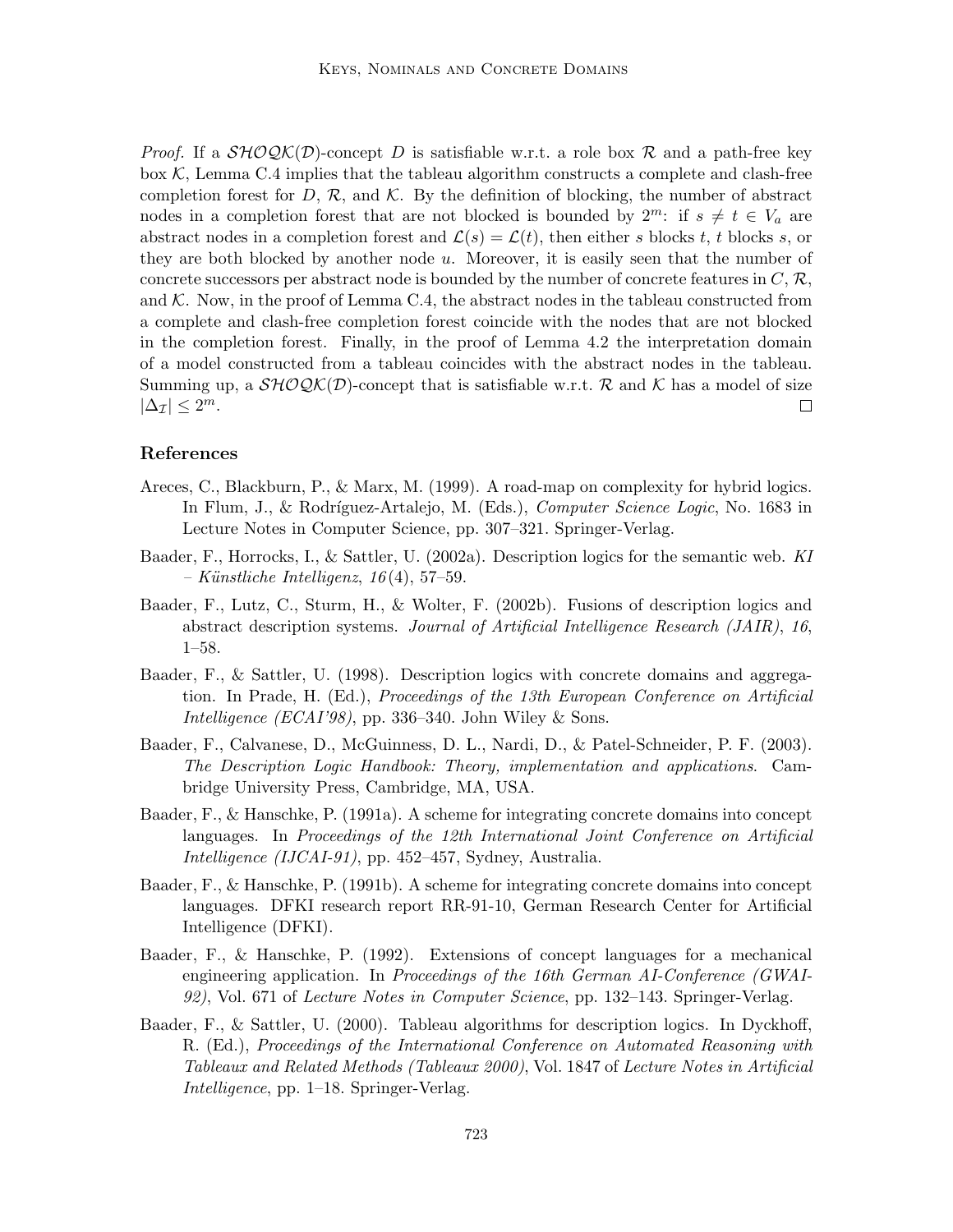*Proof.* If a $\mathcal{SHOQK}(\mathcal{D})$-concept $D$ is satisfiable w.r.t. a role box $\mathcal{R}$ and a path-free key box $\mathcal{K}$, Lemma C.4 implies that the tableau algorithm constructs a complete and clash-free completion forest for $D$, $\mathcal{R}$, and $\mathcal{K}$. By the definition of blocking, the number of abstract nodes in a completion forest that are not blocked is bounded by $2^m$: if $s \neq t \in V_a$ are abstract nodes in a completion forest and $\mathcal{L}(s) = \mathcal{L}(t)$, then either $s$ blocks $t$, $t$ blocks $s$, or they are both blocked by another node $u$. Moreover, it is easily seen that the number of concrete successors per abstract node is bounded by the number of concrete features in $C$, $\mathcal{R}$, and $\mathcal{K}$. Now, in the proof of Lemma C.4, the abstract nodes in the tableau constructed from a complete and clash-free completion forest coincide with the nodes that are not blocked in the completion forest. Finally, in the proof of Lemma 4.2 the interpretation domain of a model constructed from a tableau coincides with the abstract nodes in the tableau. Summing up, a $\mathcal{SHOQK}(\mathcal{D})$-concept that is satisfiable w.r.t. $\mathcal{R}$ and $\mathcal{K}$ has a model of size $|\Delta_{\mathcal{I}}| \leq 2^m$. □

## References

Areces, C., Blackburn, P., & Marx, M. (1999). A road-map on complexity for hybrid logics. In Flum, J., & Rodríguez-Artalejo, M. (Eds.), *Computer Science Logic*, No. 1683 in Lecture Notes in Computer Science, pp. 307–321. Springer-Verlag.

Baader, F., Horrocks, I., & Sattler, U. (2002a). Description logics for the semantic web. *KI – Künstliche Intelligenz*, *16*(4), 57–59.

Baader, F., Lutz, C., Sturm, H., & Wolter, F. (2002b). Fusions of description logics and abstract description systems. *Journal of Artificial Intelligence Research (JAIR)*, *16*, 1–58.

Baader, F., & Sattler, U. (1998). Description logics with concrete domains and aggregation. In Prade, H. (Ed.), *Proceedings of the 13th European Conference on Artificial Intelligence (ECAI'98)*, pp. 336–340. John Wiley & Sons.

Baader, F., Calvanese, D., McGuinness, D. L., Nardi, D., & Patel-Schneider, P. F. (2003). *The Description Logic Handbook: Theory, implementation and applications*. Cambridge University Press, Cambridge, MA, USA.

Baader, F., & Hanschke, P. (1991a). A scheme for integrating concrete domains into concept languages. In *Proceedings of the 12th International Joint Conference on Artificial Intelligence (IJCAI-91)*, pp. 452–457, Sydney, Australia.

Baader, F., & Hanschke, P. (1991b). A scheme for integrating concrete domains into concept languages. DFKI research report RR-91-10, German Research Center for Artificial Intelligence (DFKI).

Baader, F., & Hanschke, P. (1992). Extensions of concept languages for a mechanical engineering application. In *Proceedings of the 16th German AI-Conference (GWAI-92)*, Vol. 671 of *Lecture Notes in Computer Science*, pp. 132–143. Springer-Verlag.

Baader, F., & Sattler, U. (2000). Tableau algorithms for description logics. In Dyckhoff, R. (Ed.), *Proceedings of the International Conference on Automated Reasoning with Tableaux and Related Methods (Tableaux 2000)*, Vol. 1847 of *Lecture Notes in Artificial Intelligence*, pp. 1–18. Springer-Verlag.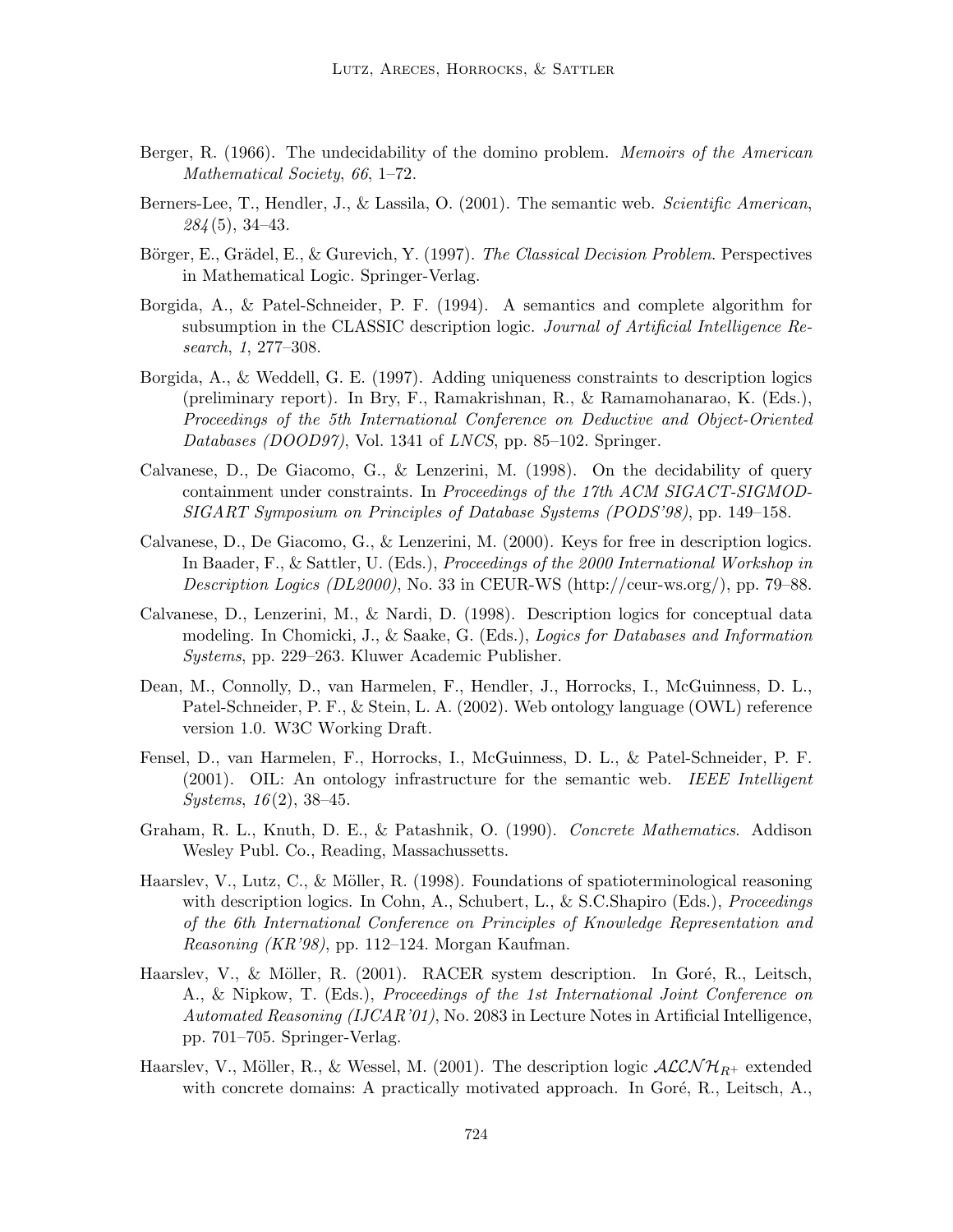Berger, R. (1966). The undecidability of the domino problem. *Memoirs of the American Mathematical Society*, *66*, 1–72.

Berners-Lee, T., Hendler, J., & Lassila, O. (2001). The semantic web. *Scientific American*, *284*(5), 34–43.

Börger, E., Grädel, E., & Gurevich, Y. (1997). *The Classical Decision Problem*. Perspectives in Mathematical Logic. Springer-Verlag.

Borgida, A., & Patel-Schneider, P. F. (1994). A semantics and complete algorithm for subsumption in the CLASSIC description logic. *Journal of Artificial Intelligence Research*, *1*, 277–308.

Borgida, A., & Weddell, G. E. (1997). Adding uniqueness constraints to description logics (preliminary report). In Bry, F., Ramakrishnan, R., & Ramamohanarao, K. (Eds.), *Proceedings of the 5th International Conference on Deductive and Object-Oriented Databases (DOOD97)*, Vol. 1341 of *LNCS*, pp. 85–102. Springer.

Calvanese, D., De Giacomo, G., & Lenzerini, M. (1998). On the decidability of query containment under constraints. In *Proceedings of the 17th ACM SIGACT-SIGMOD-SIGART Symposium on Principles of Database Systems (PODS'98)*, pp. 149–158.

Calvanese, D., De Giacomo, G., & Lenzerini, M. (2000). Keys for free in description logics. In Baader, F., & Sattler, U. (Eds.), *Proceedings of the 2000 International Workshop in Description Logics (DL2000)*, No. 33 in CEUR-WS (http://ceur-ws.org/), pp. 79–88.

Calvanese, D., Lenzerini, M., & Nardi, D. (1998). Description logics for conceptual data modeling. In Chomicki, J., & Saake, G. (Eds.), *Logics for Databases and Information Systems*, pp. 229–263. Kluwer Academic Publisher.

Dean, M., Connolly, D., van Harmelen, F., Hendler, J., Horrocks, I., McGuinness, D. L., Patel-Schneider, P. F., & Stein, L. A. (2002). Web ontology language (OWL) reference version 1.0. W3C Working Draft.

Fensel, D., van Harmelen, F., Horrocks, I., McGuinness, D. L., & Patel-Schneider, P. F. (2001). OIL: An ontology infrastructure for the semantic web. *IEEE Intelligent Systems*, *16*(2), 38–45.

Graham, R. L., Knuth, D. E., & Patashnik, O. (1990). *Concrete Mathematics*. Addison Wesley Publ. Co., Reading, Massachussetts.

Haarslev, V., Lutz, C., & Möller, R. (1998). Foundations of spatioterminological reasoning with description logics. In Cohn, A., Schubert, L., & S.C.Shapiro (Eds.), *Proceedings of the 6th International Conference on Principles of Knowledge Representation and Reasoning (KR'98)*, pp. 112–124. Morgan Kaufman.

Haarslev, V., & Möller, R. (2001). RACER system description. In Goré, R., Leitsch, A., & Nipkow, T. (Eds.), *Proceedings of the 1st International Joint Conference on Automated Reasoning (IJCAR'01)*, No. 2083 in Lecture Notes in Artificial Intelligence, pp. 701–705. Springer-Verlag.

Haarslev, V., Möller, R., & Wessel, M. (2001). The description logic $\mathcal{ALCNH}_{R^+}$ extended with concrete domains: A practically motivated approach. In Goré, R., Leitsch, A.,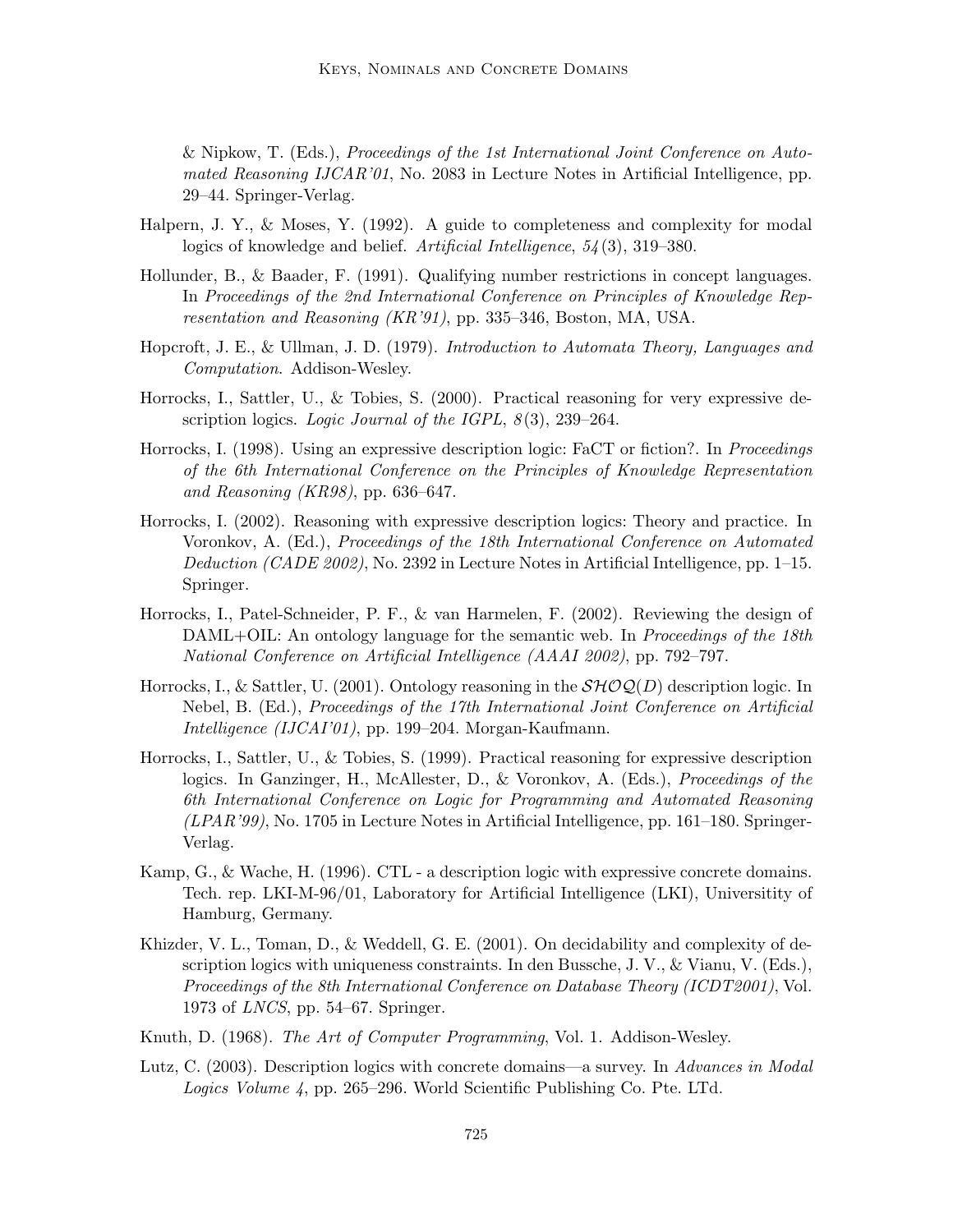& Nipkow, T. (Eds.), *Proceedings of the 1st International Joint Conference on Automated Reasoning IJCAR'01*, No. 2083 in Lecture Notes in Artificial Intelligence, pp. 29–44. Springer-Verlag.

Halpern, J. Y., & Moses, Y. (1992). A guide to completeness and complexity for modal logics of knowledge and belief. *Artificial Intelligence*, *54*(3), 319–380.

Hollunder, B., & Baader, F. (1991). Qualifying number restrictions in concept languages. In *Proceedings of the 2nd International Conference on Principles of Knowledge Representation and Reasoning (KR'91)*, pp. 335–346, Boston, MA, USA.

Hopcroft, J. E., & Ullman, J. D. (1979). *Introduction to Automata Theory, Languages and Computation*. Addison-Wesley.

Horrocks, I., Sattler, U., & Tobies, S. (2000). Practical reasoning for very expressive description logics. *Logic Journal of the IGPL*, *8*(3), 239–264.

Horrocks, I. (1998). Using an expressive description logic: FaCT or fiction?. In *Proceedings of the 6th International Conference on the Principles of Knowledge Representation and Reasoning (KR98)*, pp. 636–647.

Horrocks, I. (2002). Reasoning with expressive description logics: Theory and practice. In Voronkov, A. (Ed.), *Proceedings of the 18th International Conference on Automated Deduction (CADE 2002)*, No. 2392 in Lecture Notes in Artificial Intelligence, pp. 1–15. Springer.

Horrocks, I., Patel-Schneider, P. F., & van Harmelen, F. (2002). Reviewing the design of DAML+OIL: An ontology language for the semantic web. In *Proceedings of the 18th National Conference on Artificial Intelligence (AAAI 2002)*, pp. 792–797.

Horrocks, I., & Sattler, U. (2001). Ontology reasoning in the $\mathcal{SHOQ}(D)$ description logic. In Nebel, B. (Ed.), *Proceedings of the 17th International Joint Conference on Artificial Intelligence (IJCAI'01)*, pp. 199–204. Morgan-Kaufmann.

Horrocks, I., Sattler, U., & Tobies, S. (1999). Practical reasoning for expressive description logics. In Ganzinger, H., McAllester, D., & Voronkov, A. (Eds.), *Proceedings of the 6th International Conference on Logic for Programming and Automated Reasoning (LPAR'99)*, No. 1705 in Lecture Notes in Artificial Intelligence, pp. 161–180. Springer-Verlag.

Kamp, G., & Wache, H. (1996). CTL - a description logic with expressive concrete domains. Tech. rep. LKI-M-96/01, Laboratory for Artificial Intelligence (LKI), Universitity of Hamburg, Germany.

Khizder, V. L., Toman, D., & Weddell, G. E. (2001). On decidability and complexity of description logics with uniqueness constraints. In den Bussche, J. V., & Vianu, V. (Eds.), *Proceedings of the 8th International Conference on Database Theory (ICDT2001)*, Vol. 1973 of *LNCS*, pp. 54–67. Springer.

Knuth, D. (1968). *The Art of Computer Programming*, Vol. 1. Addison-Wesley.

Lutz, C. (2003). Description logics with concrete domains—a survey. In *Advances in Modal Logics Volume 4*, pp. 265–296. World Scientific Publishing Co. Pte. LTd.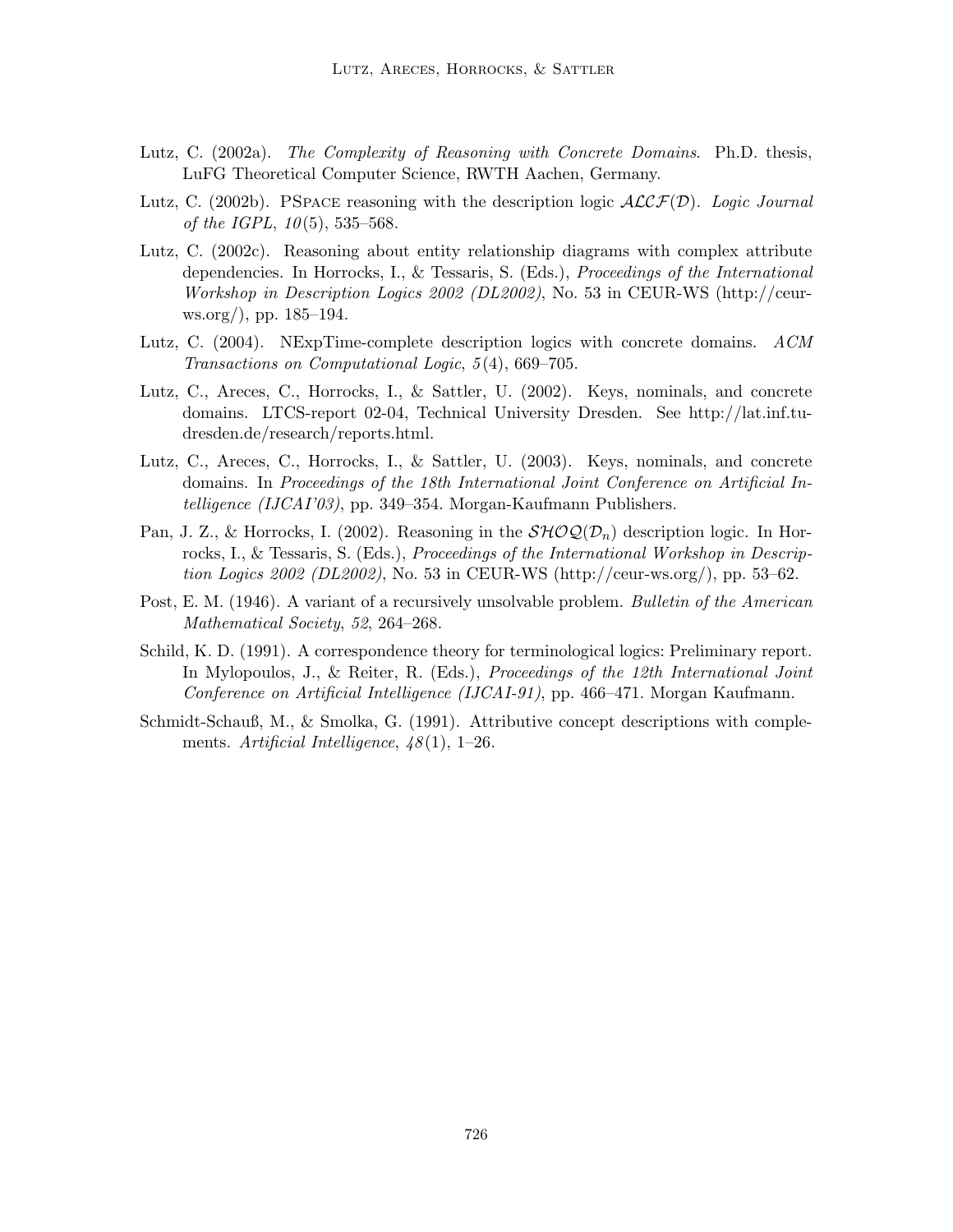Lutz, C. (2002a). *The Complexity of Reasoning with Concrete Domains*. Ph.D. thesis, LuFG Theoretical Computer Science, RWTH Aachen, Germany.

Lutz, C. (2002b). PSpace reasoning with the description logic $\mathcal{ALCF}(\mathcal{D})$. *Logic Journal of the IGPL*, *10*(5), 535–568.

Lutz, C. (2002c). Reasoning about entity relationship diagrams with complex attribute dependencies. In Horrocks, I., & Tessaris, S. (Eds.), *Proceedings of the International Workshop in Description Logics 2002 (DL2002)*, No. 53 in CEUR-WS (http://ceur-ws.org/), pp. 185–194.

Lutz, C. (2004). NExpTime-complete description logics with concrete domains. *ACM Transactions on Computational Logic*, *5*(4), 669–705.

Lutz, C., Areces, C., Horrocks, I., & Sattler, U. (2002). Keys, nominals, and concrete domains. LTCS-report 02-04, Technical University Dresden. See http://lat.inf.tu-dresden.de/research/reports.html.

Lutz, C., Areces, C., Horrocks, I., & Sattler, U. (2003). Keys, nominals, and concrete domains. In *Proceedings of the 18th International Joint Conference on Artificial Intelligence (IJCAI'03)*, pp. 349–354. Morgan-Kaufmann Publishers.

Pan, J. Z., & Horrocks, I. (2002). Reasoning in the $\mathcal{SHOQ}(\mathcal{D}_n)$ description logic. In Horrocks, I., & Tessaris, S. (Eds.), *Proceedings of the International Workshop in Description Logics 2002 (DL2002)*, No. 53 in CEUR-WS (http://ceur-ws.org/), pp. 53–62.

Post, E. M. (1946). A variant of a recursively unsolvable problem. *Bulletin of the American Mathematical Society*, *52*, 264–268.

Schild, K. D. (1991). A correspondence theory for terminological logics: Preliminary report. In Mylopoulos, J., & Reiter, R. (Eds.), *Proceedings of the 12th International Joint Conference on Artificial Intelligence (IJCAI-91)*, pp. 466–471. Morgan Kaufmann.

Schmidt-Schauß, M., & Smolka, G. (1991). Attributive concept descriptions with complements. *Artificial Intelligence*, *48*(1), 1–26.